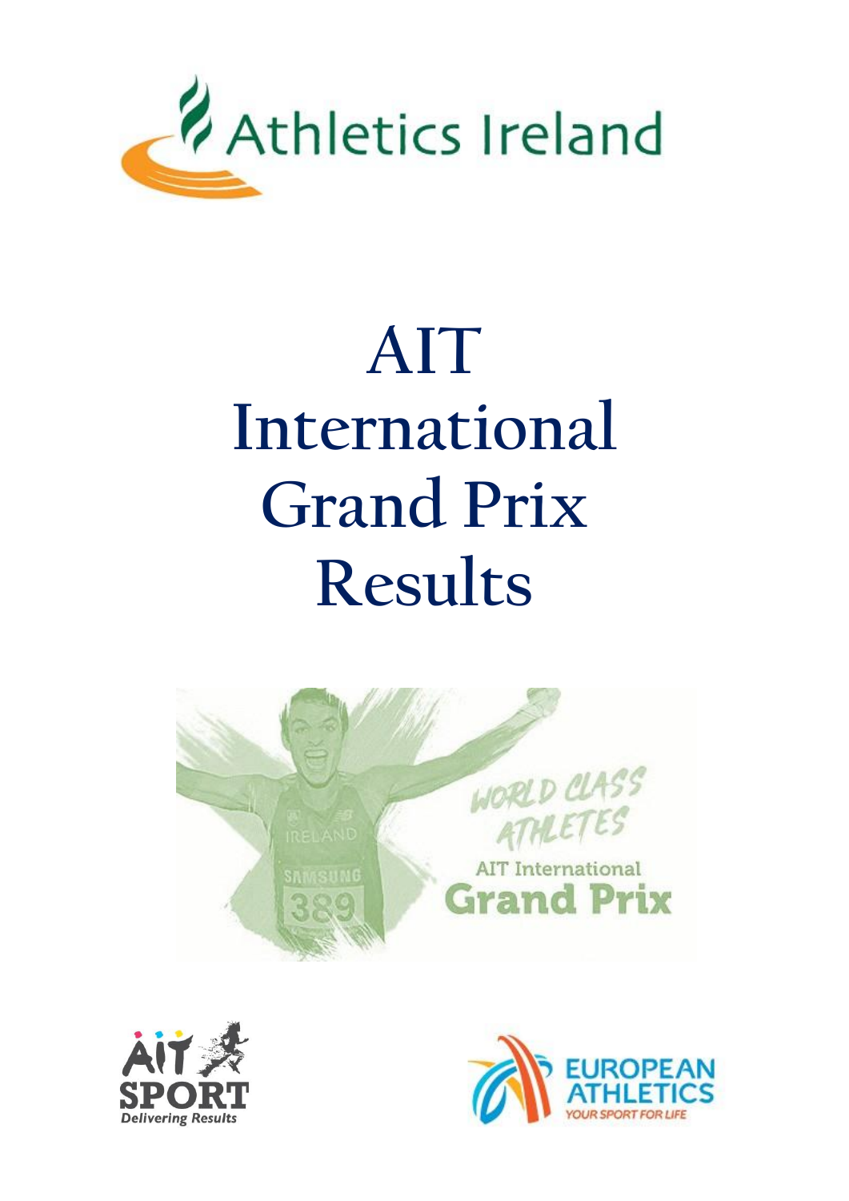Athletics Ireland

# AIT International Grand Prix Results

WORLD CLASS ATHLETES

AIT International Grand Prix

AIT SPORT Delivering Results

EUROPEAN ATHLETICS YOUR SPORT FOR LIFE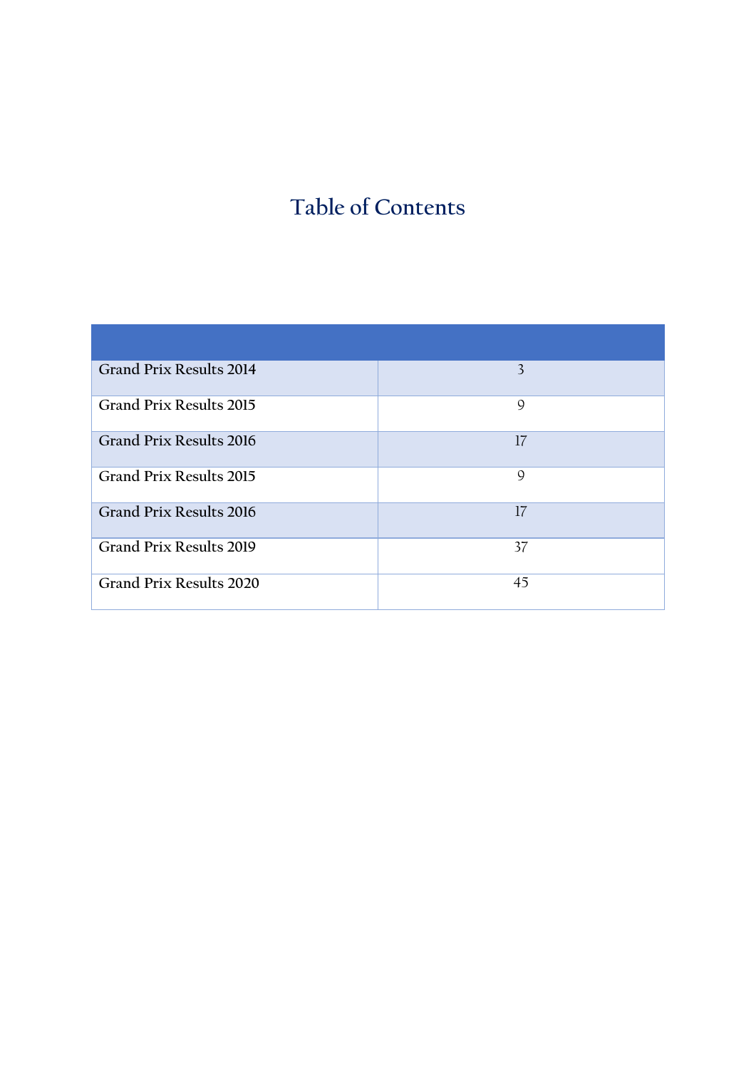# Table of Contents

| | |
|---|---|
| **Grand Prix Results 2014** | 3 |
| **Grand Prix Results 2015** | 9 |
| **Grand Prix Results 2016** | 17 |
| **Grand Prix Results 2015** | 9 |
| **Grand Prix Results 2016** | 17 |
| **Grand Prix Results 2019** | 37 |
| **Grand Prix Results 2020** | 45 |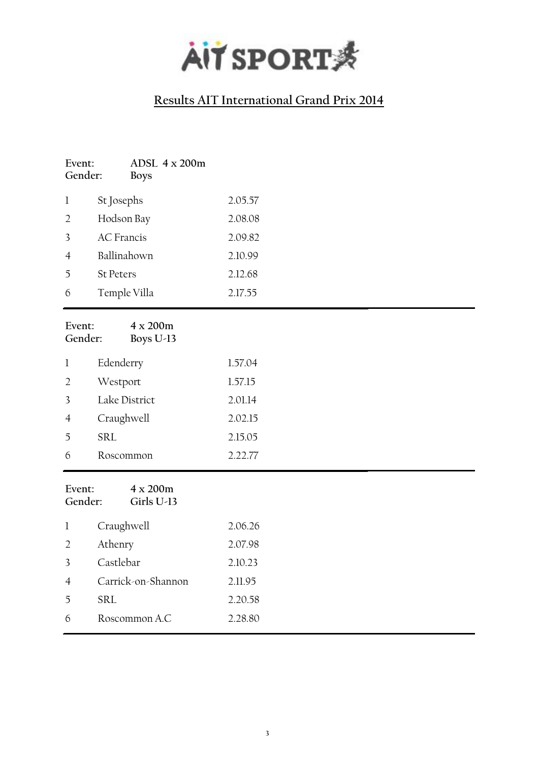## Results AIT International Grand Prix 2014

**Event:** ADSL 4 x 200m
**Gender:** Boys

| | | |
|---|---|---|
| 1 | St Josephs | 2.05.57 |
| 2 | Hodson Bay | 2.08.08 |
| 3 | AC Francis | 2.09.82 |
| 4 | Ballinahown | 2.10.99 |
| 5 | St Peters | 2.12.68 |
| 6 | Temple Villa | 2.17.55 |

---

**Event:** 4 x 200m
**Gender:** Boys U-13

| | | |
|---|---|---|
| 1 | Edenderry | 1.57.04 |
| 2 | Westport | 1.57.15 |
| 3 | Lake District | 2.01.14 |
| 4 | Craughwell | 2.02.15 |
| 5 | SRL | 2.15.05 |
| 6 | Roscommon | 2.22.77 |

---

**Event:** 4 x 200m
**Gender:** Girls U-13

| | | |
|---|---|---|
| 1 | Craughwell | 2.06.26 |
| 2 | Athenry | 2.07.98 |
| 3 | Castlebar | 2.10.23 |
| 4 | Carrick-on-Shannon | 2.11.95 |
| 5 | SRL | 2.20.58 |
| 6 | Roscommon A.C | 2.28.80 |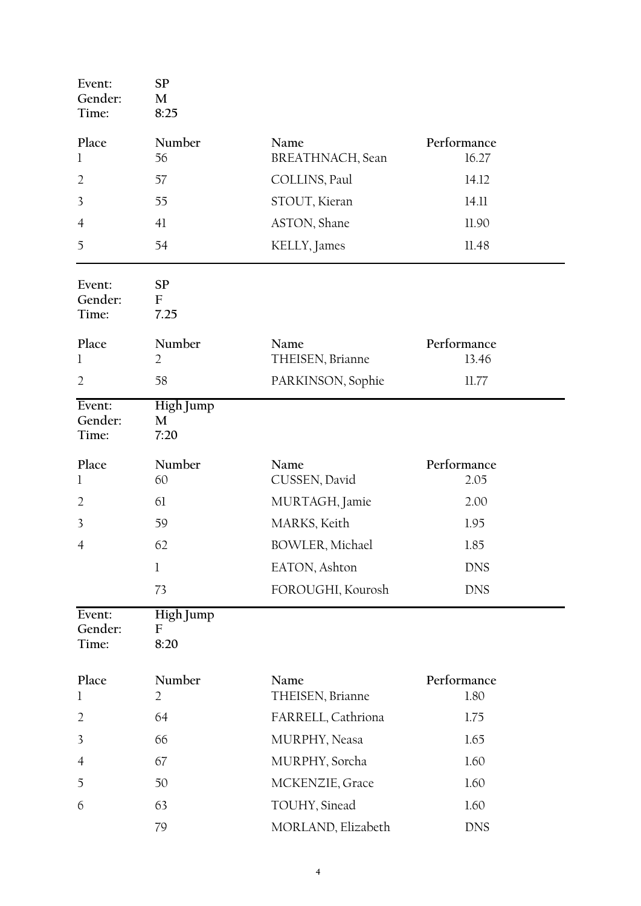Event: **SP**
Gender: **M**
Time: **8:25**

| Place | Number | Name | Performance |
|---|---|---|---|
| 1 | 56 | BREATHNACH, Sean | 16.27 |
| 2 | 57 | COLLINS, Paul | 14.12 |
| 3 | 55 | STOUT, Kieran | 14.11 |
| 4 | 41 | ASTON, Shane | 11.90 |
| 5 | 54 | KELLY, James | 11.48 |

---

Event: **SP**
Gender: **F**
Time: **7.25**

| Place | Number | Name | Performance |
|---|---|---|---|
| 1 | 2 | THEISEN, Brianne | 13.46 |
| 2 | 58 | PARKINSON, Sophie | 11.77 |

---

Event: **High Jump**
Gender: **M**
Time: **7:20**

| Place | Number | Name | Performance |
|---|---|---|---|
| 1 | 60 | CUSSEN, David | 2.05 |
| 2 | 61 | MURTAGH, Jamie | 2.00 |
| 3 | 59 | MARKS, Keith | 1.95 |
| 4 | 62 | BOWLER, Michael | 1.85 |
| | 1 | EATON, Ashton | DNS |
| | 73 | FOROUGHI, Kourosh | DNS |

---

Event: **High Jump**
Gender: **F**
Time: **8:20**

| Place | Number | Name | Performance |
|---|---|---|---|
| 1 | 2 | THEISEN, Brianne | 1.80 |
| 2 | 64 | FARRELL, Cathriona | 1.75 |
| 3 | 66 | MURPHY, Neasa | 1.65 |
| 4 | 67 | MURPHY, Sorcha | 1.60 |
| 5 | 50 | MCKENZIE, Grace | 1.60 |
| 6 | 63 | TOUHY, Sinead | 1.60 |
| | 79 | MORLAND, Elizabeth | DNS |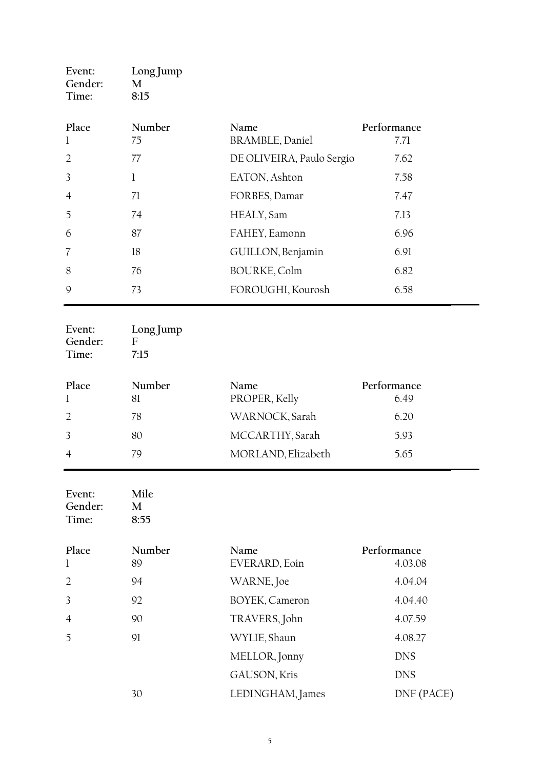Event: **Long Jump**
Gender: **M**
Time: **8:15**

| Place | Number | Name | Performance |
|---|---|---|---|
| 1 | 75 | BRAMBLE, Daniel | 7.71 |
| 2 | 77 | DE OLIVEIRA, Paulo Sergio | 7.62 |
| 3 | 1 | EATON, Ashton | 7.58 |
| 4 | 71 | FORBES, Damar | 7.47 |
| 5 | 74 | HEALY, Sam | 7.13 |
| 6 | 87 | FAHEY, Eamonn | 6.96 |
| 7 | 18 | GUILLON, Benjamin | 6.91 |
| 8 | 76 | BOURKE, Colm | 6.82 |
| 9 | 73 | FOROUGHI, Kourosh | 6.58 |

---

Event: **Long Jump**
Gender: **F**
Time: **7:15**

| Place | Number | Name | Performance |
|---|---|---|---|
| 1 | 81 | PROPER, Kelly | 6.49 |
| 2 | 78 | WARNOCK, Sarah | 6.20 |
| 3 | 80 | MCCARTHY, Sarah | 5.93 |
| 4 | 79 | MORLAND, Elizabeth | 5.65 |

---

Event: **Mile**
Gender: **M**
Time: **8:55**

| Place | Number | Name | Performance |
|---|---|---|---|
| 1 | 89 | EVERARD, Eoin | 4.03.08 |
| 2 | 94 | WARNE, Joe | 4.04.04 |
| 3 | 92 | BOYEK, Cameron | 4.04.40 |
| 4 | 90 | TRAVERS, John | 4.07.59 |
| 5 | 91 | WYLIE, Shaun | 4.08.27 |
| | | MELLOR, Jonny | DNS |
| | | GAUSON, Kris | DNS |
| | 30 | LEDINGHAM, James | DNF (PACE) |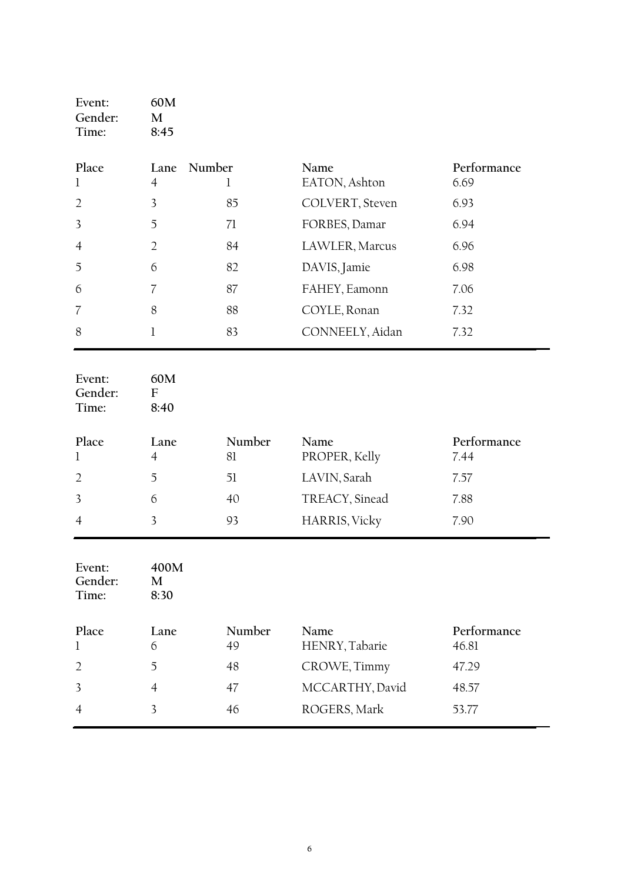Event: 60M
Gender: M
Time: 8:45

| Place | Lane | Number | Name | Performance |
|---|---|---|---|---|
| 1 | 4 | 1 | EATON, Ashton | 6.69 |
| 2 | 3 | 85 | COLVERT, Steven | 6.93 |
| 3 | 5 | 71 | FORBES, Damar | 6.94 |
| 4 | 2 | 84 | LAWLER, Marcus | 6.96 |
| 5 | 6 | 82 | DAVIS, Jamie | 6.98 |
| 6 | 7 | 87 | FAHEY, Eamonn | 7.06 |
| 7 | 8 | 88 | COYLE, Ronan | 7.32 |
| 8 | 1 | 83 | CONNEELY, Aidan | 7.32 |

Event: 60M
Gender: F
Time: 8:40

| Place | Lane | Number | Name | Performance |
|---|---|---|---|---|
| 1 | 4 | 81 | PROPER, Kelly | 7.44 |
| 2 | 5 | 51 | LAVIN, Sarah | 7.57 |
| 3 | 6 | 40 | TREACY, Sinead | 7.88 |
| 4 | 3 | 93 | HARRIS, Vicky | 7.90 |

Event: 400M
Gender: M
Time: 8:30

| Place | Lane | Number | Name | Performance |
|---|---|---|---|---|
| 1 | 6 | 49 | HENRY, Tabarie | 46.81 |
| 2 | 5 | 48 | CROWE, Timmy | 47.29 |
| 3 | 4 | 47 | MCCARTHY, David | 48.57 |
| 4 | 3 | 46 | ROGERS, Mark | 53.77 |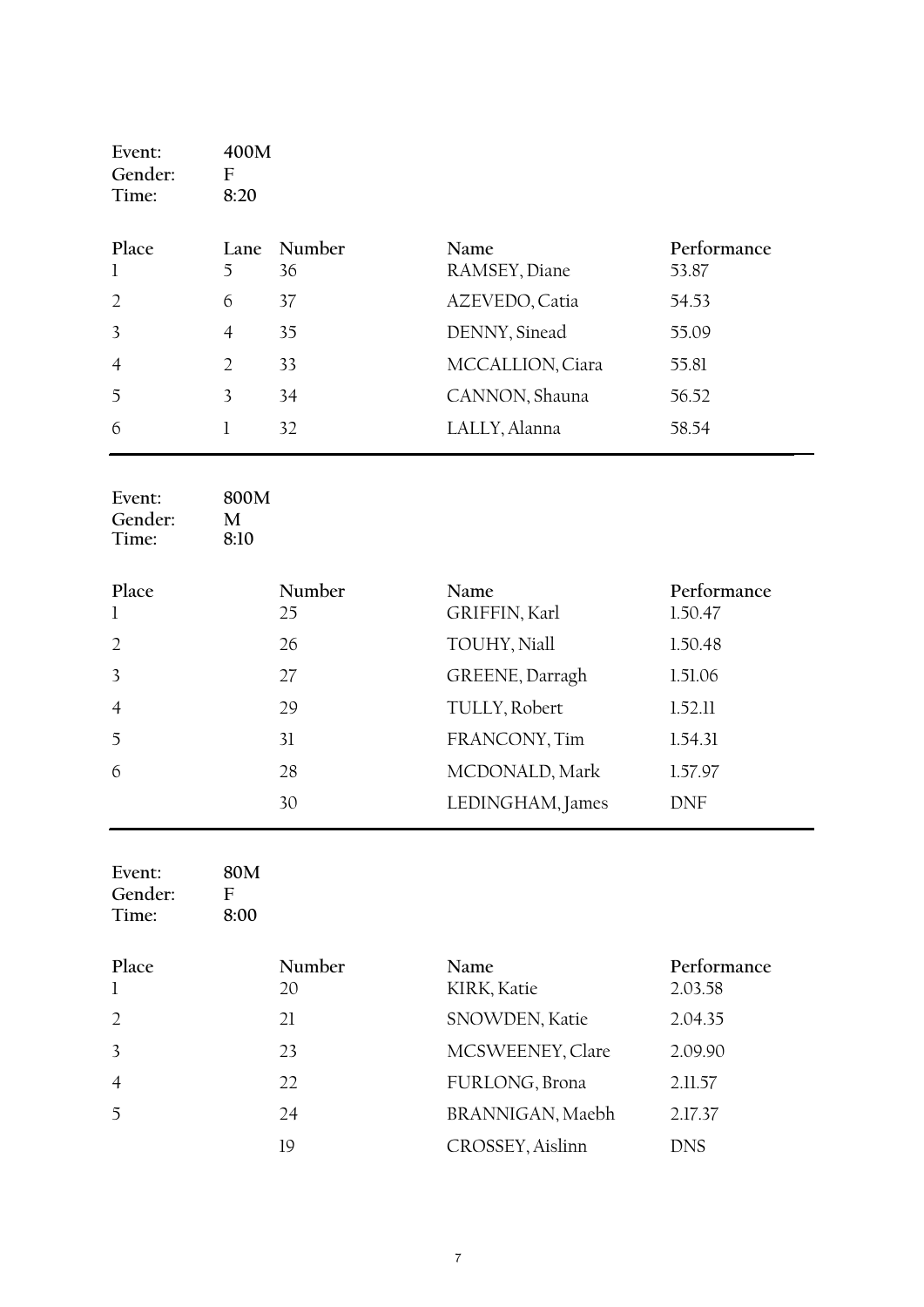Event: 400M
Gender: F
Time: 8:20

| Place | Lane | Number | Name | Performance |
|---|---|---|---|---|
| 1 | 5 | 36 | RAMSEY, Diane | 53.87 |
| 2 | 6 | 37 | AZEVEDO, Catia | 54.53 |
| 3 | 4 | 35 | DENNY, Sinead | 55.09 |
| 4 | 2 | 33 | MCCALLION, Ciara | 55.81 |
| 5 | 3 | 34 | CANNON, Shauna | 56.52 |
| 6 | 1 | 32 | LALLY, Alanna | 58.54 |

Event: 800M
Gender: M
Time: 8:10

| Place | Number | Name | Performance |
|---|---|---|---|
| 1 | 25 | GRIFFIN, Karl | 1.50.47 |
| 2 | 26 | TOUHY, Niall | 1.50.48 |
| 3 | 27 | GREENE, Darragh | 1.51.06 |
| 4 | 29 | TULLY, Robert | 1.52.11 |
| 5 | 31 | FRANCONY, Tim | 1.54.31 |
| 6 | 28 | MCDONALD, Mark | 1.57.97 |
| | 30 | LEDINGHAM, James | DNF |

Event: 80M
Gender: F
Time: 8:00

| Place | Number | Name | Performance |
|---|---|---|---|
| 1 | 20 | KIRK, Katie | 2.03.58 |
| 2 | 21 | SNOWDEN, Katie | 2.04.35 |
| 3 | 23 | MCSWEENEY, Clare | 2.09.90 |
| 4 | 22 | FURLONG, Brona | 2.11.57 |
| 5 | 24 | BRANNIGAN, Maebh | 2.17.37 |
| | 19 | CROSSEY, Aislinn | DNS |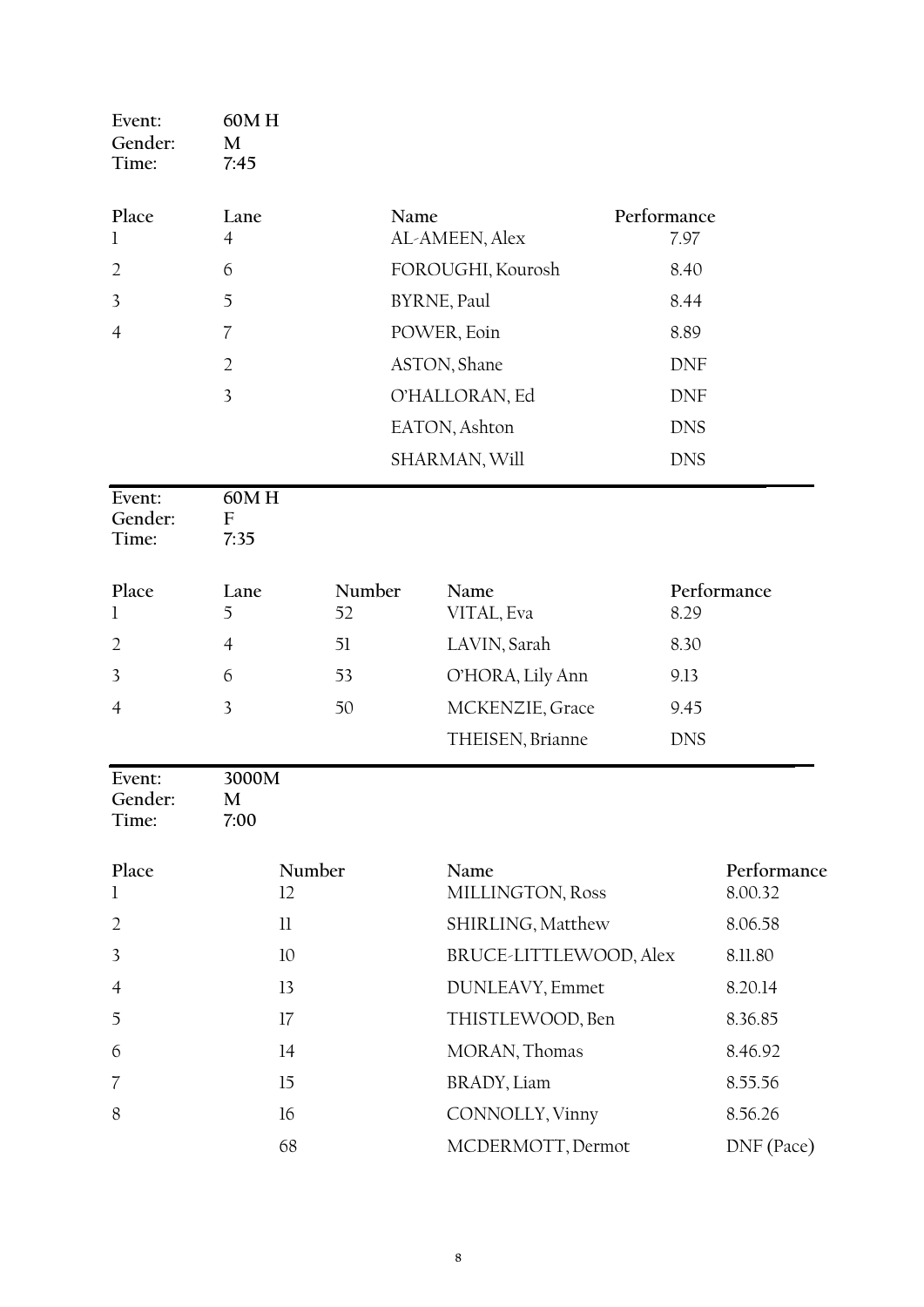Event: 60M H
Gender: M
Time: 7:45

| Place | Lane | Name | Performance |
| --- | --- | --- | --- |
| 1 | 4 | AL-AMEEN, Alex | 7.97 |
| 2 | 6 | FOROUGHI, Kourosh | 8.40 |
| 3 | 5 | BYRNE, Paul | 8.44 |
| 4 | 7 | POWER, Eoin | 8.89 |
| | 2 | ASTON, Shane | DNF |
| | 3 | O'HALLORAN, Ed | DNF |
| | | EATON, Ashton | DNS |
| | | SHARMAN, Will | DNS |

Event: 60M H
Gender: F
Time: 7:35

| Place | Lane | Number | Name | Performance |
| --- | --- | --- | --- | --- |
| 1 | 5 | 52 | VITAL, Eva | 8.29 |
| 2 | 4 | 51 | LAVIN, Sarah | 8.30 |
| 3 | 6 | 53 | O'HORA, Lily Ann | 9.13 |
| 4 | 3 | 50 | MCKENZIE, Grace | 9.45 |
| | | | THEISEN, Brianne | DNS |

Event: 3000M
Gender: M
Time: 7:00

| Place | Number | Name | Performance |
| --- | --- | --- | --- |
| 1 | 12 | MILLINGTON, Ross | 8.00.32 |
| 2 | 11 | SHIRLING, Matthew | 8.06.58 |
| 3 | 10 | BRUCE-LITTLEWOOD, Alex | 8.11.80 |
| 4 | 13 | DUNLEAVY, Emmet | 8.20.14 |
| 5 | 17 | THISTLEWOOD, Ben | 8.36.85 |
| 6 | 14 | MORAN, Thomas | 8.46.92 |
| 7 | 15 | BRADY, Liam | 8.55.56 |
| 8 | 16 | CONNOLLY, Vinny | 8.56.26 |
| | 68 | MCDERMOTT, Dermot | DNF (Pace) |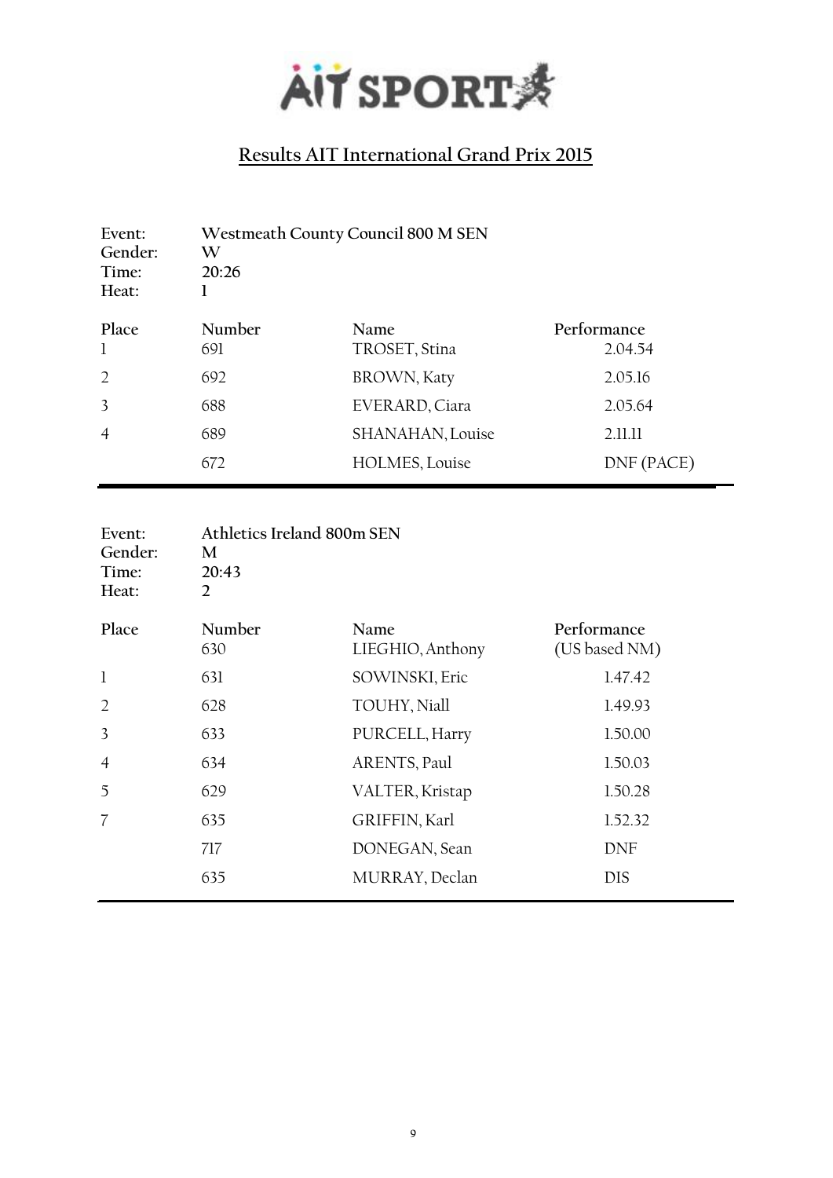AIT SPORT

## Results AIT International Grand Prix 2015

| | |
|---|---|
| Event: | Westmeath County Council 800 M SEN |
| Gender: | W |
| Time: | 20:26 |
| Heat: | 1 |

| Place | Number | Name | Performance |
|---|---|---|---|
| 1 | 691 | TROSET, Stina | 2.04.54 |
| 2 | 692 | BROWN, Katy | 2.05.16 |
| 3 | 688 | EVERARD, Ciara | 2.05.64 |
| 4 | 689 | SHANAHAN, Louise | 2.11.11 |
| | 672 | HOLMES, Louise | DNF (PACE) |

| | |
|---|---|
| Event: | Athletics Ireland 800m SEN |
| Gender: | M |
| Time: | 20:43 |
| Heat: | 2 |

| Place | Number | Name | Performance |
|---|---|---|---|
| | 630 | LIEGHIO, Anthony | (US based NM) |
| 1 | 631 | SOWINSKI, Eric | 1.47.42 |
| 2 | 628 | TOUHY, Niall | 1.49.93 |
| 3 | 633 | PURCELL, Harry | 1.50.00 |
| 4 | 634 | ARENTS, Paul | 1.50.03 |
| 5 | 629 | VALTER, Kristap | 1.50.28 |
| 7 | 635 | GRIFFIN, Karl | 1.52.32 |
| | 717 | DONEGAN, Sean | DNF |
| | 635 | MURRAY, Declan | DIS |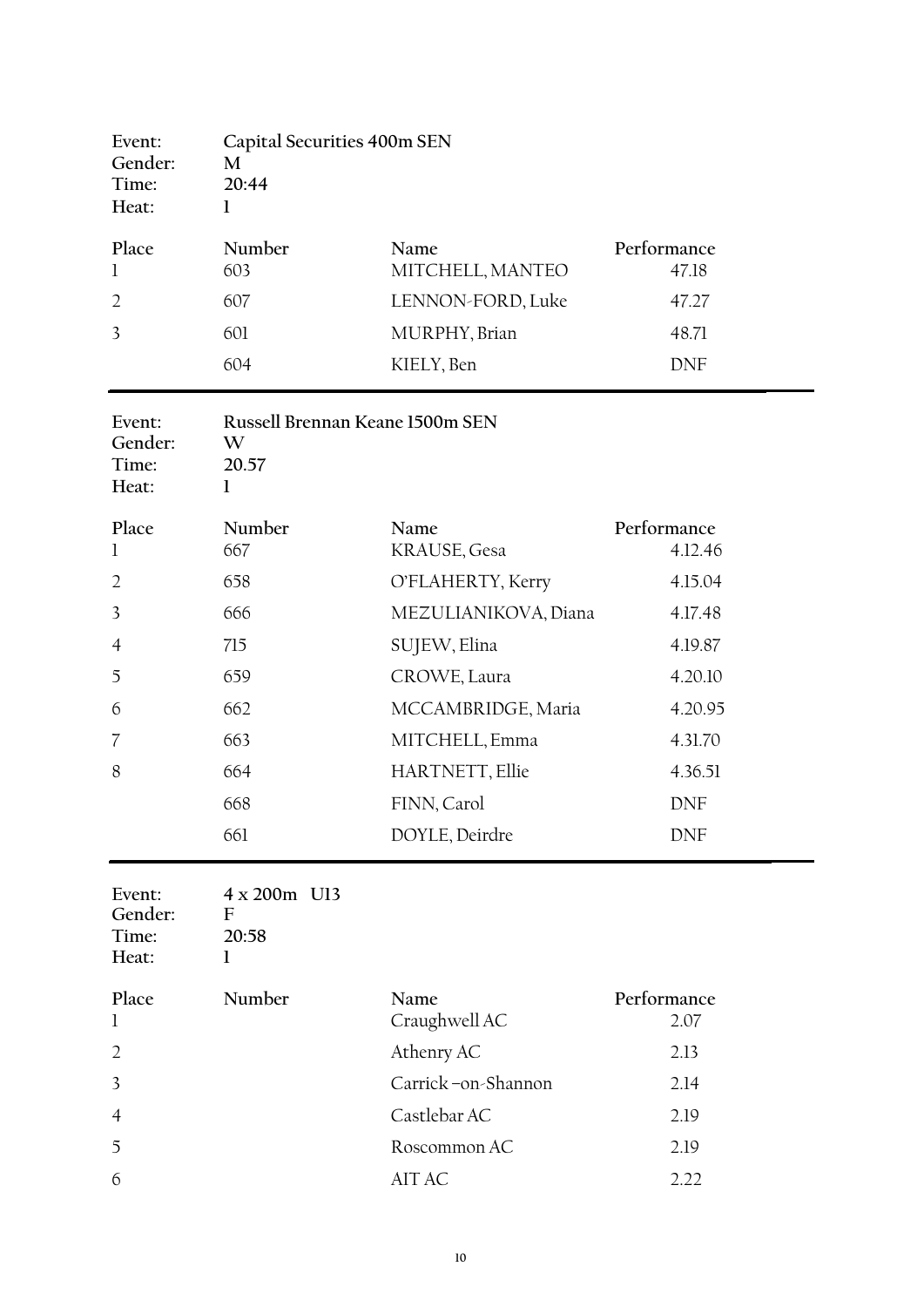| | |
|---|---|
| Event: | Capital Securities 400m SEN |
| Gender: | M |
| Time: | 20:44 |
| Heat: | 1 |

| Place | Number | Name | Performance |
|---|---|---|---|
| 1 | 603 | MITCHELL, MANTEO | 47.18 |
| 2 | 607 | LENNON-FORD, Luke | 47.27 |
| 3 | 601 | MURPHY, Brian | 48.71 |
| | 604 | KIELY, Ben | DNF |

| | |
|---|---|
| Event: | Russell Brennan Keane 1500m SEN |
| Gender: | W |
| Time: | 20.57 |
| Heat: | 1 |

| Place | Number | Name | Performance |
|---|---|---|---|
| 1 | 667 | KRAUSE, Gesa | 4.12.46 |
| 2 | 658 | O'FLAHERTY, Kerry | 4.15.04 |
| 3 | 666 | MEZULIANIKOVA, Diana | 4.17.48 |
| 4 | 715 | SUJEW, Elina | 4.19.87 |
| 5 | 659 | CROWE, Laura | 4.20.10 |
| 6 | 662 | MCCAMBRIDGE, Maria | 4.20.95 |
| 7 | 663 | MITCHELL, Emma | 4.31.70 |
| 8 | 664 | HARTNETT, Ellie | 4.36.51 |
| | 668 | FINN, Carol | DNF |
| | 661 | DOYLE, Deirdre | DNF |

| | |
|---|---|
| Event: | 4 x 200m U13 |
| Gender: | F |
| Time: | 20:58 |
| Heat: | 1 |

| Place | Number | Name | Performance |
|---|---|---|---|
| 1 | | Craughwell AC | 2.07 |
| 2 | | Athenry AC | 2.13 |
| 3 | | Carrick –on-Shannon | 2.14 |
| 4 | | Castlebar AC | 2.19 |
| 5 | | Roscommon AC | 2.19 |
| 6 | | AIT AC | 2.22 |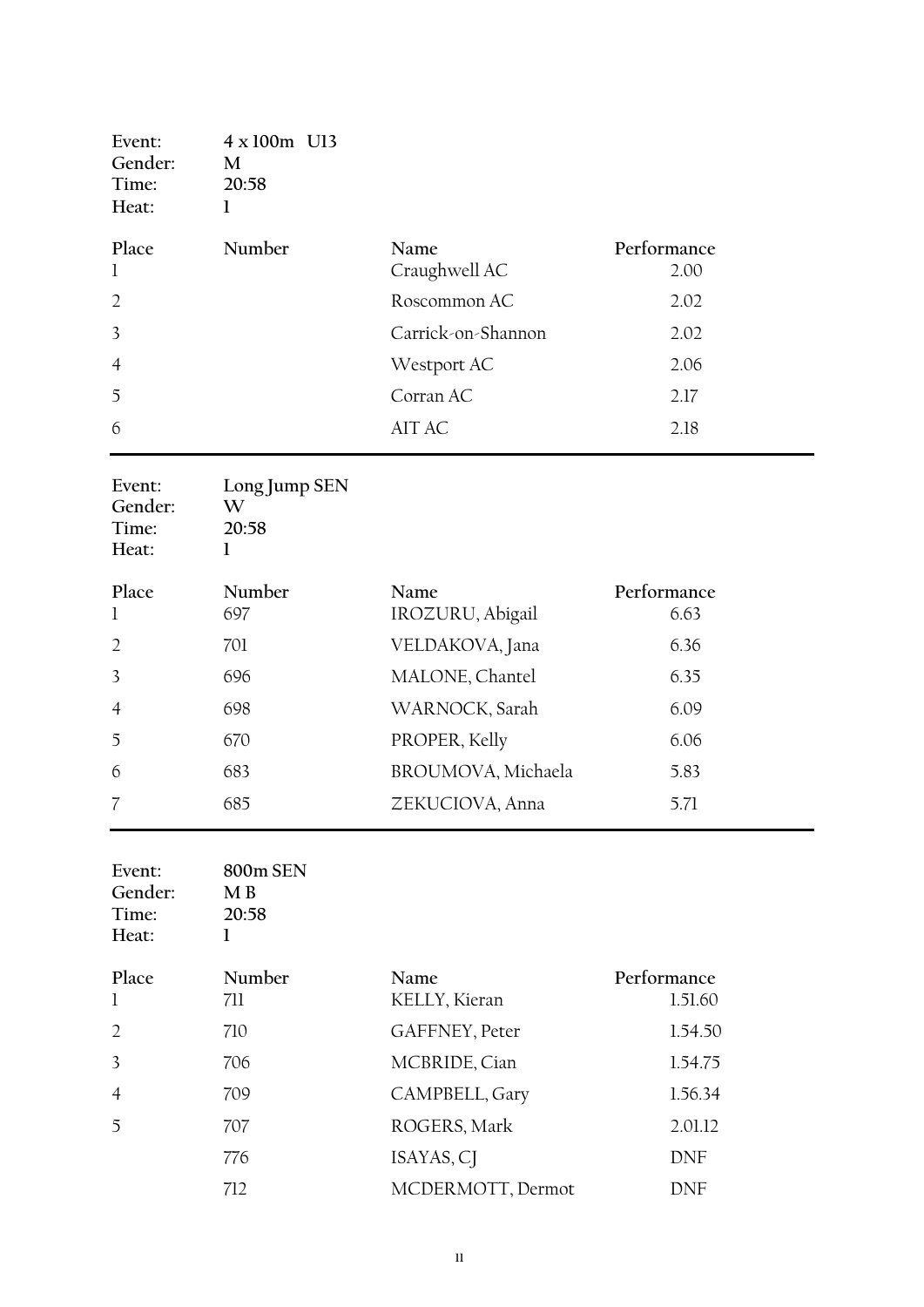| | |
|---|---|
| Event: | 4 x 100m U13 |
| Gender: | M |
| Time: | 20:58 |
| Heat: | 1 |

| Place | Number | Name | Performance |
|---|---|---|---|
| 1 | | Craughwell AC | 2.00 |
| 2 | | Roscommon AC | 2.02 |
| 3 | | Carrick-on-Shannon | 2.02 |
| 4 | | Westport AC | 2.06 |
| 5 | | Corran AC | 2.17 |
| 6 | | AIT AC | 2.18 |

---

| | |
|---|---|
| Event: | Long Jump SEN |
| Gender: | W |
| Time: | 20:58 |
| Heat: | 1 |

| Place | Number | Name | Performance |
|---|---|---|---|
| 1 | 697 | IROZURU, Abigail | 6.63 |
| 2 | 701 | VELDAKOVA, Jana | 6.36 |
| 3 | 696 | MALONE, Chantel | 6.35 |
| 4 | 698 | WARNOCK, Sarah | 6.09 |
| 5 | 670 | PROPER, Kelly | 6.06 |
| 6 | 683 | BROUMOVA, Michaela | 5.83 |
| 7 | 685 | ZEKUCIOVA, Anna | 5.71 |

---

| | |
|---|---|
| Event: | 800m SEN |
| Gender: | M B |
| Time: | 20:58 |
| Heat: | 1 |

| Place | Number | Name | Performance |
|---|---|---|---|
| 1 | 711 | KELLY, Kieran | 1.51.60 |
| 2 | 710 | GAFFNEY, Peter | 1.54.50 |
| 3 | 706 | MCBRIDE, Cian | 1.54.75 |
| 4 | 709 | CAMPBELL, Gary | 1.56.34 |
| 5 | 707 | ROGERS, Mark | 2.01.12 |
| | 776 | ISAYAS, CJ | DNF |
| | 712 | MCDERMOTT, Dermot | DNF |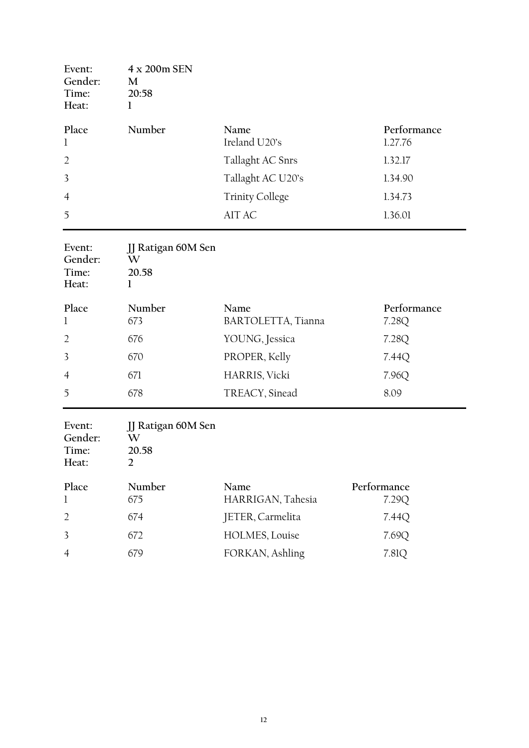| | |
|---|---|
| Event: | 4 x 200m SEN |
| Gender: | M |
| Time: | 20:58 |
| Heat: | 1 |

| Place | Number | Name | Performance |
|---|---|---|---|
| 1 | | Ireland U20's | 1.27.76 |
| 2 | | Tallaght AC Snrs | 1.32.17 |
| 3 | | Tallaght AC U20's | 1.34.90 |
| 4 | | Trinity College | 1.34.73 |
| 5 | | AIT AC | 1.36.01 |

---

| | |
|---|---|
| Event: | JJ Ratigan 60M Sen |
| Gender: | W |
| Time: | 20.58 |
| Heat: | 1 |

| Place | Number | Name | Performance |
|---|---|---|---|
| 1 | 673 | BARTOLETTA, Tianna | 7.28Q |
| 2 | 676 | YOUNG, Jessica | 7.28Q |
| 3 | 670 | PROPER, Kelly | 7.44Q |
| 4 | 671 | HARRIS, Vicki | 7.96Q |
| 5 | 678 | TREACY, Sinead | 8.09 |

---

| | |
|---|---|
| Event: | JJ Ratigan 60M Sen |
| Gender: | W |
| Time: | 20.58 |
| Heat: | 2 |

| Place | Number | Name | Performance |
|---|---|---|---|
| 1 | 675 | HARRIGAN, Tahesia | 7.29Q |
| 2 | 674 | JETER, Carmelita | 7.44Q |
| 3 | 672 | HOLMES, Louise | 7.69Q |
| 4 | 679 | FORKAN, Ashling | 7.81Q |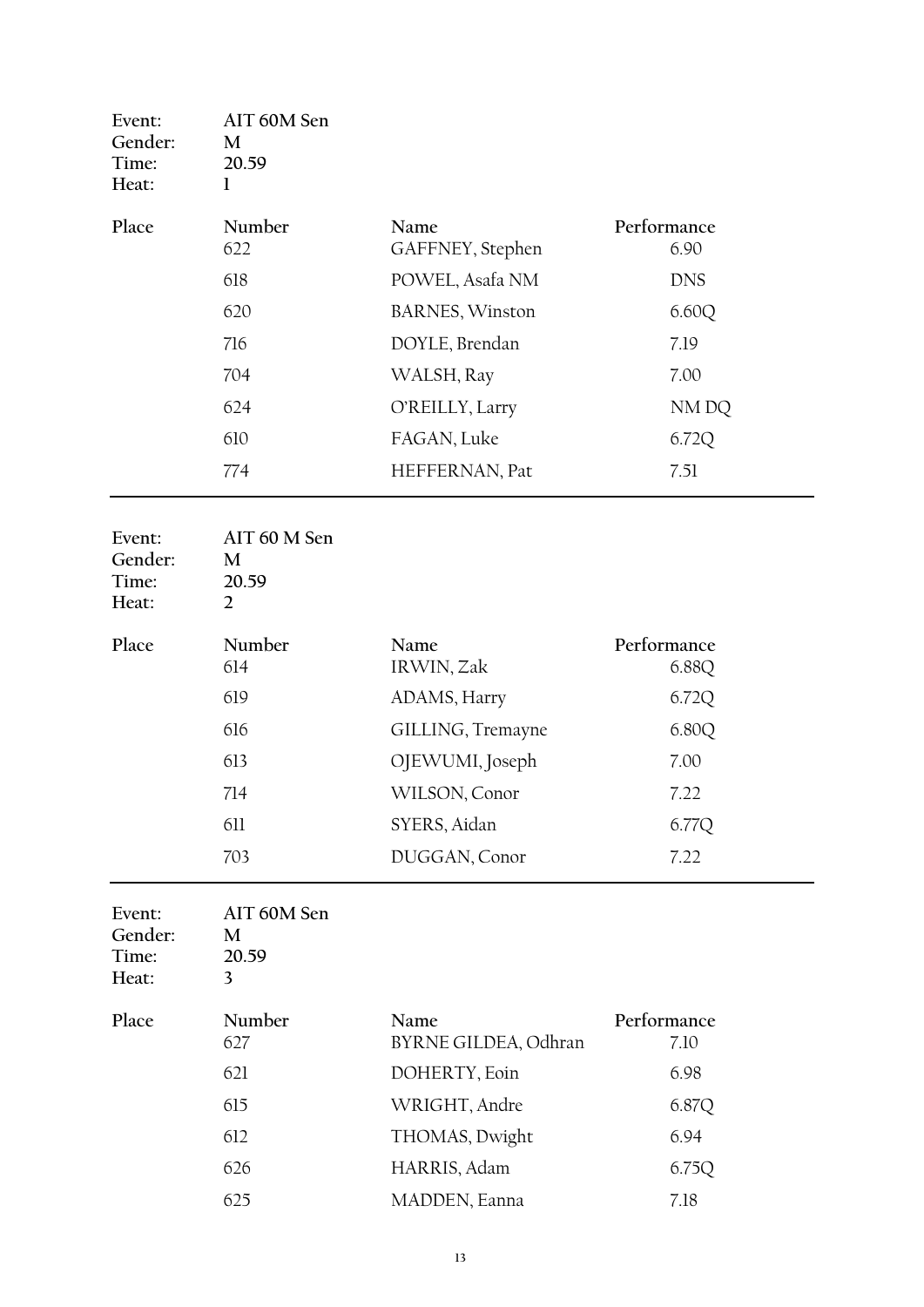| Event: | AIT 60M Sen |
|---|---|
| Gender: | M |
| Time: | 20.59 |
| Heat: | 1 |

| Place | Number | Name | Performance |
|---|---|---|---|
| | 622 | GAFFNEY, Stephen | 6.90 |
| | 618 | POWEL, Asafa NM | DNS |
| | 620 | BARNES, Winston | 6.60Q |
| | 716 | DOYLE, Brendan | 7.19 |
| | 704 | WALSH, Ray | 7.00 |
| | 624 | O'REILLY, Larry | NM DQ |
| | 610 | FAGAN, Luke | 6.72Q |
| | 774 | HEFFERNAN, Pat | 7.51 |

---

| Event: | AIT 60 M Sen |
|---|---|
| Gender: | M |
| Time: | 20.59 |
| Heat: | 2 |

| Place | Number | Name | Performance |
|---|---|---|---|
| | 614 | IRWIN, Zak | 6.88Q |
| | 619 | ADAMS, Harry | 6.72Q |
| | 616 | GILLING, Tremayne | 6.80Q |
| | 613 | OJEWUMI, Joseph | 7.00 |
| | 714 | WILSON, Conor | 7.22 |
| | 611 | SYERS, Aidan | 6.77Q |
| | 703 | DUGGAN, Conor | 7.22 |

---

| Event: | AIT 60M Sen |
|---|---|
| Gender: | M |
| Time: | 20.59 |
| Heat: | 3 |

| Place | Number | Name | Performance |
|---|---|---|---|
| | 627 | BYRNE GILDEA, Odhran | 7.10 |
| | 621 | DOHERTY, Eoin | 6.98 |
| | 615 | WRIGHT, Andre | 6.87Q |
| | 612 | THOMAS, Dwight | 6.94 |
| | 626 | HARRIS, Adam | 6.75Q |
| | 625 | MADDEN, Eanna | 7.18 |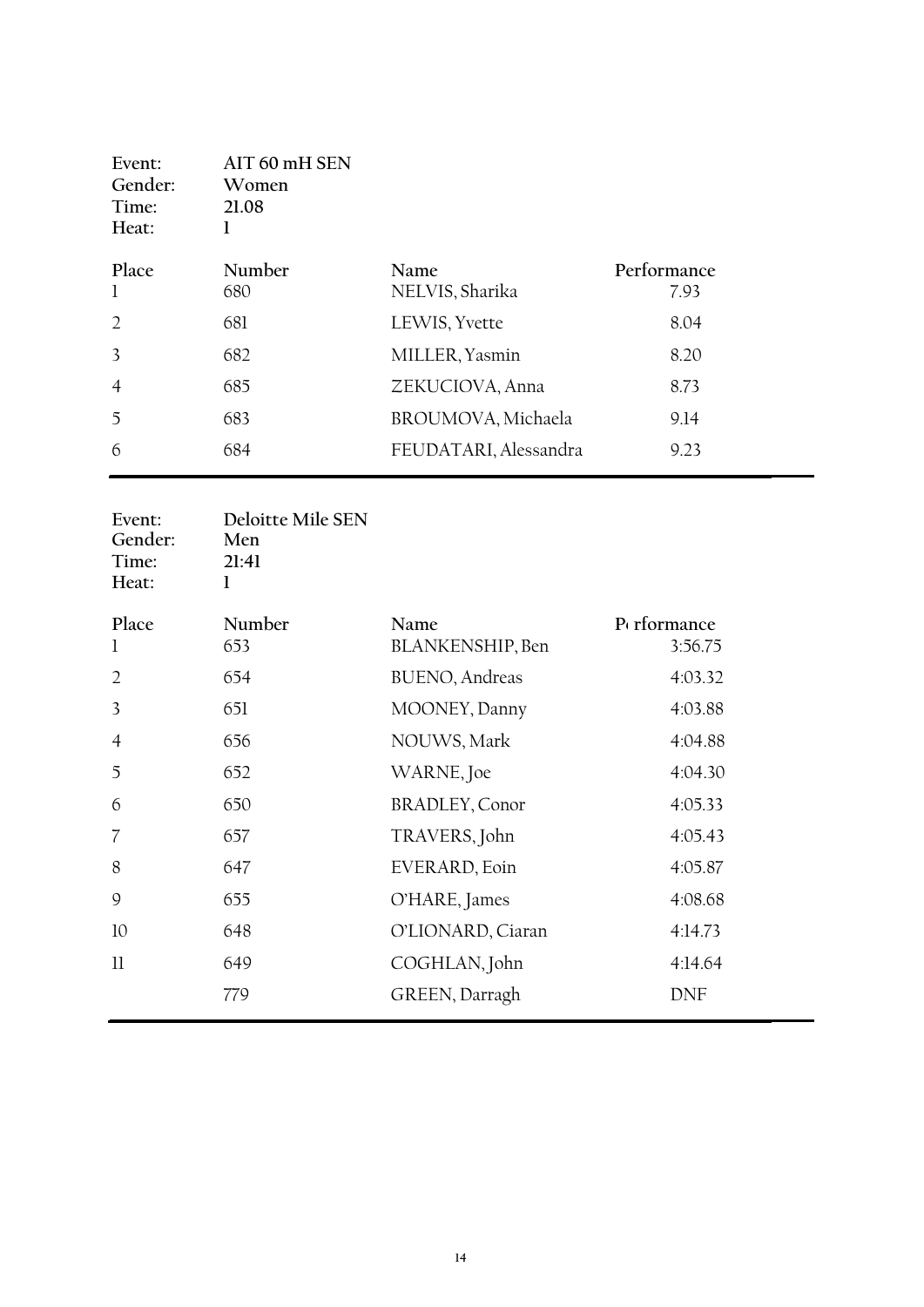| Event: | AIT 60 mH SEN |
|---|---|
| Gender: | Women |
| Time: | 21.08 |
| Heat: | 1 |

| Place | Number | Name | Performance |
|---|---|---|---|
| 1 | 680 | NELVIS, Sharika | 7.93 |
| 2 | 681 | LEWIS, Yvette | 8.04 |
| 3 | 682 | MILLER, Yasmin | 8.20 |
| 4 | 685 | ZEKUCIOVA, Anna | 8.73 |
| 5 | 683 | BROUMOVA, Michaela | 9.14 |
| 6 | 684 | FEUDATARI, Alessandra | 9.23 |

| Event: | Deloitte Mile SEN |
|---|---|
| Gender: | Men |
| Time: | 21:41 |
| Heat: | 1 |

| Place | Number | Name | Performance |
|---|---|---|---|
| 1 | 653 | BLANKENSHIP, Ben | 3:56.75 |
| 2 | 654 | BUENO, Andreas | 4:03.32 |
| 3 | 651 | MOONEY, Danny | 4:03.88 |
| 4 | 656 | NOUWS, Mark | 4:04.88 |
| 5 | 652 | WARNE, Joe | 4:04.30 |
| 6 | 650 | BRADLEY, Conor | 4:05.33 |
| 7 | 657 | TRAVERS, John | 4:05.43 |
| 8 | 647 | EVERARD, Eoin | 4:05.87 |
| 9 | 655 | O'HARE, James | 4:08.68 |
| 10 | 648 | O'LIONARD, Ciaran | 4:14.73 |
| 11 | 649 | COGHLAN, John | 4:14.64 |
| | 779 | GREEN, Darragh | DNF |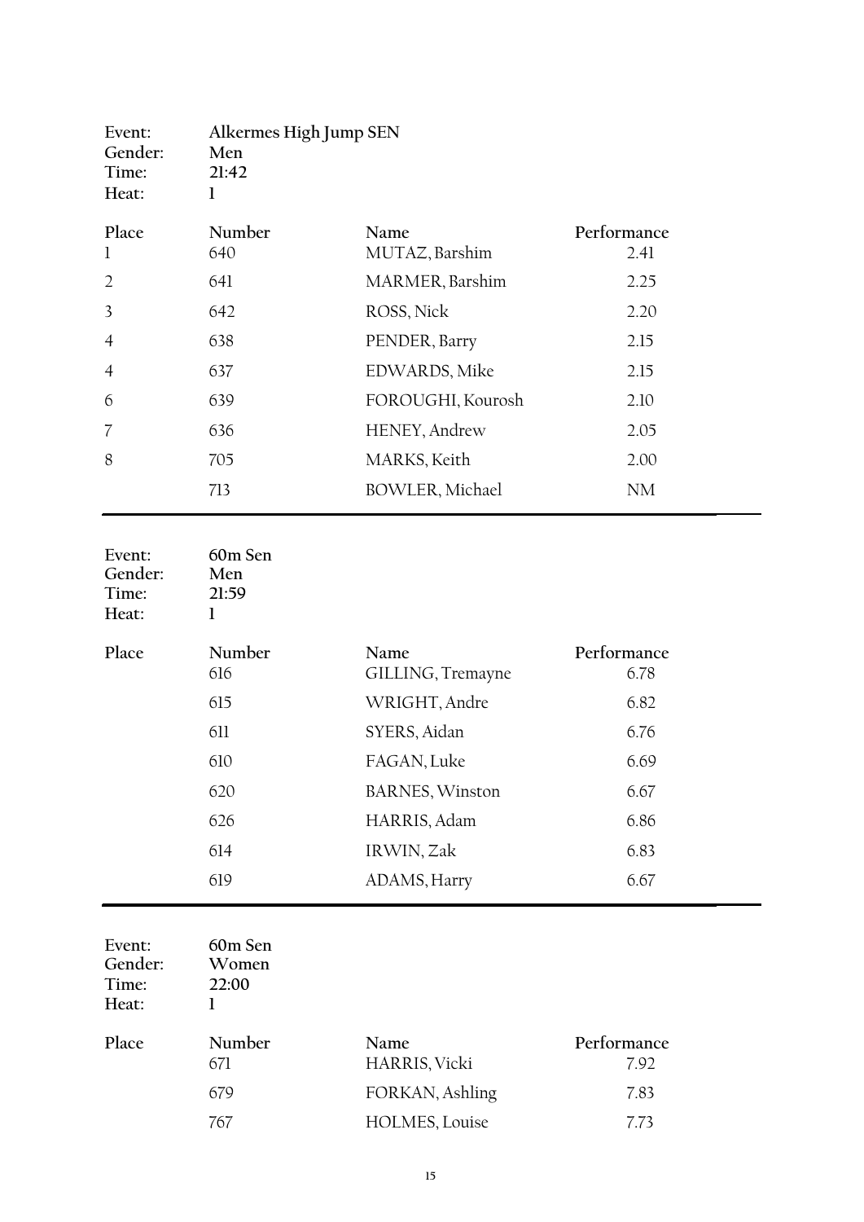| Event: | Alkermes High Jump SEN |
|---|---|
| Gender: | Men |
| Time: | 21:42 |
| Heat: | 1 |

| Place | Number | Name | Performance |
|---|---|---|---|
| 1 | 640 | MUTAZ, Barshim | 2.41 |
| 2 | 641 | MARMER, Barshim | 2.25 |
| 3 | 642 | ROSS, Nick | 2.20 |
| 4 | 638 | PENDER, Barry | 2.15 |
| 4 | 637 | EDWARDS, Mike | 2.15 |
| 6 | 639 | FOROUGHI, Kourosh | 2.10 |
| 7 | 636 | HENEY, Andrew | 2.05 |
| 8 | 705 | MARKS, Keith | 2.00 |
| | 713 | BOWLER, Michael | NM |

| Event: | 60m Sen |
|---|---|
| Gender: | Men |
| Time: | 21:59 |
| Heat: | 1 |

| Place | Number | Name | Performance |
|---|---|---|---|
| | 616 | GILLING, Tremayne | 6.78 |
| | 615 | WRIGHT, Andre | 6.82 |
| | 611 | SYERS, Aidan | 6.76 |
| | 610 | FAGAN, Luke | 6.69 |
| | 620 | BARNES, Winston | 6.67 |
| | 626 | HARRIS, Adam | 6.86 |
| | 614 | IRWIN, Zak | 6.83 |
| | 619 | ADAMS, Harry | 6.67 |

| Event: | 60m Sen |
|---|---|
| Gender: | Women |
| Time: | 22:00 |
| Heat: | 1 |

| Place | Number | Name | Performance |
|---|---|---|---|
| | 671 | HARRIS, Vicki | 7.92 |
| | 679 | FORKAN, Ashling | 7.83 |
| | 767 | HOLMES, Louise | 7.73 |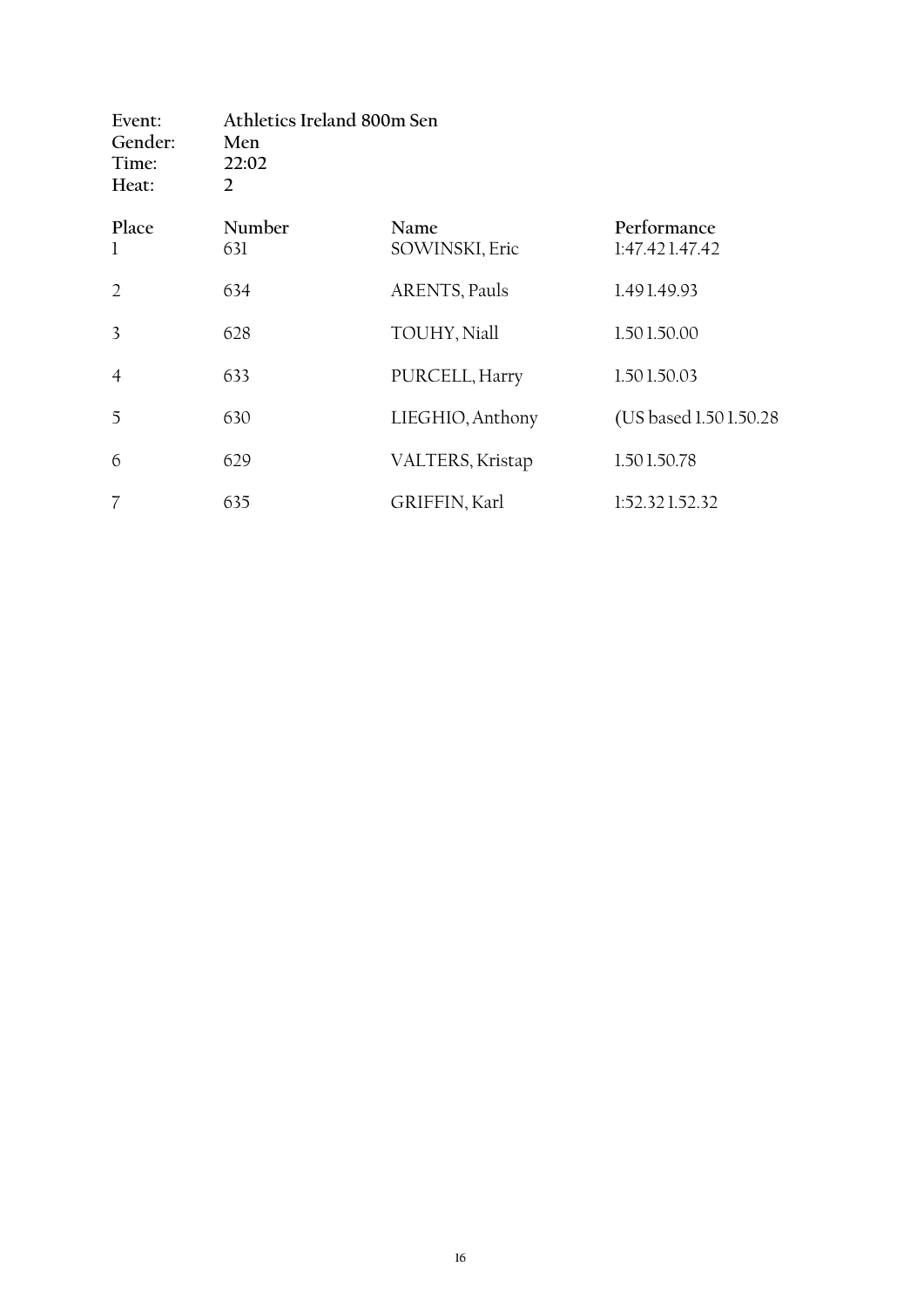Event: Athletics Ireland 800m Sen
Gender: Men
Time: 22:02
Heat: 2

| Place | Number | Name | Performance |
| --- | --- | --- | --- |
| 1 | 631 | SOWINSKI, Eric | 1:47.42 1.47.42 |
| 2 | 634 | ARENTS, Pauls | 1.49 1.49.93 |
| 3 | 628 | TOUHY, Niall | 1.50 1.50.00 |
| 4 | 633 | PURCELL, Harry | 1.50 1.50.03 |
| 5 | 630 | LIEGHIO, Anthony | (US based 1.50 1.50.28 |
| 6 | 629 | VALTERS, Kristap | 1.50 1.50.78 |
| 7 | 635 | GRIFFIN, Karl | 1:52.32 1.52.32 |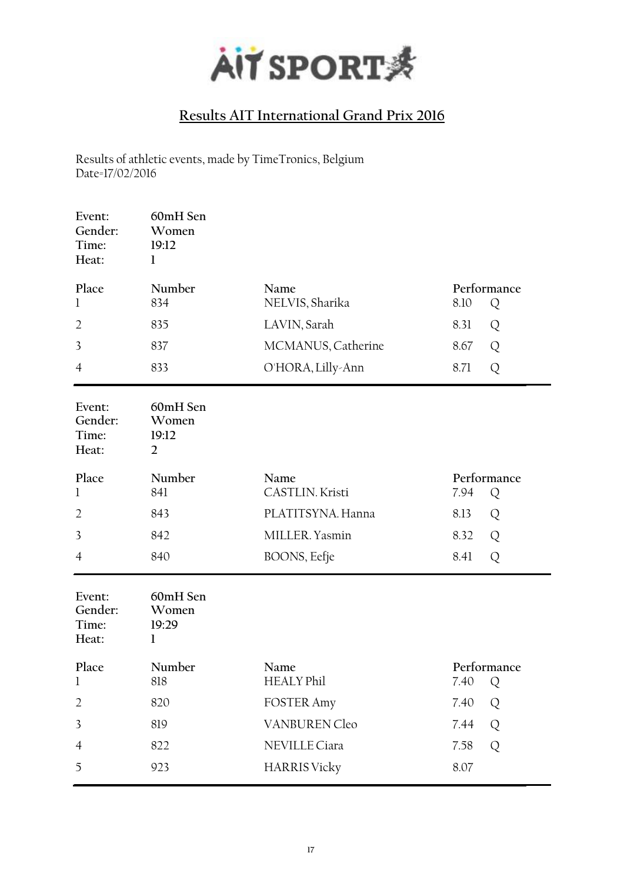AIT SPORT

## Results AIT International Grand Prix 2016

Results of athletic events, made by TimeTronics, Belgium
Date=17/02/2016

**Event:** 60mH Sen
**Gender:** Women
**Time:** 19:12
**Heat:** 1

| Place | Number | Name | Performance | |
|---|---|---|---|---|
| 1 | 834 | NELVIS, Sharika | 8.10 | Q |
| 2 | 835 | LAVIN, Sarah | 8.31 | Q |
| 3 | 837 | MCMANUS, Catherine | 8.67 | Q |
| 4 | 833 | O'HORA, Lilly-Ann | 8.71 | Q |

**Event:** 60mH Sen
**Gender:** Women
**Time:** 19:12
**Heat:** 2

| Place | Number | Name | Performance | |
|---|---|---|---|---|
| 1 | 841 | CASTLIN. Kristi | 7.94 | Q |
| 2 | 843 | PLATITSYNA. Hanna | 8.13 | Q |
| 3 | 842 | MILLER. Yasmin | 8.32 | Q |
| 4 | 840 | BOONS, Eefje | 8.41 | Q |

**Event:** 60mH Sen
**Gender:** Women
**Time:** 19:29
**Heat:** 1

| Place | Number | Name | Performance | |
|---|---|---|---|---|
| 1 | 818 | HEALY Phil | 7.40 | Q |
| 2 | 820 | FOSTER Amy | 7.40 | Q |
| 3 | 819 | VANBUREN Cleo | 7.44 | Q |
| 4 | 822 | NEVILLE Ciara | 7.58 | Q |
| 5 | 923 | HARRIS Vicky | 8.07 | |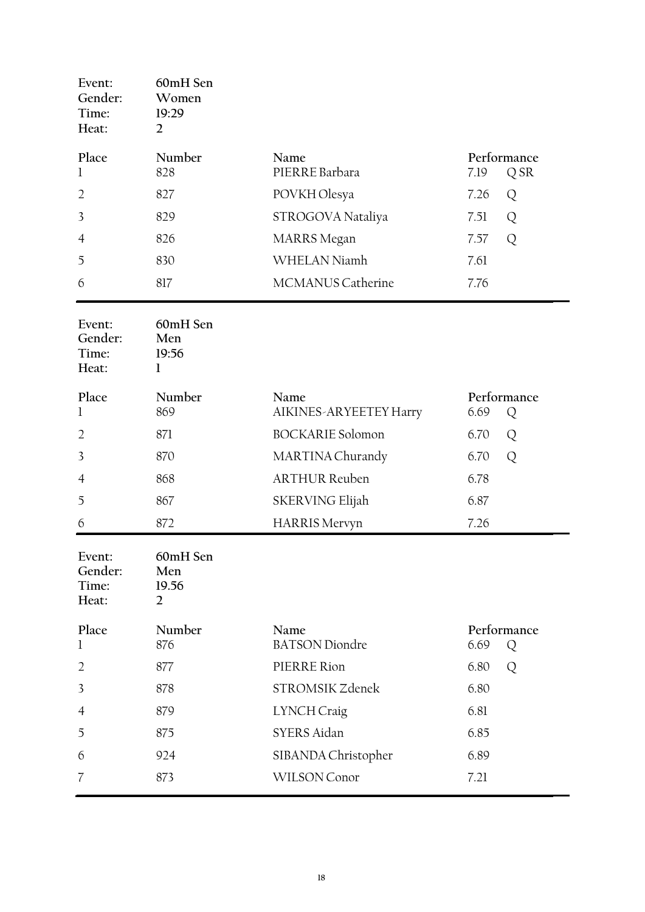Event: 60mH Sen
Gender: Women
Time: 19:29
Heat: 2

| Place | Number | Name | Performance | |
|---|---|---|---|---|
| 1 | 828 | PIERRE Barbara | 7.19 | Q SR |
| 2 | 827 | POVKH Olesya | 7.26 | Q |
| 3 | 829 | STROGOVA Nataliya | 7.51 | Q |
| 4 | 826 | MARRS Megan | 7.57 | Q |
| 5 | 830 | WHELAN Niamh | 7.61 | |
| 6 | 817 | MCMANUS Catherine | 7.76 | |

Event: 60mH Sen
Gender: Men
Time: 19:56
Heat: 1

| Place | Number | Name | Performance | |
|---|---|---|---|---|
| 1 | 869 | AIKINES-ARYEETEY Harry | 6.69 | Q |
| 2 | 871 | BOCKARIE Solomon | 6.70 | Q |
| 3 | 870 | MARTINA Churandy | 6.70 | Q |
| 4 | 868 | ARTHUR Reuben | 6.78 | |
| 5 | 867 | SKERVING Elijah | 6.87 | |
| 6 | 872 | HARRIS Mervyn | 7.26 | |

Event: 60mH Sen
Gender: Men
Time: 19.56
Heat: 2

| Place | Number | Name | Performance | |
|---|---|---|---|---|
| 1 | 876 | BATSON Diondre | 6.69 | Q |
| 2 | 877 | PIERRE Rion | 6.80 | Q |
| 3 | 878 | STROMSIK Zdenek | 6.80 | |
| 4 | 879 | LYNCH Craig | 6.81 | |
| 5 | 875 | SYERS Aidan | 6.85 | |
| 6 | 924 | SIBANDA Christopher | 6.89 | |
| 7 | 873 | WILSON Conor | 7.21 | |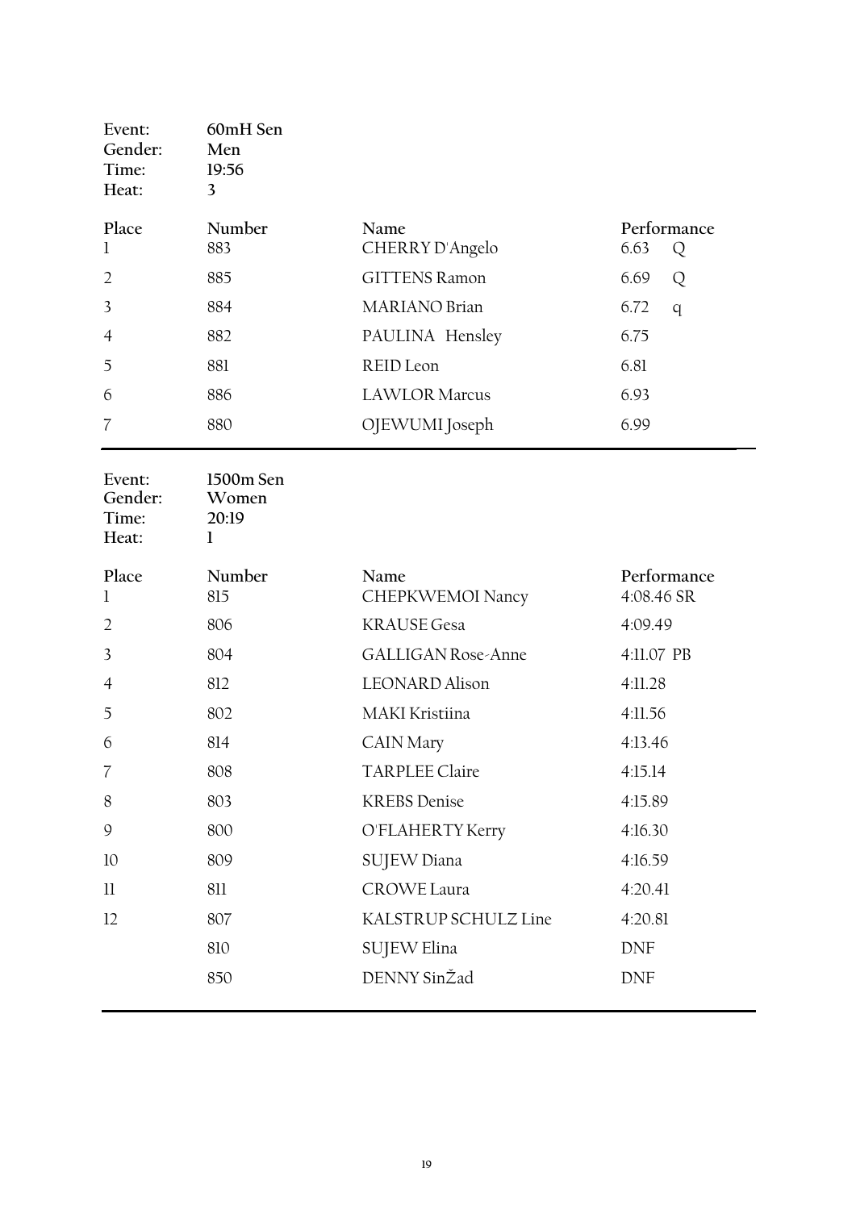Event: 60mH Sen
Gender: Men
Time: 19:56
Heat: 3

| Place | Number | Name | Performance |
|---|---|---|---|
| 1 | 883 | CHERRY D'Angelo | 6.63 Q |
| 2 | 885 | GITTENS Ramon | 6.69 Q |
| 3 | 884 | MARIANO Brian | 6.72 q |
| 4 | 882 | PAULINA Hensley | 6.75 |
| 5 | 881 | REID Leon | 6.81 |
| 6 | 886 | LAWLOR Marcus | 6.93 |
| 7 | 880 | OJEWUMI Joseph | 6.99 |

Event: 1500m Sen
Gender: Women
Time: 20:19
Heat: 1

| Place | Number | Name | Performance |
|---|---|---|---|
| 1 | 815 | CHEPKWEMOI Nancy | 4:08.46 SR |
| 2 | 806 | KRAUSE Gesa | 4:09.49 |
| 3 | 804 | GALLIGAN Rose-Anne | 4:11.07 PB |
| 4 | 812 | LEONARD Alison | 4:11.28 |
| 5 | 802 | MAKI Kristiina | 4:11.56 |
| 6 | 814 | CAIN Mary | 4:13.46 |
| 7 | 808 | TARPLEE Claire | 4:15.14 |
| 8 | 803 | KREBS Denise | 4:15.89 |
| 9 | 800 | O'FLAHERTY Kerry | 4:16.30 |
| 10 | 809 | SUJEW Diana | 4:16.59 |
| 11 | 811 | CROWE Laura | 4:20.41 |
| 12 | 807 | KALSTRUP SCHULZ Line | 4:20.81 |
| | 810 | SUJEW Elina | DNF |
| | 850 | DENNY SinŽad | DNF |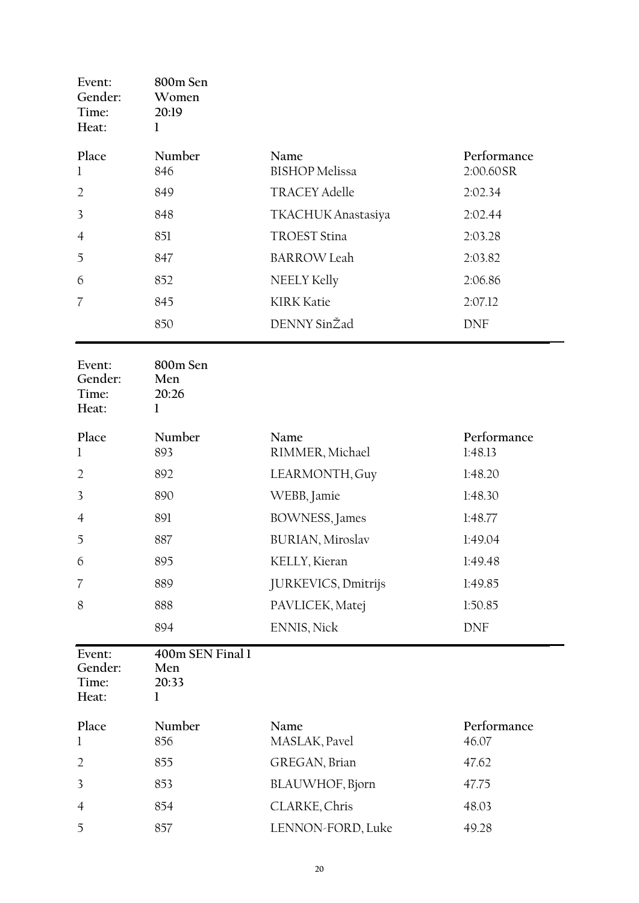| Event: | 800m Sen |
|---|---|
| Gender: | Women |
| Time: | 20:19 |
| Heat: | 1 |

| Place | Number | Name | Performance |
|---|---|---|---|
| 1 | 846 | BISHOP Melissa | 2:00.60SR |
| 2 | 849 | TRACEY Adelle | 2:02.34 |
| 3 | 848 | TKACHUK Anastasiya | 2:02.44 |
| 4 | 851 | TROEST Stina | 2:03.28 |
| 5 | 847 | BARROW Leah | 2:03.82 |
| 6 | 852 | NEELY Kelly | 2:06.86 |
| 7 | 845 | KIRK Katie | 2:07.12 |
| | 850 | DENNY SinŽad | DNF |

---

| Event: | 800m Sen |
|---|---|
| Gender: | Men |
| Time: | 20:26 |
| Heat: | 1 |

| Place | Number | Name | Performance |
|---|---|---|---|
| 1 | 893 | RIMMER, Michael | 1:48.13 |
| 2 | 892 | LEARMONTH, Guy | 1:48.20 |
| 3 | 890 | WEBB, Jamie | 1:48.30 |
| 4 | 891 | BOWNESS, James | 1:48.77 |
| 5 | 887 | BURIAN, Miroslav | 1:49.04 |
| 6 | 895 | KELLY, Kieran | 1:49.48 |
| 7 | 889 | JURKEVICS, Dmitrijs | 1:49.85 |
| 8 | 888 | PAVLICEK, Matej | 1:50.85 |
| | 894 | ENNIS, Nick | DNF |

---

| Event: | 400m SEN Final 1 |
|---|---|
| Gender: | Men |
| Time: | 20:33 |
| Heat: | 1 |

| Place | Number | Name | Performance |
|---|---|---|---|
| 1 | 856 | MASLAK, Pavel | 46.07 |
| 2 | 855 | GREGAN, Brian | 47.62 |
| 3 | 853 | BLAUWHOF, Bjorn | 47.75 |
| 4 | 854 | CLARKE, Chris | 48.03 |
| 5 | 857 | LENNON-FORD, Luke | 49.28 |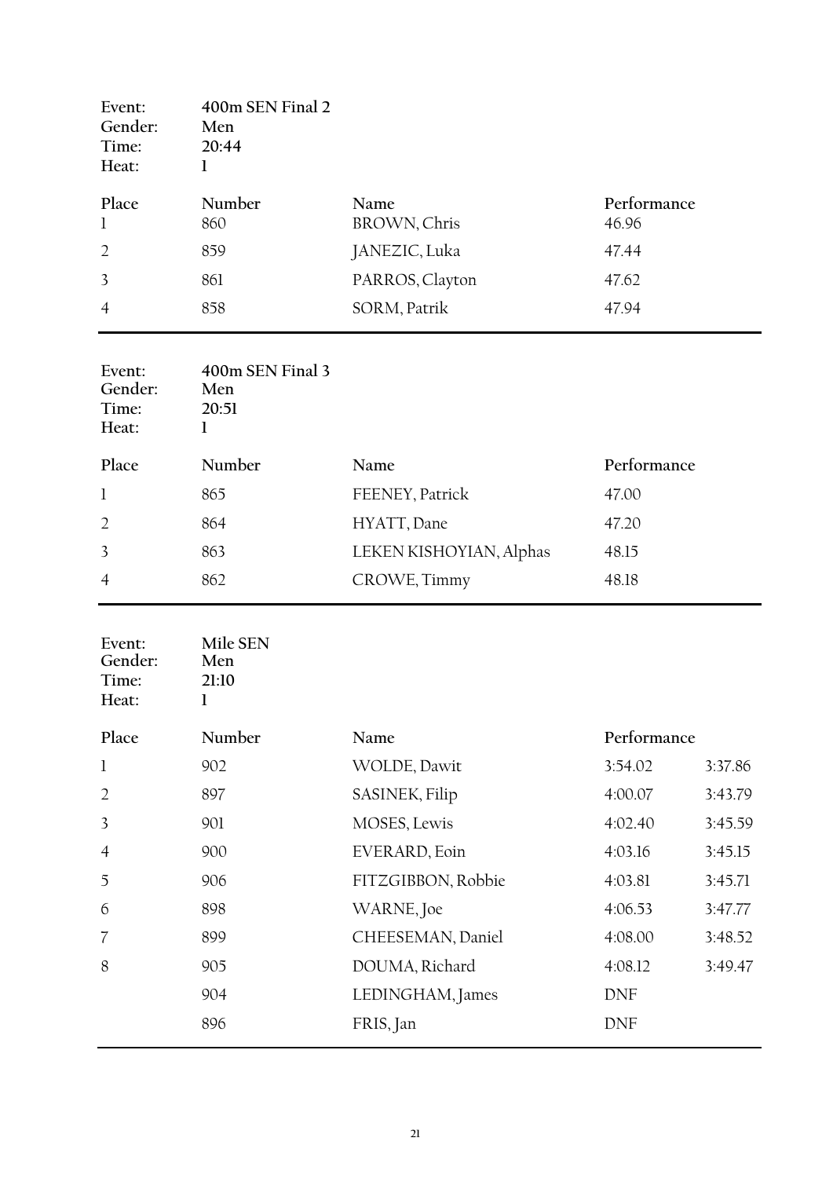| Event: | 400m SEN Final 2 |
|---|---|
| Gender: | Men |
| Time: | 20:44 |
| Heat: | 1 |

| Place | Number | Name | Performance |
|---|---|---|---|
| 1 | 860 | BROWN, Chris | 46.96 |
| 2 | 859 | JANEZIC, Luka | 47.44 |
| 3 | 861 | PARROS, Clayton | 47.62 |
| 4 | 858 | SORM, Patrik | 47.94 |

| Event: | 400m SEN Final 3 |
|---|---|
| Gender: | Men |
| Time: | 20:51 |
| Heat: | 1 |

| Place | Number | Name | Performance |
|---|---|---|---|
| 1 | 865 | FEENEY, Patrick | 47.00 |
| 2 | 864 | HYATT, Dane | 47.20 |
| 3 | 863 | LEKEN KISHOYIAN, Alphas | 48.15 |
| 4 | 862 | CROWE, Timmy | 48.18 |

| Event: | Mile SEN |
|---|---|
| Gender: | Men |
| Time: | 21:10 |
| Heat: | 1 |

| Place | Number | Name | Performance | |
|---|---|---|---|---|
| 1 | 902 | WOLDE, Dawit | 3:54.02 | 3:37.86 |
| 2 | 897 | SASINEK, Filip | 4:00.07 | 3:43.79 |
| 3 | 901 | MOSES, Lewis | 4:02.40 | 3:45.59 |
| 4 | 900 | EVERARD, Eoin | 4:03.16 | 3:45.15 |
| 5 | 906 | FITZGIBBON, Robbie | 4:03.81 | 3:45.71 |
| 6 | 898 | WARNE, Joe | 4:06.53 | 3:47.77 |
| 7 | 899 | CHEESEMAN, Daniel | 4:08.00 | 3:48.52 |
| 8 | 905 | DOUMA, Richard | 4:08.12 | 3:49.47 |
| | 904 | LEDINGHAM, James | DNF | |
| | 896 | FRIS, Jan | DNF | |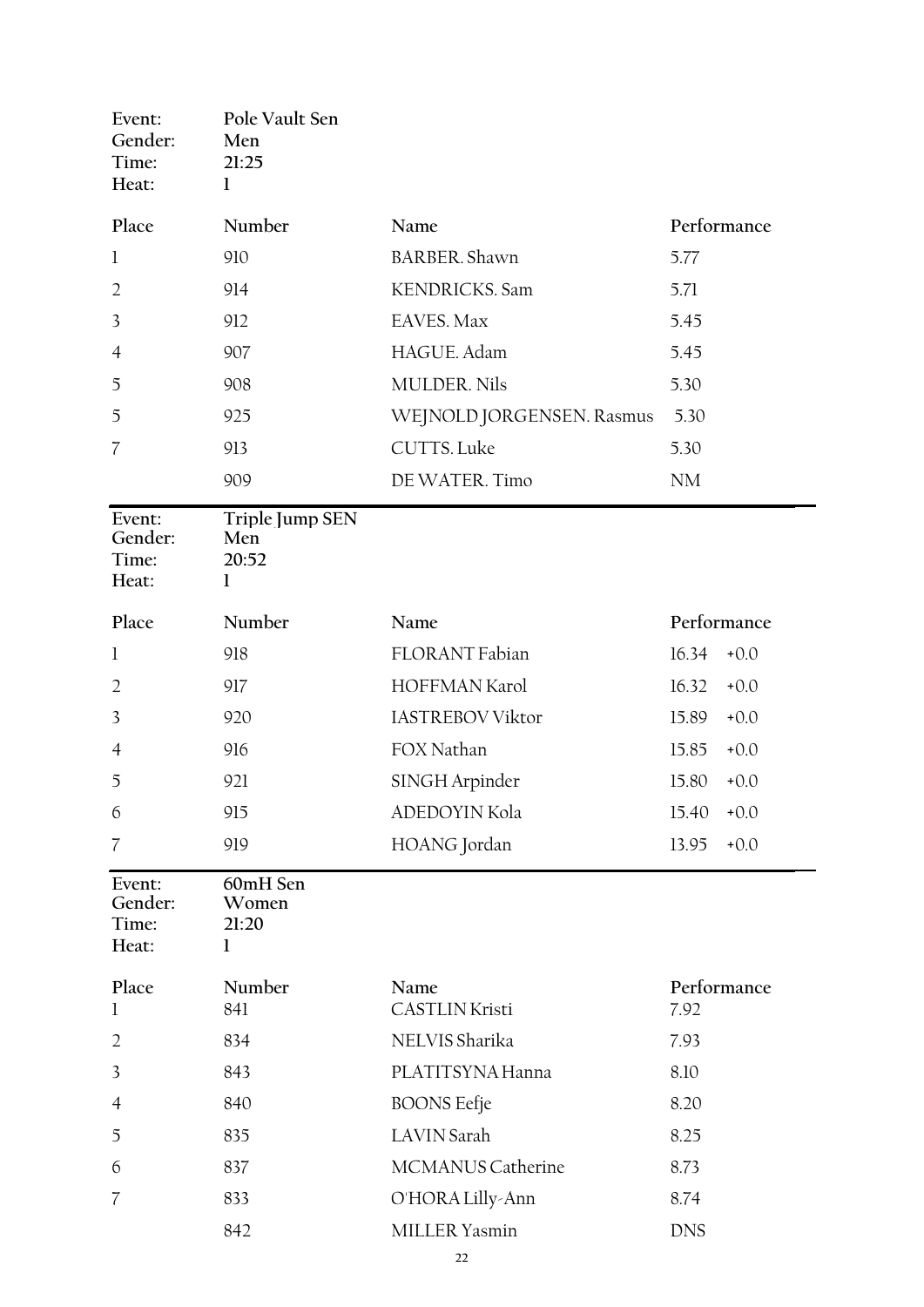Event: Pole Vault Sen
Gender: Men
Time: 21:25
Heat: 1

| Place | Number | Name | Performance |
|---|---|---|---|
| 1 | 910 | BARBER. Shawn | 5.77 |
| 2 | 914 | KENDRICKS. Sam | 5.71 |
| 3 | 912 | EAVES. Max | 5.45 |
| 4 | 907 | HAGUE. Adam | 5.45 |
| 5 | 908 | MULDER. Nils | 5.30 |
| 5 | 925 | WEJNOLD JORGENSEN. Rasmus | 5.30 |
| 7 | 913 | CUTTS. Luke | 5.30 |
| | 909 | DE WATER. Timo | NM |

---

Event: Triple Jump SEN
Gender: Men
Time: 20:52
Heat: 1

| Place | Number | Name | Performance | |
|---|---|---|---|---|
| 1 | 918 | FLORANT Fabian | 16.34 | +0.0 |
| 2 | 917 | HOFFMAN Karol | 16.32 | +0.0 |
| 3 | 920 | IASTREBOV Viktor | 15.89 | +0.0 |
| 4 | 916 | FOX Nathan | 15.85 | +0.0 |
| 5 | 921 | SINGH Arpinder | 15.80 | +0.0 |
| 6 | 915 | ADEDOYIN Kola | 15.40 | +0.0 |
| 7 | 919 | HOANG Jordan | 13.95 | +0.0 |

---

Event: 60mH Sen
Gender: Women
Time: 21:20
Heat: 1

| Place | Number | Name | Performance |
|---|---|---|---|
| 1 | 841 | CASTLIN Kristi | 7.92 |
| 2 | 834 | NELVIS Sharika | 7.93 |
| 3 | 843 | PLATITSYNA Hanna | 8.10 |
| 4 | 840 | BOONS Eefje | 8.20 |
| 5 | 835 | LAVIN Sarah | 8.25 |
| 6 | 837 | MCMANUS Catherine | 8.73 |
| 7 | 833 | O'HORA Lilly-Ann | 8.74 |
| | 842 | MILLER Yasmin | DNS |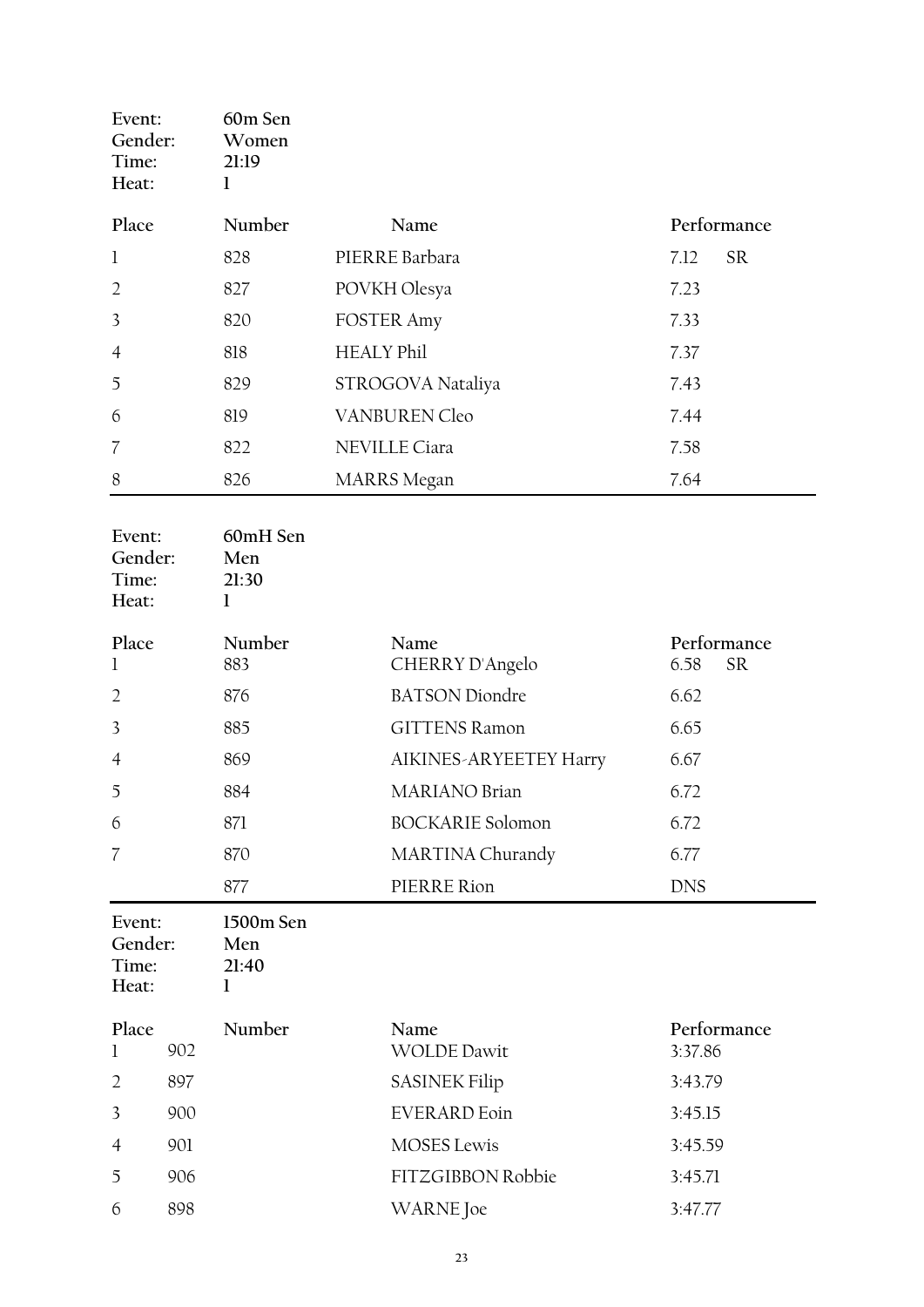| Event: | 60m Sen |
|---|---|
| Gender: | Women |
| Time: | 21:19 |
| Heat: | 1 |

| Place | Number | Name | Performance | |
|---|---|---|---|---|
| 1 | 828 | PIERRE Barbara | 7.12 | SR |
| 2 | 827 | POVKH Olesya | 7.23 | |
| 3 | 820 | FOSTER Amy | 7.33 | |
| 4 | 818 | HEALY Phil | 7.37 | |
| 5 | 829 | STROGOVA Nataliya | 7.43 | |
| 6 | 819 | VANBUREN Cleo | 7.44 | |
| 7 | 822 | NEVILLE Ciara | 7.58 | |
| 8 | 826 | MARRS Megan | 7.64 | |

| Event: | 60mH Sen |
|---|---|
| Gender: | Men |
| Time: | 21:30 |
| Heat: | 1 |

| Place | Number | Name | Performance | |
|---|---|---|---|---|
| 1 | 883 | CHERRY D'Angelo | 6.58 | SR |
| 2 | 876 | BATSON Diondre | 6.62 | |
| 3 | 885 | GITTENS Ramon | 6.65 | |
| 4 | 869 | AIKINES-ARYEETEY Harry | 6.67 | |
| 5 | 884 | MARIANO Brian | 6.72 | |
| 6 | 871 | BOCKARIE Solomon | 6.72 | |
| 7 | 870 | MARTINA Churandy | 6.77 | |
| | 877 | PIERRE Rion | DNS | |

| Event: | 1500m Sen |
|---|---|
| Gender: | Men |
| Time: | 21:40 |
| Heat: | 1 |

| Place | Number | Name | Performance |
|---|---|---|---|
| 1 | 902 | WOLDE Dawit | 3:37.86 |
| 2 | 897 | SASINEK Filip | 3:43.79 |
| 3 | 900 | EVERARD Eoin | 3:45.15 |
| 4 | 901 | MOSES Lewis | 3:45.59 |
| 5 | 906 | FITZGIBBON Robbie | 3:45.71 |
| 6 | 898 | WARNE Joe | 3:47.77 |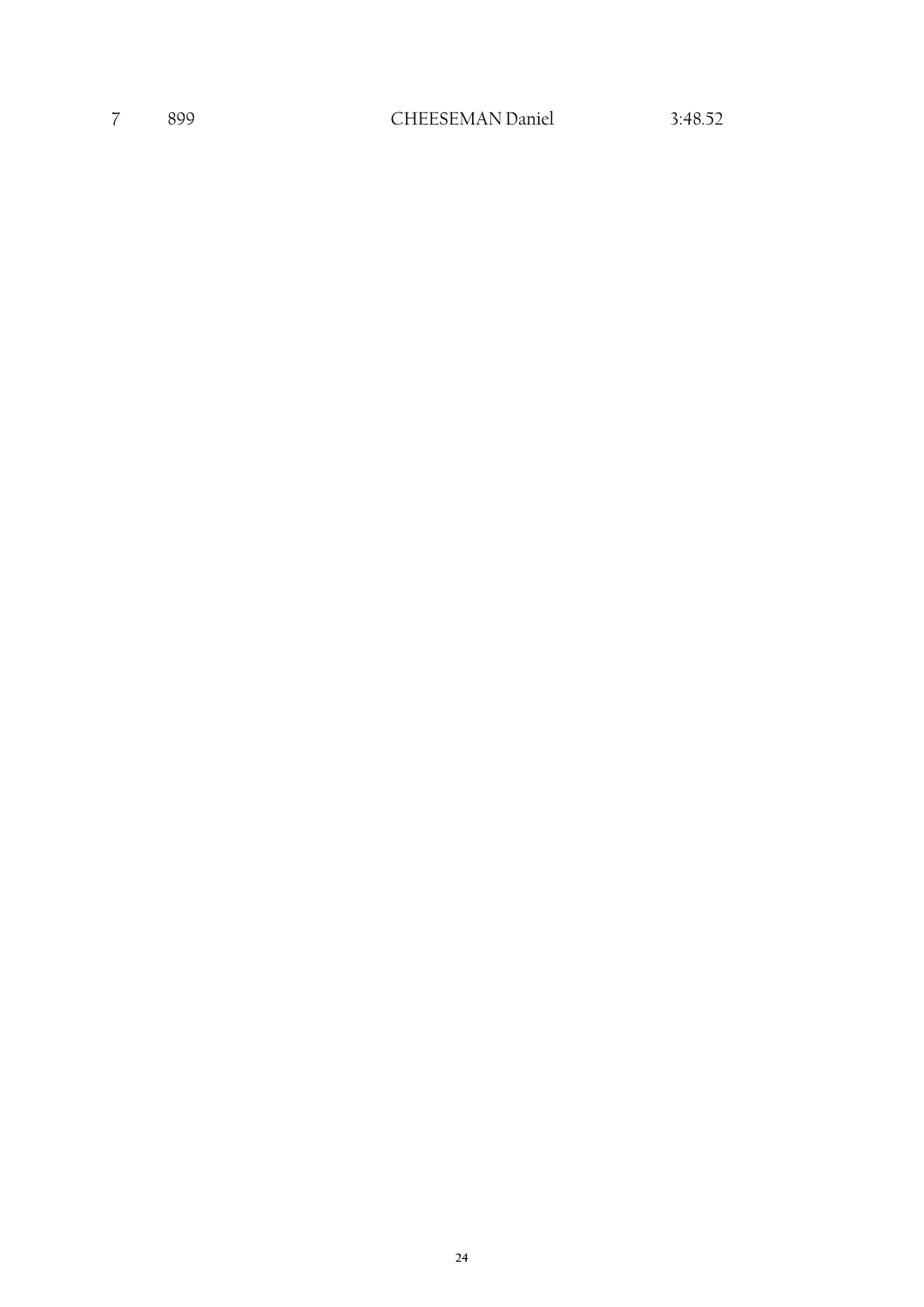| | | | |
|---|---|---|---|
| 7 | 899 | CHEESEMAN Daniel | 3:48.52 |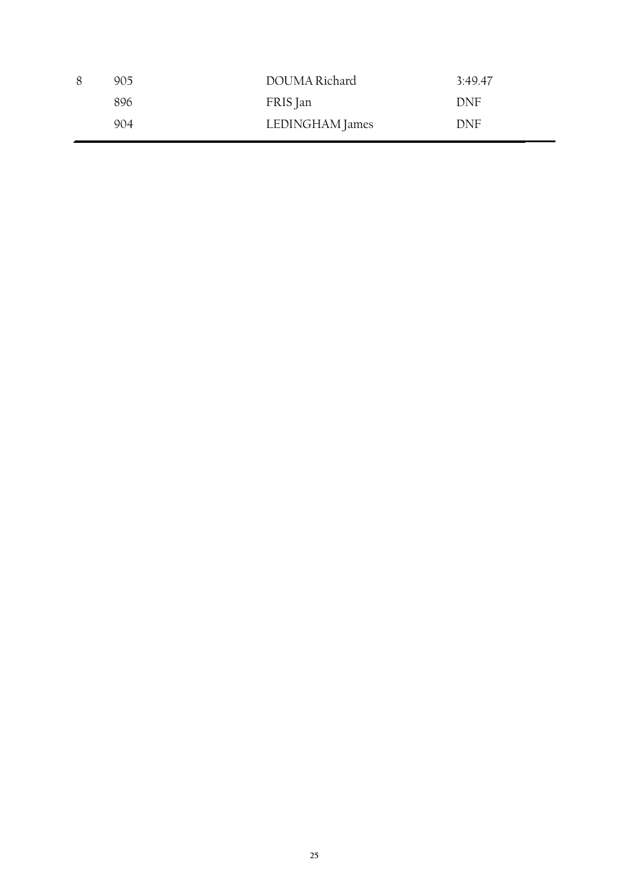| | | | |
|---|---|---|---|
| 8 | 905 | DOUMA Richard | 3:49.47 |
| | 896 | FRIS Jan | DNF |
| | 904 | LEDINGHAM James | DNF |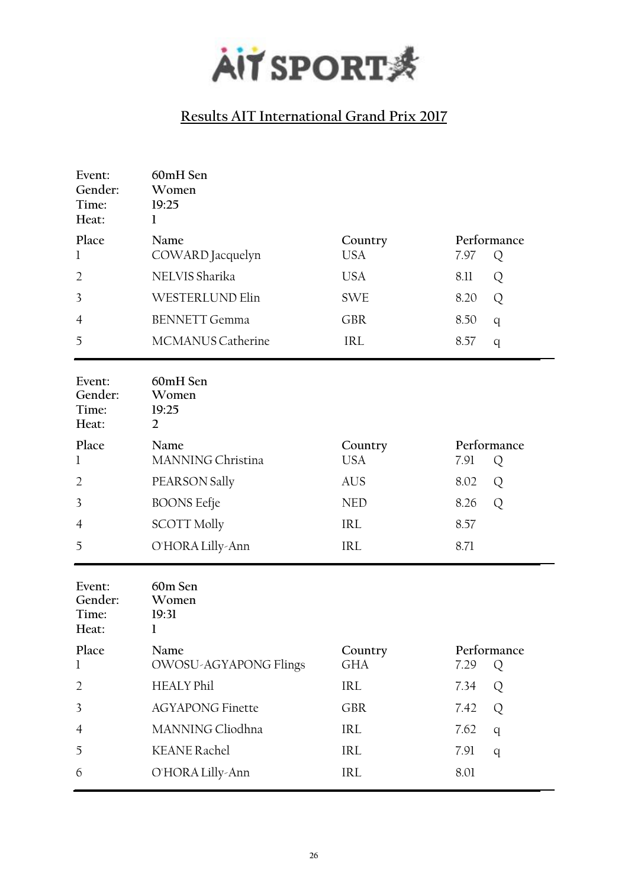# AIT SPORT

## Results AIT International Grand Prix 2017

Event: 60mH Sen
Gender: Women
Time: 19:25
Heat: 1

| Place | Name | Country | Performance | |
|---|---|---|---|---|
| 1 | COWARD Jacquelyn | USA | 7.97 | Q |
| 2 | NELVIS Sharika | USA | 8.11 | Q |
| 3 | WESTERLUND Elin | SWE | 8.20 | Q |
| 4 | BENNETT Gemma | GBR | 8.50 | q |
| 5 | MCMANUS Catherine | IRL | 8.57 | q |

Event: 60mH Sen
Gender: Women
Time: 19:25
Heat: 2

| Place | Name | Country | Performance | |
|---|---|---|---|---|
| 1 | MANNING Christina | USA | 7.91 | Q |
| 2 | PEARSON Sally | AUS | 8.02 | Q |
| 3 | BOONS Eefje | NED | 8.26 | Q |
| 4 | SCOTT Molly | IRL | 8.57 | |
| 5 | O'HORA Lilly-Ann | IRL | 8.71 | |

Event: 60m Sen
Gender: Women
Time: 19:31
Heat: 1

| Place | Name | Country | Performance | |
|---|---|---|---|---|
| 1 | OWOSU-AGYAPONG Flings | GHA | 7.29 | Q |
| 2 | HEALY Phil | IRL | 7.34 | Q |
| 3 | AGYAPONG Finette | GBR | 7.42 | Q |
| 4 | MANNING Cliodhna | IRL | 7.62 | q |
| 5 | KEANE Rachel | IRL | 7.91 | q |
| 6 | O'HORA Lilly-Ann | IRL | 8.01 | |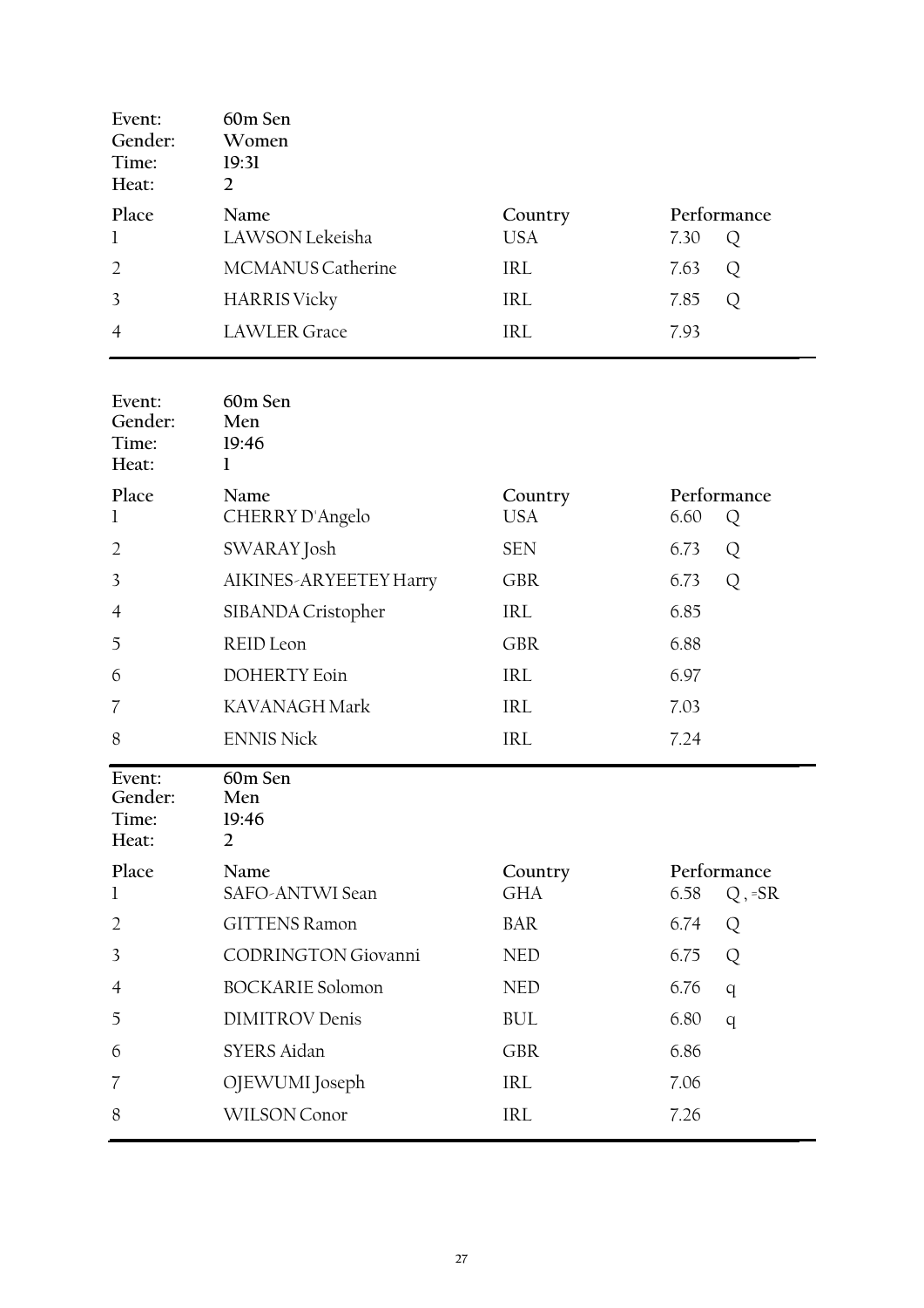| | |
|---|---|
| Event: | 60m Sen |
| Gender: | Women |
| Time: | 19:31 |
| Heat: | 2 |

| Place | Name | Country | Performance | |
|---|---|---|---|---|
| 1 | LAWSON Lekeisha | USA | 7.30 | Q |
| 2 | MCMANUS Catherine | IRL | 7.63 | Q |
| 3 | HARRIS Vicky | IRL | 7.85 | Q |
| 4 | LAWLER Grace | IRL | 7.93 | |

| | |
|---|---|
| Event: | 60m Sen |
| Gender: | Men |
| Time: | 19:46 |
| Heat: | 1 |

| Place | Name | Country | Performance | |
|---|---|---|---|---|
| 1 | CHERRY D'Angelo | USA | 6.60 | Q |
| 2 | SWARAY Josh | SEN | 6.73 | Q |
| 3 | AIKINES-ARYEETEY Harry | GBR | 6.73 | Q |
| 4 | SIBANDA Cristopher | IRL | 6.85 | |
| 5 | REID Leon | GBR | 6.88 | |
| 6 | DOHERTY Eoin | IRL | 6.97 | |
| 7 | KAVANAGH Mark | IRL | 7.03 | |
| 8 | ENNIS Nick | IRL | 7.24 | |

| | |
|---|---|
| Event: | 60m Sen |
| Gender: | Men |
| Time: | 19:46 |
| Heat: | 2 |

| Place | Name | Country | Performance | |
|---|---|---|---|---|
| 1 | SAFO-ANTWI Sean | GHA | 6.58 | Q , =SR |
| 2 | GITTENS Ramon | BAR | 6.74 | Q |
| 3 | CODRINGTON Giovanni | NED | 6.75 | Q |
| 4 | BOCKARIE Solomon | NED | 6.76 | q |
| 5 | DIMITROV Denis | BUL | 6.80 | q |
| 6 | SYERS Aidan | GBR | 6.86 | |
| 7 | OJEWUMI Joseph | IRL | 7.06 | |
| 8 | WILSON Conor | IRL | 7.26 | |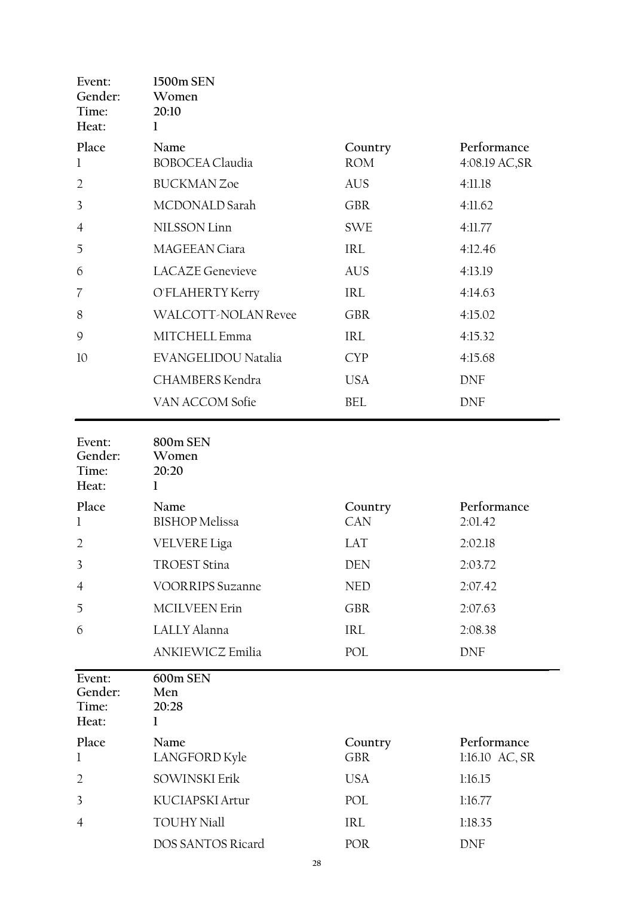Event: 1500m SEN
Gender: Women
Time: 20:10
Heat: 1

| Place | Name | Country | Performance |
|---|---|---|---|
| 1 | BOBOCEA Claudia | ROM | 4:08.19 AC,SR |
| 2 | BUCKMAN Zoe | AUS | 4:11.18 |
| 3 | MCDONALD Sarah | GBR | 4:11.62 |
| 4 | NILSSON Linn | SWE | 4:11.77 |
| 5 | MAGEEAN Ciara | IRL | 4:12.46 |
| 6 | LACAZE Genevieve | AUS | 4:13.19 |
| 7 | O'FLAHERTY Kerry | IRL | 4:14.63 |
| 8 | WALCOTT-NOLAN Revee | GBR | 4:15.02 |
| 9 | MITCHELL Emma | IRL | 4:15.32 |
| 10 | EVANGELIDOU Natalia | CYP | 4:15.68 |
| | CHAMBERS Kendra | USA | DNF |
| | VAN ACCOM Sofie | BEL | DNF |

Event: 800m SEN
Gender: Women
Time: 20:20
Heat: 1

| Place | Name | Country | Performance |
|---|---|---|---|
| 1 | BISHOP Melissa | CAN | 2:01.42 |
| 2 | VELVERE Liga | LAT | 2:02.18 |
| 3 | TROEST Stina | DEN | 2:03.72 |
| 4 | VOORRIPS Suzanne | NED | 2:07.42 |
| 5 | MCILVEEN Erin | GBR | 2:07.63 |
| 6 | LALLY Alanna | IRL | 2:08.38 |
| | ANKIEWICZ Emilia | POL | DNF |

Event: 600m SEN
Gender: Men
Time: 20:28
Heat: 1

| Place | Name | Country | Performance |
|---|---|---|---|
| 1 | LANGFORD Kyle | GBR | 1:16.10 AC, SR |
| 2 | SOWINSKI Erik | USA | 1:16.15 |
| 3 | KUCIAPSKI Artur | POL | 1:16.77 |
| 4 | TOUHY Niall | IRL | 1:18.35 |
| | DOS SANTOS Ricard | POR | DNF |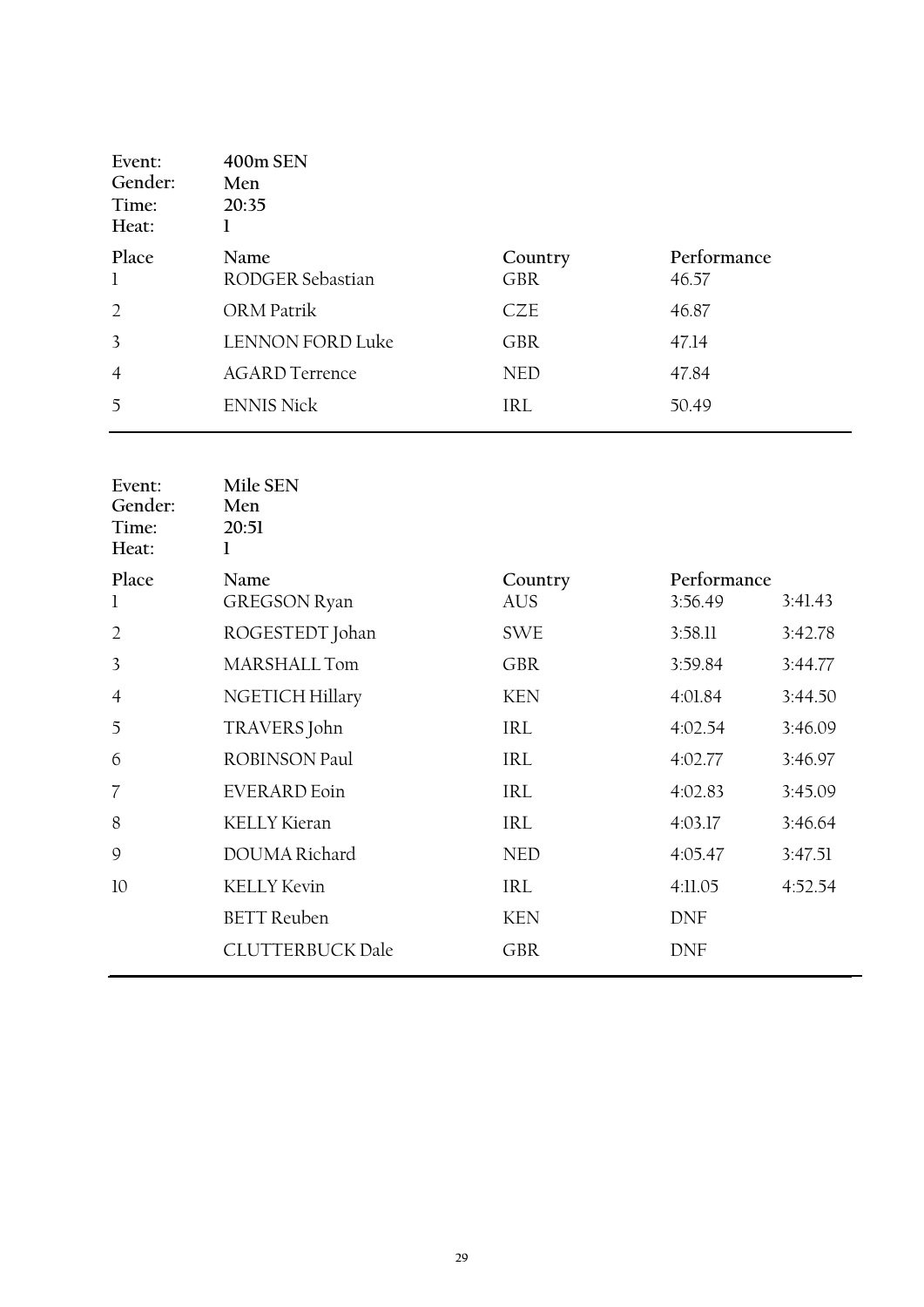| Event: | 400m SEN |
|---|---|
| Gender: | Men |
| Time: | 20:35 |
| Heat: | 1 |

| Place | Name | Country | Performance |
|---|---|---|---|
| 1 | RODGER Sebastian | GBR | 46.57 |
| 2 | ORM Patrik | CZE | 46.87 |
| 3 | LENNON FORD Luke | GBR | 47.14 |
| 4 | AGARD Terrence | NED | 47.84 |
| 5 | ENNIS Nick | IRL | 50.49 |

| Event: | Mile SEN |
|---|---|
| Gender: | Men |
| Time: | 20:51 |
| Heat: | 1 |

| Place | Name | Country | Performance | |
|---|---|---|---|---|
| 1 | GREGSON Ryan | AUS | 3:56.49 | 3:41.43 |
| 2 | ROGESTEDT Johan | SWE | 3:58.11 | 3:42.78 |
| 3 | MARSHALL Tom | GBR | 3:59.84 | 3:44.77 |
| 4 | NGETICH Hillary | KEN | 4:01.84 | 3:44.50 |
| 5 | TRAVERS John | IRL | 4:02.54 | 3:46.09 |
| 6 | ROBINSON Paul | IRL | 4:02.77 | 3:46.97 |
| 7 | EVERARD Eoin | IRL | 4:02.83 | 3:45.09 |
| 8 | KELLY Kieran | IRL | 4:03.17 | 3:46.64 |
| 9 | DOUMA Richard | NED | 4:05.47 | 3:47.51 |
| 10 | KELLY Kevin | IRL | 4:11.05 | 4:52.54 |
| | BETT Reuben | KEN | DNF | |
| | CLUTTERBUCK Dale | GBR | DNF | |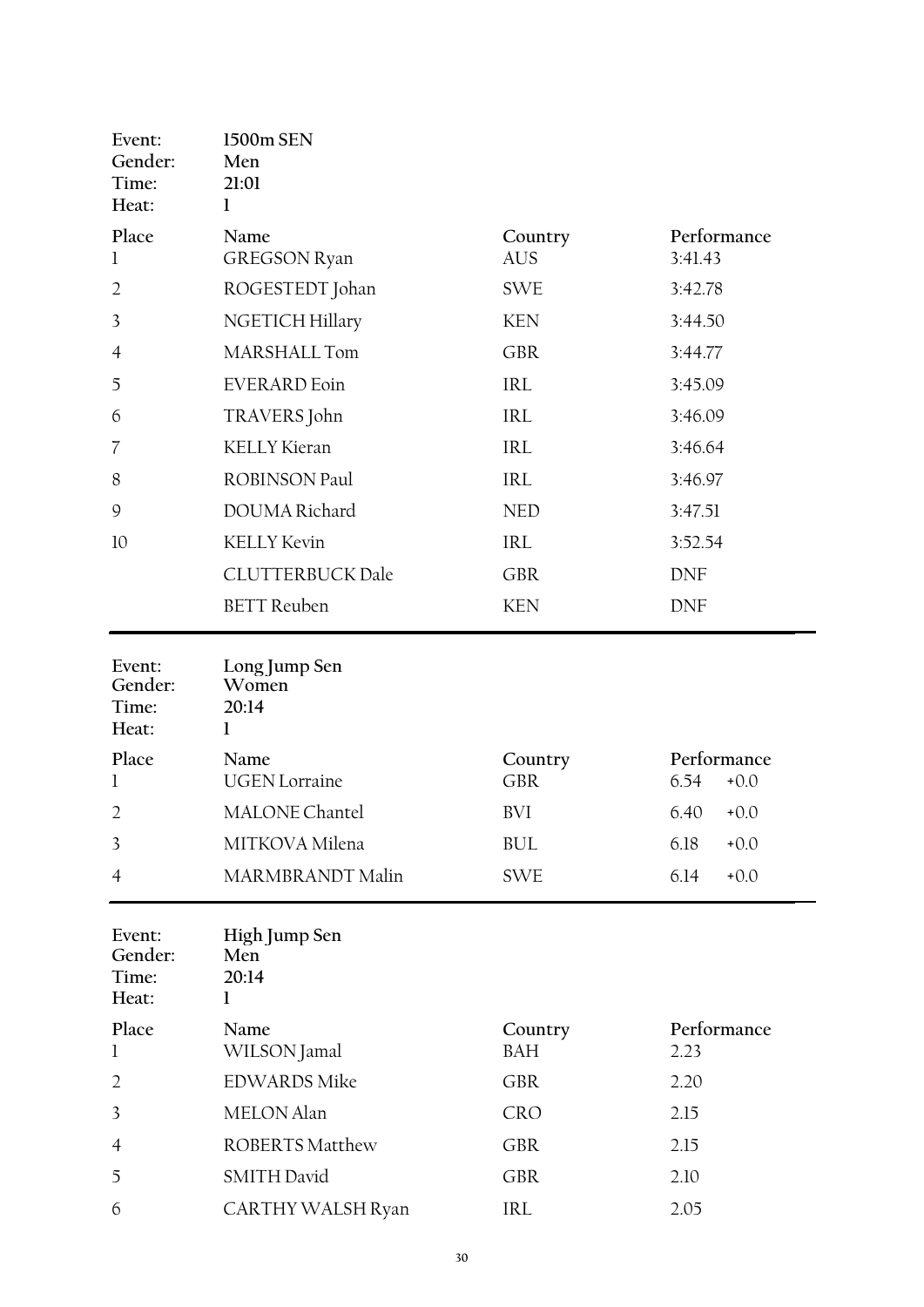Event: **1500m SEN**
Gender: **Men**
Time: **21:01**
Heat: **1**

| Place | Name | Country | Performance |
|---|---|---|---|
| 1 | GREGSON Ryan | AUS | 3:41.43 |
| 2 | ROGESTEDT Johan | SWE | 3:42.78 |
| 3 | NGETICH Hillary | KEN | 3:44.50 |
| 4 | MARSHALL Tom | GBR | 3:44.77 |
| 5 | EVERARD Eoin | IRL | 3:45.09 |
| 6 | TRAVERS John | IRL | 3:46.09 |
| 7 | KELLY Kieran | IRL | 3:46.64 |
| 8 | ROBINSON Paul | IRL | 3:46.97 |
| 9 | DOUMA Richard | NED | 3:47.51 |
| 10 | KELLY Kevin | IRL | 3:52.54 |
| | CLUTTERBUCK Dale | GBR | DNF |
| | BETT Reuben | KEN | DNF |

---

Event: **Long Jump Sen**
Gender: **Women**
Time: **20:14**
Heat: **1**

| Place | Name | Country | Performance | |
|---|---|---|---|---|
| 1 | UGEN Lorraine | GBR | 6.54 | +0.0 |
| 2 | MALONE Chantel | BVI | 6.40 | +0.0 |
| 3 | MITKOVA Milena | BUL | 6.18 | +0.0 |
| 4 | MARMBRANDT Malin | SWE | 6.14 | +0.0 |

---

Event: **High Jump Sen**
Gender: **Men**
Time: **20:14**
Heat: **1**

| Place | Name | Country | Performance |
|---|---|---|---|
| 1 | WILSON Jamal | BAH | 2.23 |
| 2 | EDWARDS Mike | GBR | 2.20 |
| 3 | MELON Alan | CRO | 2.15 |
| 4 | ROBERTS Matthew | GBR | 2.15 |
| 5 | SMITH David | GBR | 2.10 |
| 6 | CARTHY WALSH Ryan | IRL | 2.05 |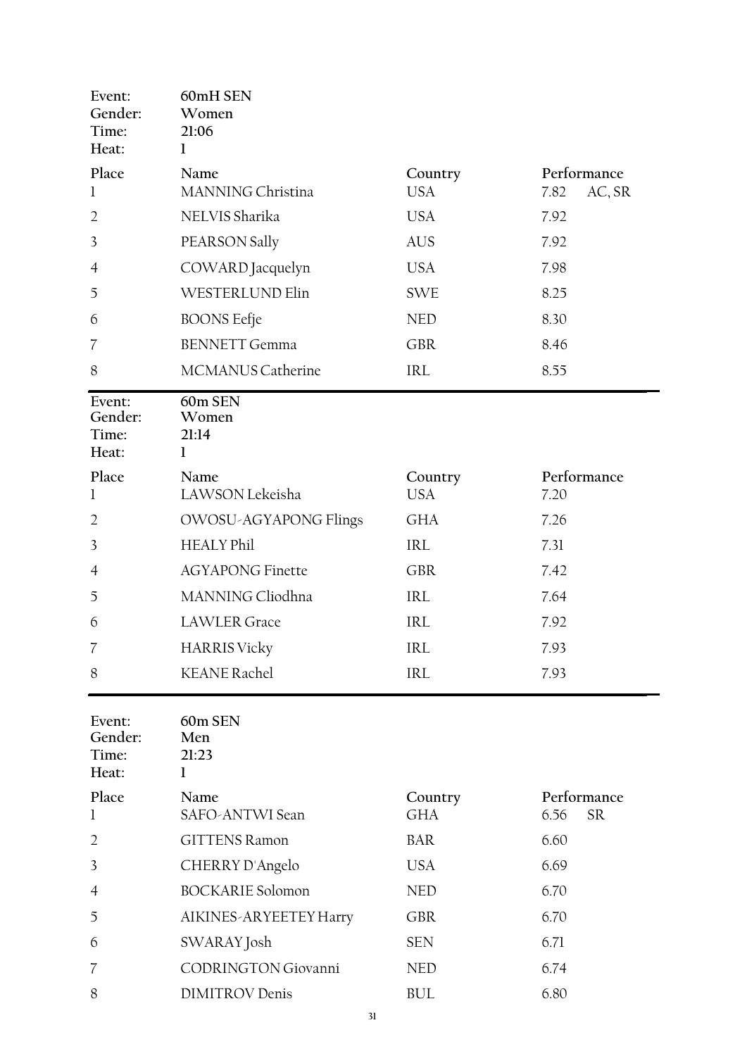Event: 60mH SEN
Gender: Women
Time: 21:06
Heat: 1

| Place | Name | Country | Performance |
|---|---|---|---|
| 1 | MANNING Christina | USA | 7.82 AC, SR |
| 2 | NELVIS Sharika | USA | 7.92 |
| 3 | PEARSON Sally | AUS | 7.92 |
| 4 | COWARD Jacquelyn | USA | 7.98 |
| 5 | WESTERLUND Elin | SWE | 8.25 |
| 6 | BOONS Eefje | NED | 8.30 |
| 7 | BENNETT Gemma | GBR | 8.46 |
| 8 | MCMANUS Catherine | IRL | 8.55 |

Event: 60m SEN
Gender: Women
Time: 21:14
Heat: 1

| Place | Name | Country | Performance |
|---|---|---|---|
| 1 | LAWSON Lekeisha | USA | 7.20 |
| 2 | OWOSU-AGYAPONG Flings | GHA | 7.26 |
| 3 | HEALY Phil | IRL | 7.31 |
| 4 | AGYAPONG Finette | GBR | 7.42 |
| 5 | MANNING Cliodhna | IRL | 7.64 |
| 6 | LAWLER Grace | IRL | 7.92 |
| 7 | HARRIS Vicky | IRL | 7.93 |
| 8 | KEANE Rachel | IRL | 7.93 |

Event: 60m SEN
Gender: Men
Time: 21:23
Heat: 1

| Place | Name | Country | Performance |
|---|---|---|---|
| 1 | SAFO-ANTWI Sean | GHA | 6.56 SR |
| 2 | GITTENS Ramon | BAR | 6.60 |
| 3 | CHERRY D'Angelo | USA | 6.69 |
| 4 | BOCKARIE Solomon | NED | 6.70 |
| 5 | AIKINES-ARYEETEY Harry | GBR | 6.70 |
| 6 | SWARAY Josh | SEN | 6.71 |
| 7 | CODRINGTON Giovanni | NED | 6.74 |
| 8 | DIMITROV Denis | BUL | 6.80 |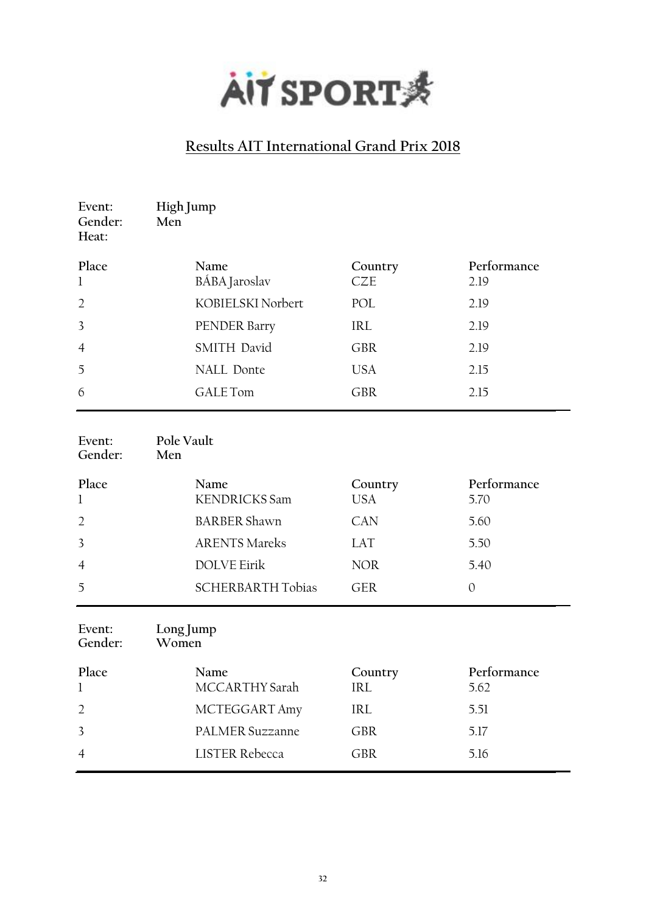## Results AIT International Grand Prix 2018

**Event:** High Jump
**Gender:** Men
**Heat:**

| Place | Name | Country | Performance |
|---|---|---|---|
| 1 | BÁBA Jaroslav | CZE | 2.19 |
| 2 | KOBIELSKI Norbert | POL | 2.19 |
| 3 | PENDER Barry | IRL | 2.19 |
| 4 | SMITH David | GBR | 2.19 |
| 5 | NALL Donte | USA | 2.15 |
| 6 | GALE Tom | GBR | 2.15 |

**Event:** Pole Vault
**Gender:** Men

| Place | Name | Country | Performance |
|---|---|---|---|
| 1 | KENDRICKS Sam | USA | 5.70 |
| 2 | BARBER Shawn | CAN | 5.60 |
| 3 | ARENTS Mareks | LAT | 5.50 |
| 4 | DOLVE Eirik | NOR | 5.40 |
| 5 | SCHERBARTH Tobias | GER | 0 |

**Event:** Long Jump
**Gender:** Women

| Place | Name | Country | Performance |
|---|---|---|---|
| 1 | MCCARTHY Sarah | IRL | 5.62 |
| 2 | MCTEGGART Amy | IRL | 5.51 |
| 3 | PALMER Suzzanne | GBR | 5.17 |
| 4 | LISTER Rebecca | GBR | 5.16 |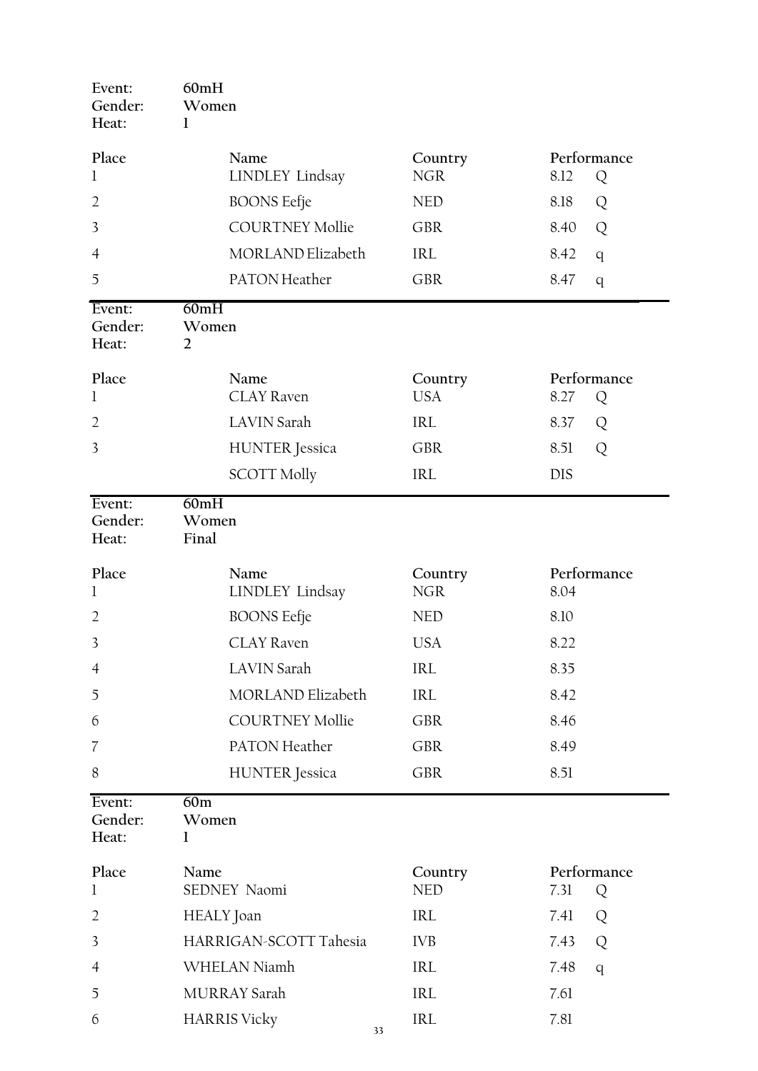Event: 60mH
Gender: Women
Heat: 1

| Place | Name | Country | Performance | |
|---|---|---|---|---|
| 1 | LINDLEY Lindsay | NGR | 8.12 | Q |
| 2 | BOONS Eefje | NED | 8.18 | Q |
| 3 | COURTNEY Mollie | GBR | 8.40 | Q |
| 4 | MORLAND Elizabeth | IRL | 8.42 | q |
| 5 | PATON Heather | GBR | 8.47 | q |

Event: 60mH
Gender: Women
Heat: 2

| Place | Name | Country | Performance | |
|---|---|---|---|---|
| 1 | CLAY Raven | USA | 8.27 | Q |
| 2 | LAVIN Sarah | IRL | 8.37 | Q |
| 3 | HUNTER Jessica | GBR | 8.51 | Q |
| | SCOTT Molly | IRL | DIS | |

Event: 60mH
Gender: Women
Heat: Final

| Place | Name | Country | Performance |
|---|---|---|---|
| 1 | LINDLEY Lindsay | NGR | 8.04 |
| 2 | BOONS Eefje | NED | 8.10 |
| 3 | CLAY Raven | USA | 8.22 |
| 4 | LAVIN Sarah | IRL | 8.35 |
| 5 | MORLAND Elizabeth | IRL | 8.42 |
| 6 | COURTNEY Mollie | GBR | 8.46 |
| 7 | PATON Heather | GBR | 8.49 |
| 8 | HUNTER Jessica | GBR | 8.51 |

Event: 60m
Gender: Women
Heat: 1

| Place | Name | Country | Performance | |
|---|---|---|---|---|
| 1 | SEDNEY Naomi | NED | 7.31 | Q |
| 2 | HEALY Joan | IRL | 7.41 | Q |
| 3 | HARRIGAN-SCOTT Tahesia | IVB | 7.43 | Q |
| 4 | WHELAN Niamh | IRL | 7.48 | q |
| 5 | MURRAY Sarah | IRL | 7.61 | |
| 6 | HARRIS Vicky | IRL | 7.81 | |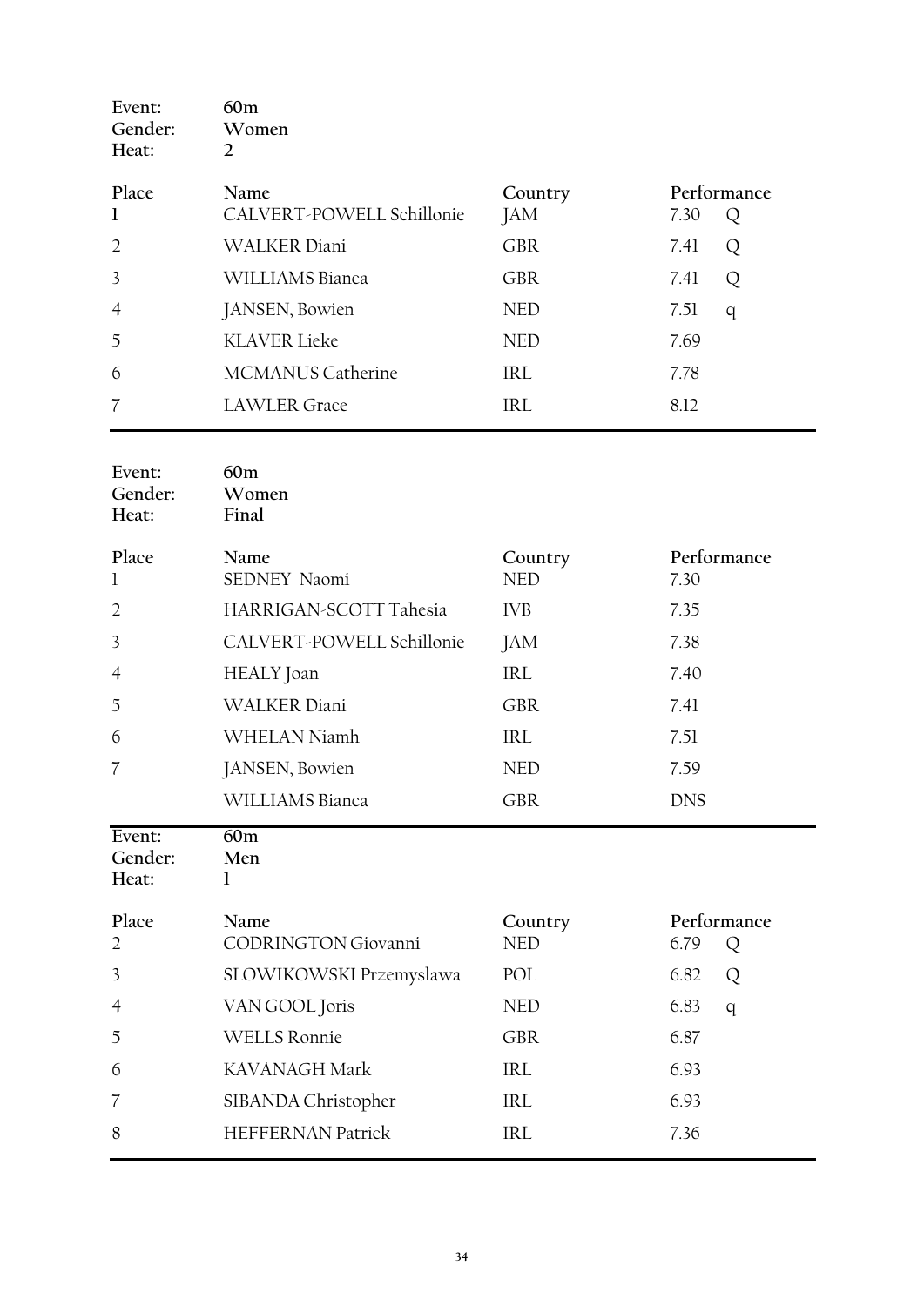Event: 60m
Gender: Women
Heat: 2

| Place | Name | Country | Performance | |
|---|---|---|---|---|
| 1 | CALVERT-POWELL Schillonie | JAM | 7.30 | Q |
| 2 | WALKER Diani | GBR | 7.41 | Q |
| 3 | WILLIAMS Bianca | GBR | 7.41 | Q |
| 4 | JANSEN, Bowien | NED | 7.51 | q |
| 5 | KLAVER Lieke | NED | 7.69 | |
| 6 | MCMANUS Catherine | IRL | 7.78 | |
| 7 | LAWLER Grace | IRL | 8.12 | |

Event: 60m
Gender: Women
Heat: Final

| Place | Name | Country | Performance |
|---|---|---|---|
| 1 | SEDNEY Naomi | NED | 7.30 |
| 2 | HARRIGAN-SCOTT Tahesia | IVB | 7.35 |
| 3 | CALVERT-POWELL Schillonie | JAM | 7.38 |
| 4 | HEALY Joan | IRL | 7.40 |
| 5 | WALKER Diani | GBR | 7.41 |
| 6 | WHELAN Niamh | IRL | 7.51 |
| 7 | JANSEN, Bowien | NED | 7.59 |
| | WILLIAMS Bianca | GBR | DNS |

Event: 60m
Gender: Men
Heat: 1

| Place | Name | Country | Performance | |
|---|---|---|---|---|
| 2 | CODRINGTON Giovanni | NED | 6.79 | Q |
| 3 | SLOWIKOWSKI Przemyslawa | POL | 6.82 | Q |
| 4 | VAN GOOL Joris | NED | 6.83 | q |
| 5 | WELLS Ronnie | GBR | 6.87 | |
| 6 | KAVANAGH Mark | IRL | 6.93 | |
| 7 | SIBANDA Christopher | IRL | 6.93 | |
| 8 | HEFFERNAN Patrick | IRL | 7.36 | |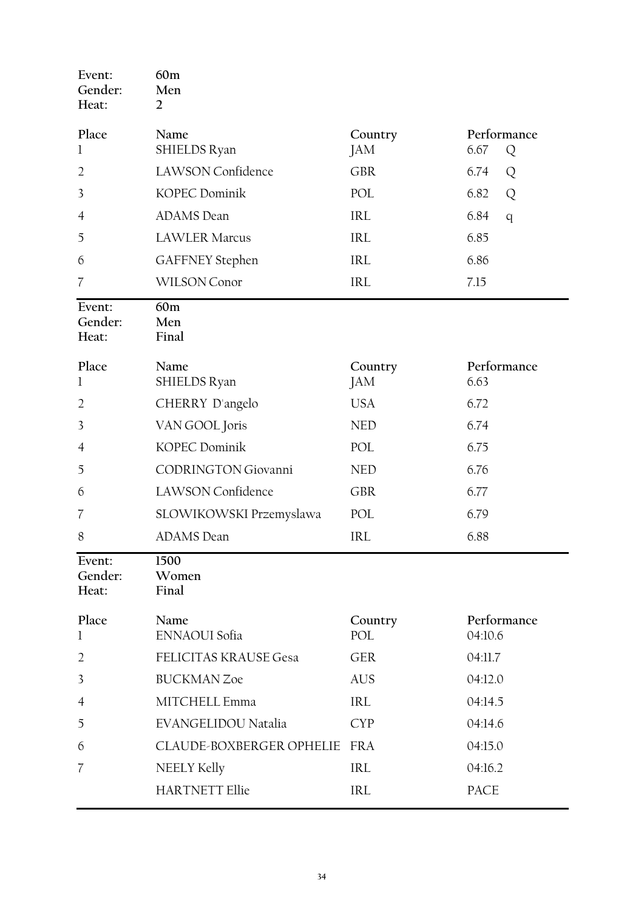**Event:** 60m
**Gender:** Men
**Heat:** 2

| Place | Name | Country | Performance | |
|---|---|---|---|---|
| 1 | SHIELDS Ryan | JAM | 6.67 | Q |
| 2 | LAWSON Confidence | GBR | 6.74 | Q |
| 3 | KOPEC Dominik | POL | 6.82 | Q |
| 4 | ADAMS Dean | IRL | 6.84 | q |
| 5 | LAWLER Marcus | IRL | 6.85 | |
| 6 | GAFFNEY Stephen | IRL | 6.86 | |
| 7 | WILSON Conor | IRL | 7.15 | |

**Event:** 60m
**Gender:** Men
**Heat:** Final

| Place | Name | Country | Performance |
|---|---|---|---|
| 1 | SHIELDS Ryan | JAM | 6.63 |
| 2 | CHERRY D'angelo | USA | 6.72 |
| 3 | VAN GOOL Joris | NED | 6.74 |
| 4 | KOPEC Dominik | POL | 6.75 |
| 5 | CODRINGTON Giovanni | NED | 6.76 |
| 6 | LAWSON Confidence | GBR | 6.77 |
| 7 | SLOWIKOWSKI Przemyslawa | POL | 6.79 |
| 8 | ADAMS Dean | IRL | 6.88 |

**Event:** 1500
**Gender:** Women
**Heat:** Final

| Place | Name | Country | Performance |
|---|---|---|---|
| 1 | ENNAOUI Sofia | POL | 04:10.6 |
| 2 | FELICITAS KRAUSE Gesa | GER | 04:11.7 |
| 3 | BUCKMAN Zoe | AUS | 04:12.0 |
| 4 | MITCHELL Emma | IRL | 04:14.5 |
| 5 | EVANGELIDOU Natalia | CYP | 04:14.6 |
| 6 | CLAUDE-BOXBERGER OPHELIE | FRA | 04:15.0 |
| 7 | NEELY Kelly | IRL | 04:16.2 |
| | HARTNETT Ellie | IRL | PACE |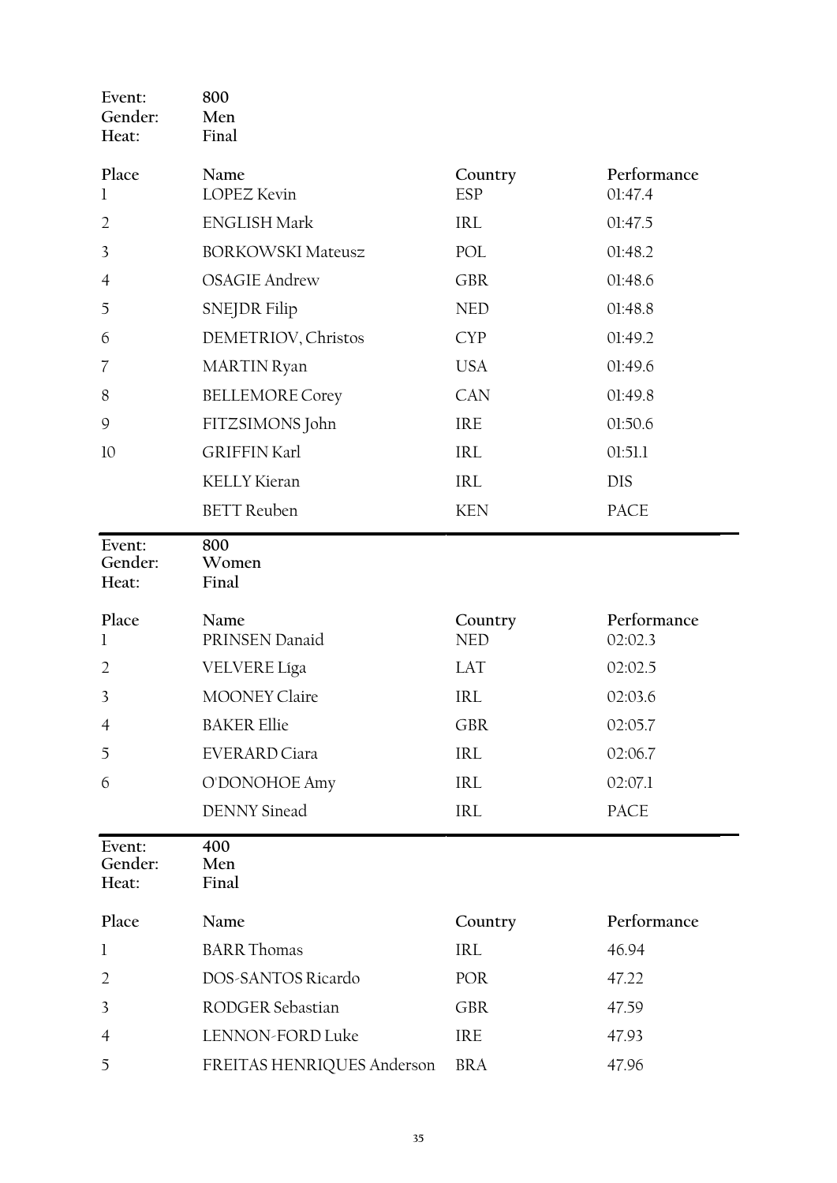| Event: | 800 | | |
|---|---|---|---|
| Gender: | Men | | |
| Heat: | Final | | |

| Place | Name | Country | Performance |
|---|---|---|---|
| 1 | LOPEZ Kevin | ESP | 01:47.4 |
| 2 | ENGLISH Mark | IRL | 01:47.5 |
| 3 | BORKOWSKI Mateusz | POL | 01:48.2 |
| 4 | OSAGIE Andrew | GBR | 01:48.6 |
| 5 | SNEJDR Filip | NED | 01:48.8 |
| 6 | DEMETRIOV, Christos | CYP | 01:49.2 |
| 7 | MARTIN Ryan | USA | 01:49.6 |
| 8 | BELLEMORE Corey | CAN | 01:49.8 |
| 9 | FITZSIMONS John | IRE | 01:50.6 |
| 10 | GRIFFIN Karl | IRL | 01:51.1 |
| | KELLY Kieran | IRL | DIS |
| | BETT Reuben | KEN | PACE |

| Event: | 800 | | |
|---|---|---|---|
| Gender: | Women | | |
| Heat: | Final | | |

| Place | Name | Country | Performance |
|---|---|---|---|
| 1 | PRINSEN Danaid | NED | 02:02.3 |
| 2 | VELVERE Līga | LAT | 02:02.5 |
| 3 | MOONEY Claire | IRL | 02:03.6 |
| 4 | BAKER Ellie | GBR | 02:05.7 |
| 5 | EVERARD Ciara | IRL | 02:06.7 |
| 6 | O'DONOHOE Amy | IRL | 02:07.1 |
| | DENNY Sinead | IRL | PACE |

| Event: | 400 | | |
|---|---|---|---|
| Gender: | Men | | |
| Heat: | Final | | |

| Place | Name | Country | Performance |
|---|---|---|---|
| 1 | BARR Thomas | IRL | 46.94 |
| 2 | DOS-SANTOS Ricardo | POR | 47.22 |
| 3 | RODGER Sebastian | GBR | 47.59 |
| 4 | LENNON-FORD Luke | IRE | 47.93 |
| 5 | FREITAS HENRIQUES Anderson | BRA | 47.96 |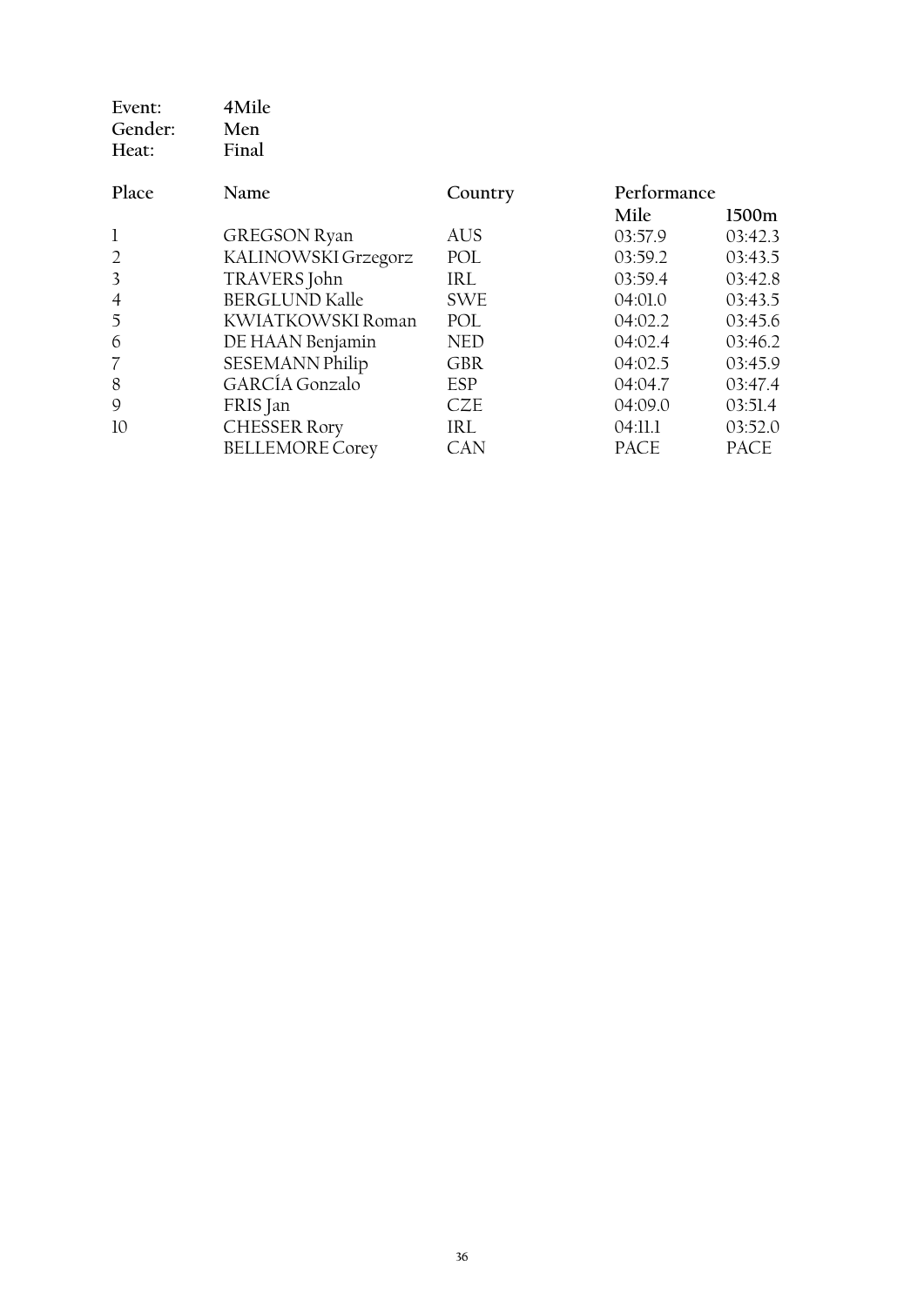Event: 4Mile
Gender: Men
Heat: Final

| Place | Name | Country | Performance | |
|---|---|---|---|---|
| | | | Mile | 1500m |
| 1 | GREGSON Ryan | AUS | 03:57.9 | 03:42.3 |
| 2 | KALINOWSKI Grzegorz | POL | 03:59.2 | 03:43.5 |
| 3 | TRAVERS John | IRL | 03:59.4 | 03:42.8 |
| 4 | BERGLUND Kalle | SWE | 04:01.0 | 03:43.5 |
| 5 | KWIATKOWSKI Roman | POL | 04:02.2 | 03:45.6 |
| 6 | DE HAAN Benjamin | NED | 04:02.4 | 03:46.2 |
| 7 | SESEMANN Philip | GBR | 04:02.5 | 03:45.9 |
| 8 | GARCÍA Gonzalo | ESP | 04:04.7 | 03:47.4 |
| 9 | FRIS Jan | CZE | 04:09.0 | 03:51.4 |
| 10 | CHESSER Rory | IRL | 04:11.1 | 03:52.0 |
| | BELLEMORE Corey | CAN | PACE | PACE |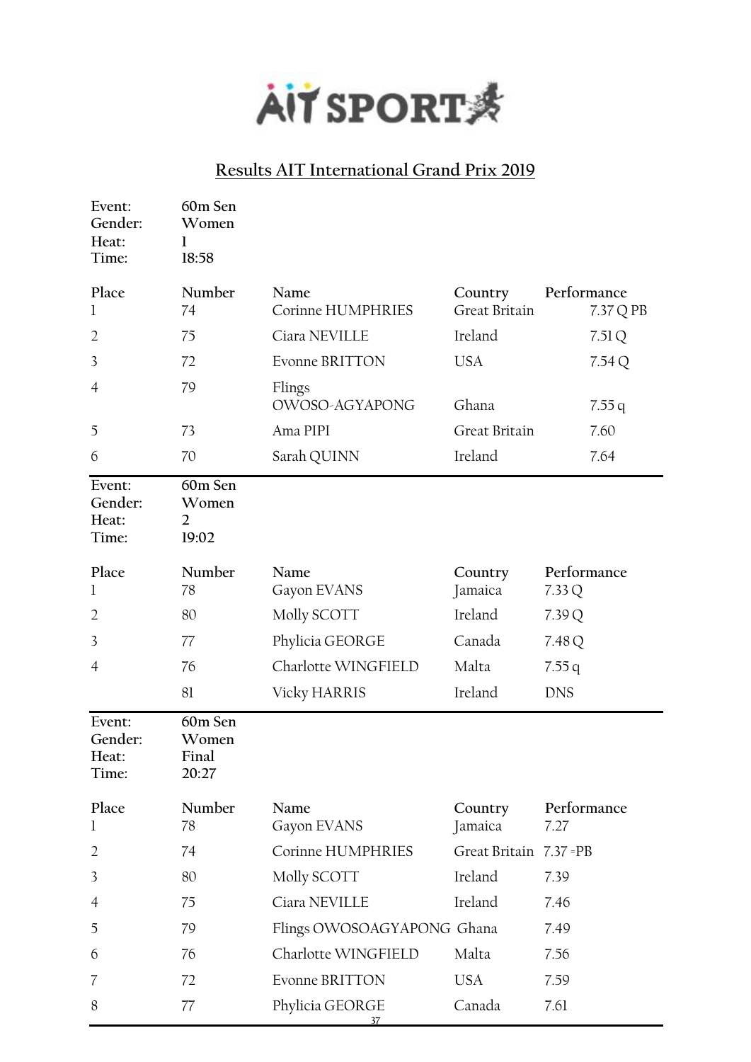AIT SPORT

## Results AIT International Grand Prix 2019

**Event:** 60m Sen
**Gender:** Women
**Heat:** 1
**Time:** 18:58

| Place | Number | Name | Country | Performance |
|---|---|---|---|---|
| 1 | 74 | Corinne HUMPHRIES | Great Britain | 7.37 Q PB |
| 2 | 75 | Ciara NEVILLE | Ireland | 7.51 Q |
| 3 | 72 | Evonne BRITTON | USA | 7.54 Q |
| 4 | 79 | Flings OWOSO-AGYAPONG | Ghana | 7.55 q |
| 5 | 73 | Ama PIPI | Great Britain | 7.60 |
| 6 | 70 | Sarah QUINN | Ireland | 7.64 |

**Event:** 60m Sen
**Gender:** Women
**Heat:** 2
**Time:** 19:02

| Place | Number | Name | Country | Performance |
|---|---|---|---|---|
| 1 | 78 | Gayon EVANS | Jamaica | 7.33 Q |
| 2 | 80 | Molly SCOTT | Ireland | 7.39 Q |
| 3 | 77 | Phylicia GEORGE | Canada | 7.48 Q |
| 4 | 76 | Charlotte WINGFIELD | Malta | 7.55 q |
| | 81 | Vicky HARRIS | Ireland | DNS |

**Event:** 60m Sen
**Gender:** Women
**Heat:** Final
**Time:** 20:27

| Place | Number | Name | Country | Performance |
|---|---|---|---|---|
| 1 | 78 | Gayon EVANS | Jamaica | 7.27 |
| 2 | 74 | Corinne HUMPHRIES | Great Britain | 7.37 =PB |
| 3 | 80 | Molly SCOTT | Ireland | 7.39 |
| 4 | 75 | Ciara NEVILLE | Ireland | 7.46 |
| 5 | 79 | Flings OWOSOAGYAPONG | Ghana | 7.49 |
| 6 | 76 | Charlotte WINGFIELD | Malta | 7.56 |
| 7 | 72 | Evonne BRITTON | USA | 7.59 |
| 8 | 77 | Phylicia GEORGE | Canada | 7.61 |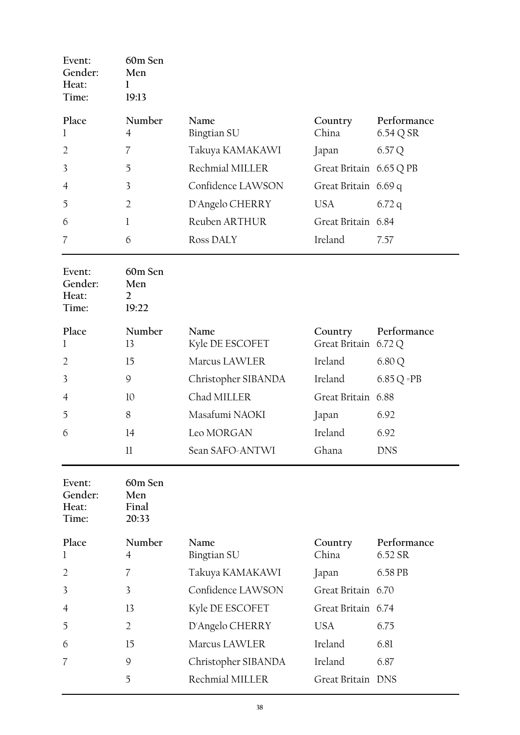Event: 60m Sen
Gender: Men
Heat: 1
Time: 19:13

| Place | Number | Name | Country | Performance |
|---|---|---|---|---|
| 1 | 4 | Bingtian SU | China | 6.54 Q SR |
| 2 | 7 | Takuya KAMAKAWI | Japan | 6.57 Q |
| 3 | 5 | Rechmial MILLER | Great Britain | 6.65 Q PB |
| 4 | 3 | Confidence LAWSON | Great Britain | 6.69 q |
| 5 | 2 | D'Angelo CHERRY | USA | 6.72 q |
| 6 | 1 | Reuben ARTHUR | Great Britain | 6.84 |
| 7 | 6 | Ross DALY | Ireland | 7.57 |

---

Event: 60m Sen
Gender: Men
Heat: 2
Time: 19:22

| Place | Number | Name | Country | Performance |
|---|---|---|---|---|
| 1 | 13 | Kyle DE ESCOFET | Great Britain | 6.72 Q |
| 2 | 15 | Marcus LAWLER | Ireland | 6.80 Q |
| 3 | 9 | Christopher SIBANDA | Ireland | 6.85 Q =PB |
| 4 | 10 | Chad MILLER | Great Britain | 6.88 |
| 5 | 8 | Masafumi NAOKI | Japan | 6.92 |
| 6 | 14 | Leo MORGAN | Ireland | 6.92 |
| | 11 | Sean SAFO-ANTWI | Ghana | DNS |

---

Event: 60m Sen
Gender: Men
Heat: Final
Time: 20:33

| Place | Number | Name | Country | Performance |
|---|---|---|---|---|
| 1 | 4 | Bingtian SU | China | 6.52 SR |
| 2 | 7 | Takuya KAMAKAWI | Japan | 6.58 PB |
| 3 | 3 | Confidence LAWSON | Great Britain | 6.70 |
| 4 | 13 | Kyle DE ESCOFET | Great Britain | 6.74 |
| 5 | 2 | D'Angelo CHERRY | USA | 6.75 |
| 6 | 15 | Marcus LAWLER | Ireland | 6.81 |
| 7 | 9 | Christopher SIBANDA | Ireland | 6.87 |
| | 5 | Rechmial MILLER | Great Britain | DNS |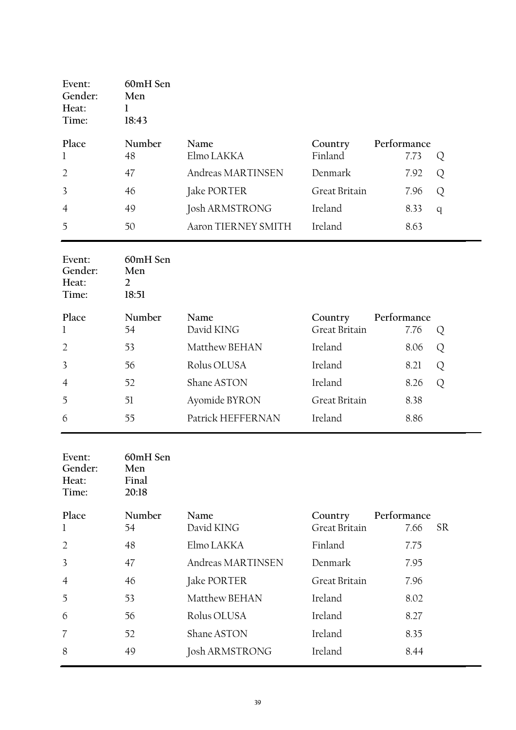Event: 60mH Sen
Gender: Men
Heat: 1
Time: 18:43

| Place | Number | Name | Country | Performance | |
|---|---|---|---|---|---|
| 1 | 48 | Elmo LAKKA | Finland | 7.73 | Q |
| 2 | 47 | Andreas MARTINSEN | Denmark | 7.92 | Q |
| 3 | 46 | Jake PORTER | Great Britain | 7.96 | Q |
| 4 | 49 | Josh ARMSTRONG | Ireland | 8.33 | q |
| 5 | 50 | Aaron TIERNEY SMITH | Ireland | 8.63 | |

Event: 60mH Sen
Gender: Men
Heat: 2
Time: 18:51

| Place | Number | Name | Country | Performance | |
|---|---|---|---|---|---|
| 1 | 54 | David KING | Great Britain | 7.76 | Q |
| 2 | 53 | Matthew BEHAN | Ireland | 8.06 | Q |
| 3 | 56 | Rolus OLUSA | Ireland | 8.21 | Q |
| 4 | 52 | Shane ASTON | Ireland | 8.26 | Q |
| 5 | 51 | Ayomide BYRON | Great Britain | 8.38 | |
| 6 | 55 | Patrick HEFFERNAN | Ireland | 8.86 | |

Event: 60mH Sen
Gender: Men
Heat: Final
Time: 20:18

| Place | Number | Name | Country | Performance | |
|---|---|---|---|---|---|
| 1 | 54 | David KING | Great Britain | 7.66 | SR |
| 2 | 48 | Elmo LAKKA | Finland | 7.75 | |
| 3 | 47 | Andreas MARTINSEN | Denmark | 7.95 | |
| 4 | 46 | Jake PORTER | Great Britain | 7.96 | |
| 5 | 53 | Matthew BEHAN | Ireland | 8.02 | |
| 6 | 56 | Rolus OLUSA | Ireland | 8.27 | |
| 7 | 52 | Shane ASTON | Ireland | 8.35 | |
| 8 | 49 | Josh ARMSTRONG | Ireland | 8.44 | |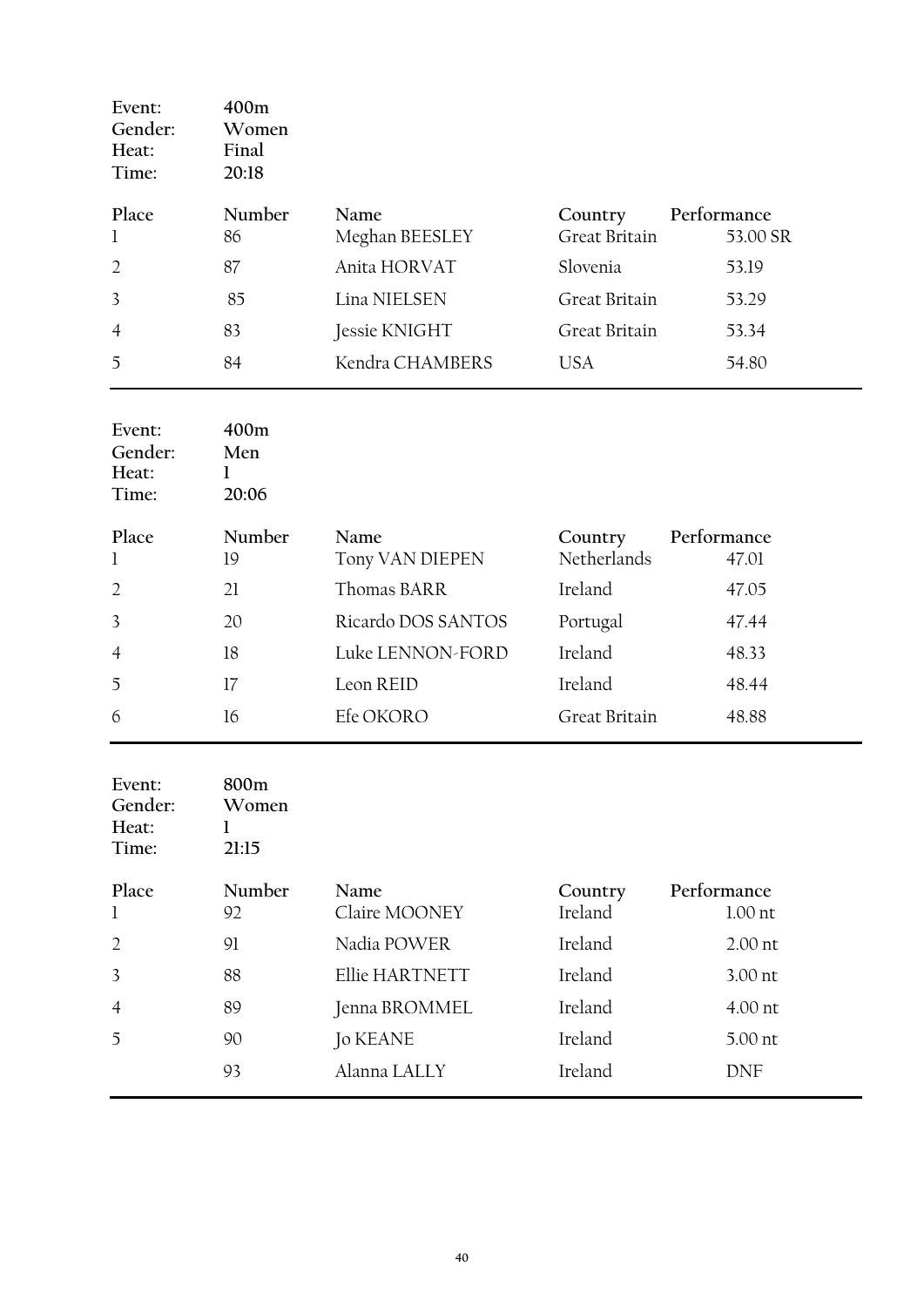Event: **400m**
Gender: **Women**
Heat: **Final**
Time: **20:18**

| Place | Number | Name | Country | Performance |
|---|---|---|---|---|
| 1 | 86 | Meghan BEESLEY | Great Britain | 53.00 SR |
| 2 | 87 | Anita HORVAT | Slovenia | 53.19 |
| 3 | 85 | Lina NIELSEN | Great Britain | 53.29 |
| 4 | 83 | Jessie KNIGHT | Great Britain | 53.34 |
| 5 | 84 | Kendra CHAMBERS | USA | 54.80 |

Event: **400m**
Gender: **Men**
Heat: **1**
Time: **20:06**

| Place | Number | Name | Country | Performance |
|---|---|---|---|---|
| 1 | 19 | Tony VAN DIEPEN | Netherlands | 47.01 |
| 2 | 21 | Thomas BARR | Ireland | 47.05 |
| 3 | 20 | Ricardo DOS SANTOS | Portugal | 47.44 |
| 4 | 18 | Luke LENNON-FORD | Ireland | 48.33 |
| 5 | 17 | Leon REID | Ireland | 48.44 |
| 6 | 16 | Efe OKORO | Great Britain | 48.88 |

Event: **800m**
Gender: **Women**
Heat: **1**
Time: **21:15**

| Place | Number | Name | Country | Performance |
|---|---|---|---|---|
| 1 | 92 | Claire MOONEY | Ireland | 1.00 nt |
| 2 | 91 | Nadia POWER | Ireland | 2.00 nt |
| 3 | 88 | Ellie HARTNETT | Ireland | 3.00 nt |
| 4 | 89 | Jenna BROMMEL | Ireland | 4.00 nt |
| 5 | 90 | Jo KEANE | Ireland | 5.00 nt |
| | 93 | Alanna LALLY | Ireland | DNF |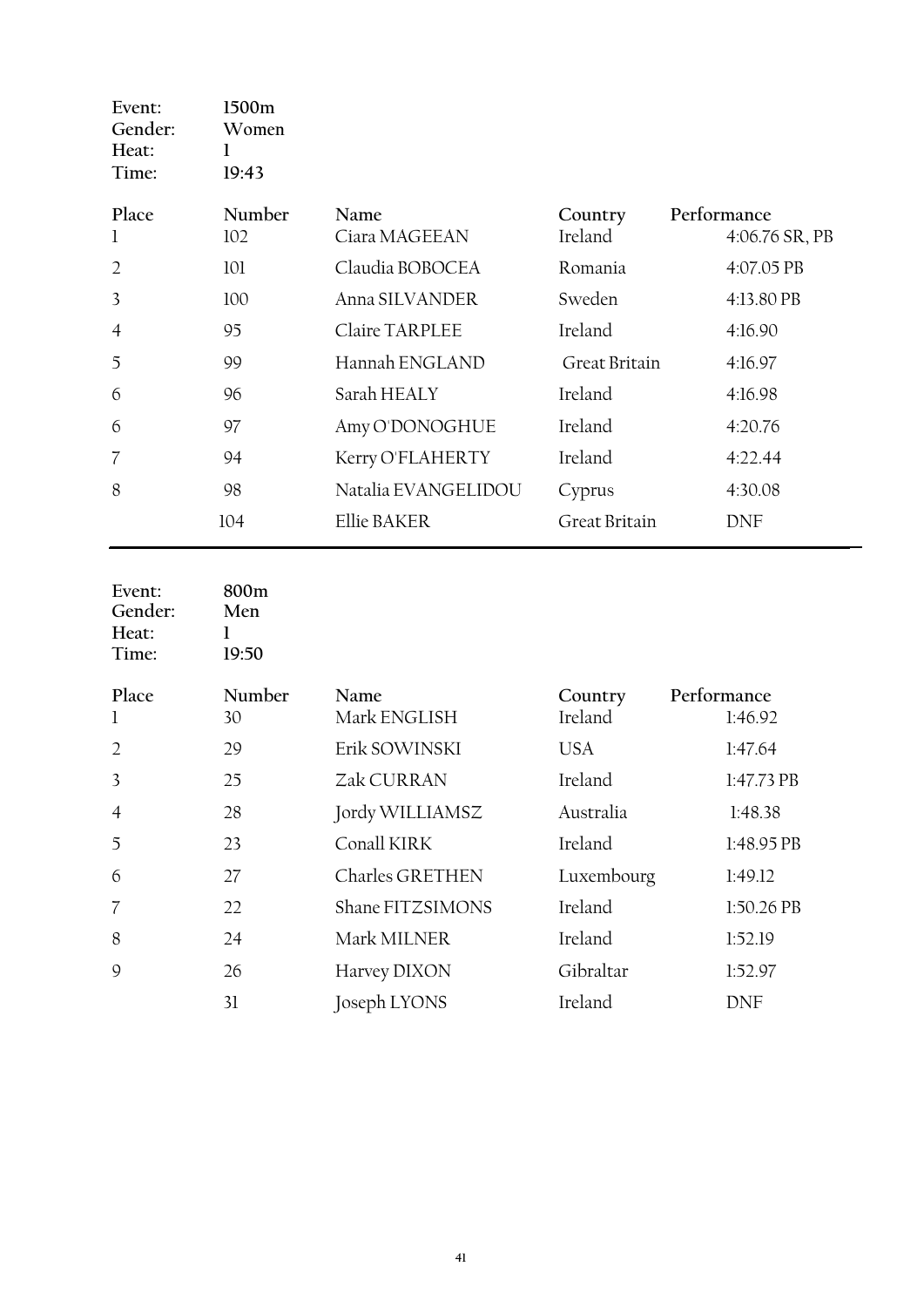Event: **1500m**
Gender: **Women**
Heat: **1**
Time: **19:43**

| Place | Number | Name | Country | Performance |
|---|---|---|---|---|
| 1 | 102 | Ciara MAGEEAN | Ireland | 4:06.76 SR, PB |
| 2 | 101 | Claudia BOBOCEA | Romania | 4:07.05 PB |
| 3 | 100 | Anna SILVANDER | Sweden | 4:13.80 PB |
| 4 | 95 | Claire TARPLEE | Ireland | 4:16.90 |
| 5 | 99 | Hannah ENGLAND | Great Britain | 4:16.97 |
| 6 | 96 | Sarah HEALY | Ireland | 4:16.98 |
| 6 | 97 | Amy O'DONOGHUE | Ireland | 4:20.76 |
| 7 | 94 | Kerry O'FLAHERTY | Ireland | 4:22.44 |
| 8 | 98 | Natalia EVANGELIDOU | Cyprus | 4:30.08 |
| | 104 | Ellie BAKER | Great Britain | DNF |

Event: **800m**
Gender: **Men**
Heat: **1**
Time: **19:50**

| Place | Number | Name | Country | Performance |
|---|---|---|---|---|
| 1 | 30 | Mark ENGLISH | Ireland | 1:46.92 |
| 2 | 29 | Erik SOWINSKI | USA | 1:47.64 |
| 3 | 25 | Zak CURRAN | Ireland | 1:47.73 PB |
| 4 | 28 | Jordy WILLIAMSZ | Australia | 1:48.38 |
| 5 | 23 | Conall KIRK | Ireland | 1:48.95 PB |
| 6 | 27 | Charles GRETHEN | Luxembourg | 1:49.12 |
| 7 | 22 | Shane FITZSIMONS | Ireland | 1:50.26 PB |
| 8 | 24 | Mark MILNER | Ireland | 1:52.19 |
| 9 | 26 | Harvey DIXON | Gibraltar | 1:52.97 |
| | 31 | Joseph LYONS | Ireland | DNF |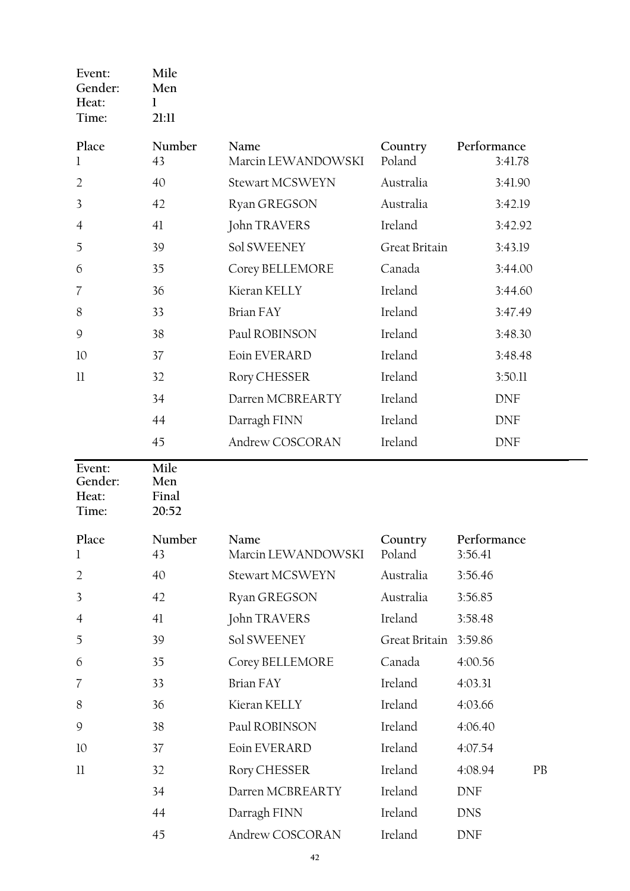| Event: | Mile |
|---|---|
| Gender: | Men |
| Heat: | 1 |
| Time: | 21:11 |

| Place | Number | Name | Country | Performance |
|---|---|---|---|---|
| 1 | 43 | Marcin LEWANDOWSKI | Poland | 3:41.78 |
| 2 | 40 | Stewart MCSWEYN | Australia | 3:41.90 |
| 3 | 42 | Ryan GREGSON | Australia | 3:42.19 |
| 4 | 41 | John TRAVERS | Ireland | 3:42.92 |
| 5 | 39 | Sol SWEENEY | Great Britain | 3:43.19 |
| 6 | 35 | Corey BELLEMORE | Canada | 3:44.00 |
| 7 | 36 | Kieran KELLY | Ireland | 3:44.60 |
| 8 | 33 | Brian FAY | Ireland | 3:47.49 |
| 9 | 38 | Paul ROBINSON | Ireland | 3:48.30 |
| 10 | 37 | Eoin EVERARD | Ireland | 3:48.48 |
| 11 | 32 | Rory CHESSER | Ireland | 3:50.11 |
| | 34 | Darren MCBREARTY | Ireland | DNF |
| | 44 | Darragh FINN | Ireland | DNF |
| | 45 | Andrew COSCORAN | Ireland | DNF |

| Event: | Mile |
|---|---|
| Gender: | Men |
| Heat: | Final |
| Time: | 20:52 |

| Place | Number | Name | Country | Performance | |
|---|---|---|---|---|---|
| 1 | 43 | Marcin LEWANDOWSKI | Poland | 3:56.41 | |
| 2 | 40 | Stewart MCSWEYN | Australia | 3:56.46 | |
| 3 | 42 | Ryan GREGSON | Australia | 3:56.85 | |
| 4 | 41 | John TRAVERS | Ireland | 3:58.48 | |
| 5 | 39 | Sol SWEENEY | Great Britain | 3:59.86 | |
| 6 | 35 | Corey BELLEMORE | Canada | 4:00.56 | |
| 7 | 33 | Brian FAY | Ireland | 4:03.31 | |
| 8 | 36 | Kieran KELLY | Ireland | 4:03.66 | |
| 9 | 38 | Paul ROBINSON | Ireland | 4:06.40 | |
| 10 | 37 | Eoin EVERARD | Ireland | 4:07.54 | |
| 11 | 32 | Rory CHESSER | Ireland | 4:08.94 | PB |
| | 34 | Darren MCBREARTY | Ireland | DNF | |
| | 44 | Darragh FINN | Ireland | DNS | |
| | 45 | Andrew COSCORAN | Ireland | DNF | |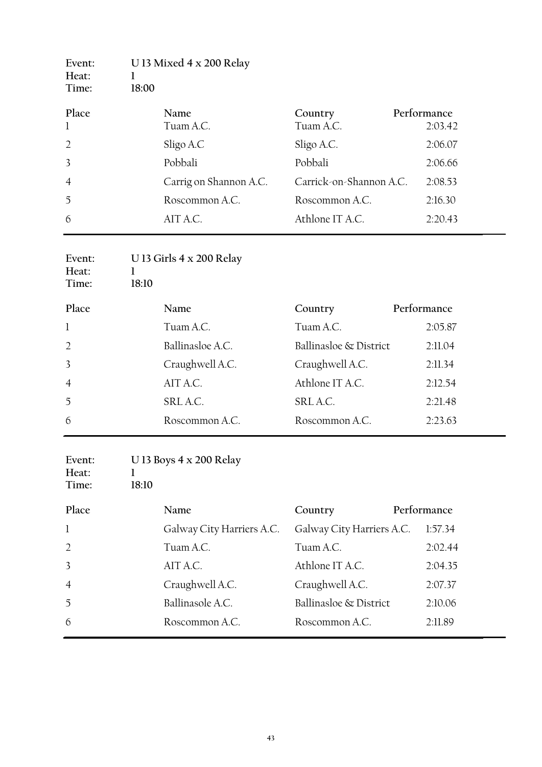Event: U 13 Mixed 4 x 200 Relay
Heat: 1
Time: 18:00

| Place | Name | Country | Performance |
|---|---|---|---|
| 1 | Tuam A.C. | Tuam A.C. | 2:03.42 |
| 2 | Sligo A.C | Sligo A.C. | 2:06.07 |
| 3 | Pobbali | Pobbali | 2:06.66 |
| 4 | Carrig on Shannon A.C. | Carrick-on-Shannon A.C. | 2:08.53 |
| 5 | Roscommon A.C. | Roscommon A.C. | 2:16.30 |
| 6 | AIT A.C. | Athlone IT A.C. | 2:20.43 |

Event: U 13 Girls 4 x 200 Relay
Heat: 1
Time: 18:10

| Place | Name | Country | Performance |
|---|---|---|---|
| 1 | Tuam A.C. | Tuam A.C. | 2:05.87 |
| 2 | Ballinasloe A.C. | Ballinasloe & District | 2:11.04 |
| 3 | Craughwell A.C. | Craughwell A.C. | 2:11.34 |
| 4 | AIT A.C. | Athlone IT A.C. | 2:12.54 |
| 5 | SRL A.C. | SRL A.C. | 2:21.48 |
| 6 | Roscommon A.C. | Roscommon A.C. | 2:23.63 |

Event: U 13 Boys 4 x 200 Relay
Heat: 1
Time: 18:10

| Place | Name | Country | Performance |
|---|---|---|---|
| 1 | Galway City Harriers A.C. | Galway City Harriers A.C. | 1:57.34 |
| 2 | Tuam A.C. | Tuam A.C. | 2:02.44 |
| 3 | AIT A.C. | Athlone IT A.C. | 2:04.35 |
| 4 | Craughwell A.C. | Craughwell A.C. | 2:07.37 |
| 5 | Ballinasole A.C. | Ballinasloe & District | 2:10.06 |
| 6 | Roscommon A.C. | Roscommon A.C. | 2:11.89 |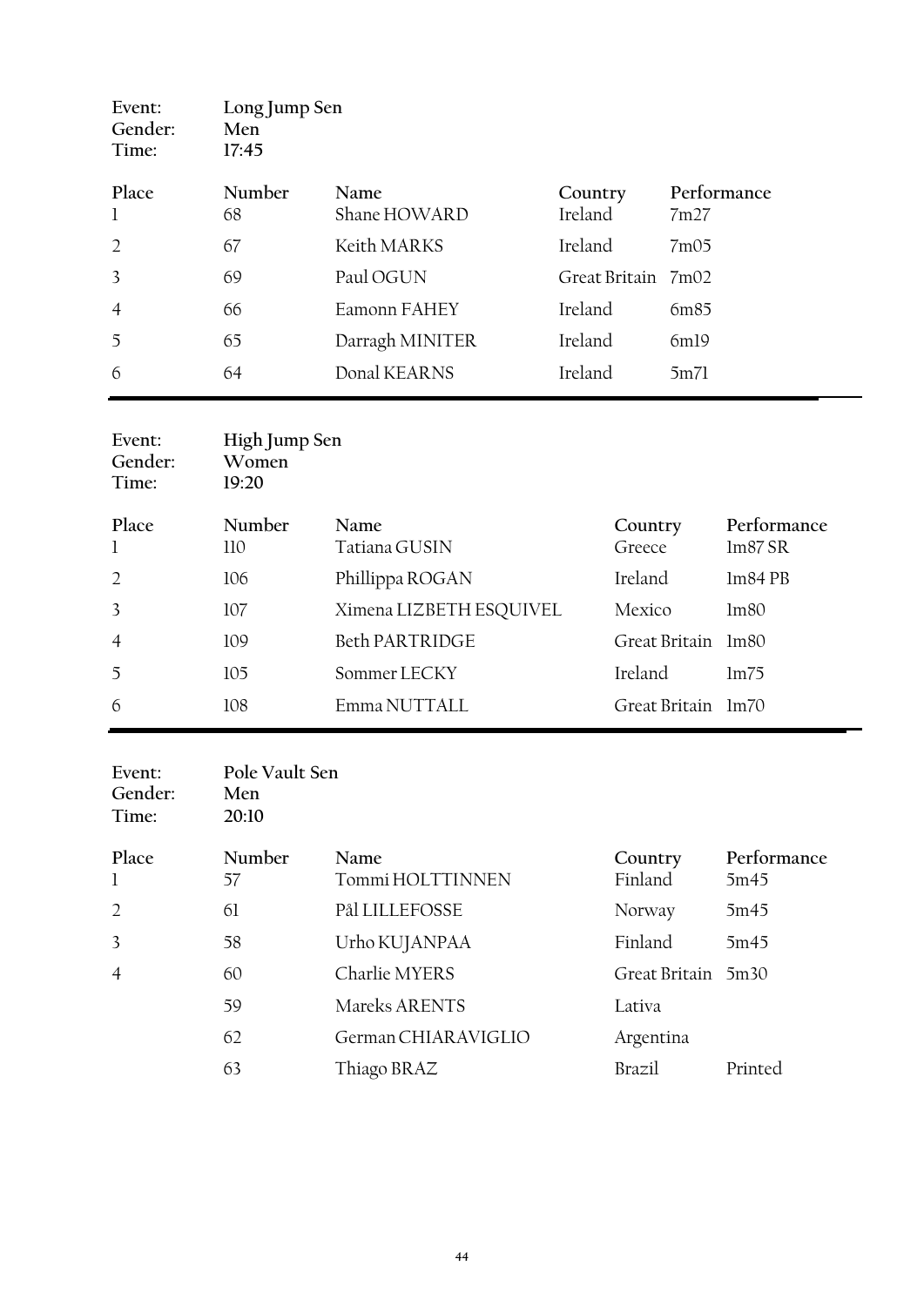Event: Long Jump Sen
Gender: Men
Time: 17:45

| Place | Number | Name | Country | Performance |
|---|---|---|---|---|
| 1 | 68 | Shane HOWARD | Ireland | 7m27 |
| 2 | 67 | Keith MARKS | Ireland | 7m05 |
| 3 | 69 | Paul OGUN | Great Britain | 7m02 |
| 4 | 66 | Eamonn FAHEY | Ireland | 6m85 |
| 5 | 65 | Darragh MINITER | Ireland | 6m19 |
| 6 | 64 | Donal KEARNS | Ireland | 5m71 |

Event: High Jump Sen
Gender: Women
Time: 19:20

| Place | Number | Name | Country | Performance |
|---|---|---|---|---|
| 1 | 110 | Tatiana GUSIN | Greece | 1m87 SR |
| 2 | 106 | Phillippa ROGAN | Ireland | 1m84 PB |
| 3 | 107 | Ximena LIZBETH ESQUIVEL | Mexico | 1m80 |
| 4 | 109 | Beth PARTRIDGE | Great Britain | 1m80 |
| 5 | 105 | Sommer LECKY | Ireland | 1m75 |
| 6 | 108 | Emma NUTTALL | Great Britain | 1m70 |

Event: Pole Vault Sen
Gender: Men
Time: 20:10

| Place | Number | Name | Country | Performance |
|---|---|---|---|---|
| 1 | 57 | Tommi HOLTTINNEN | Finland | 5m45 |
| 2 | 61 | Pål LILLEFOSSE | Norway | 5m45 |
| 3 | 58 | Urho KUJANPAA | Finland | 5m45 |
| 4 | 60 | Charlie MYERS | Great Britain | 5m30 |
| | 59 | Mareks ARENTS | Lativa | |
| | 62 | German CHIARAVIGLIO | Argentina | |
| | 63 | Thiago BRAZ | Brazil | Printed |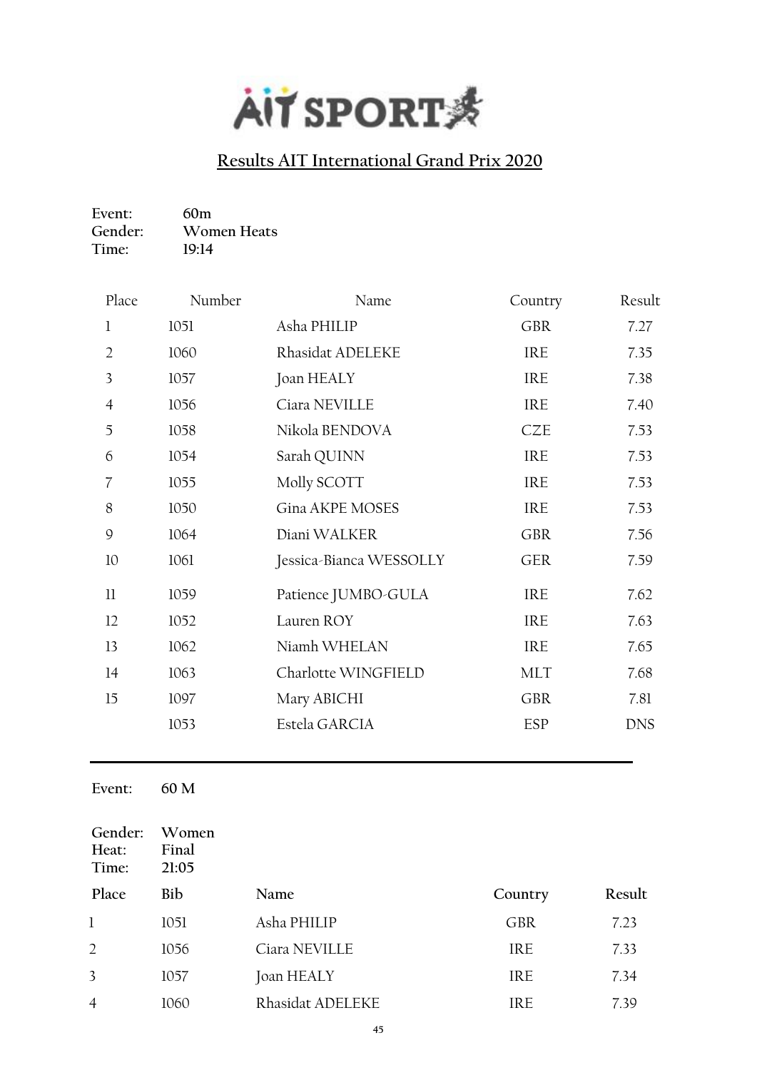AIT SPORT

# Results AIT International Grand Prix 2020

**Event:** 60m
**Gender:** Women Heats
**Time:** 19:14

| Place | Number | Name | Country | Result |
|---|---|---|---|---|
| 1 | 1051 | Asha PHILIP | GBR | 7.27 |
| 2 | 1060 | Rhasidat ADELEKE | IRE | 7.35 |
| 3 | 1057 | Joan HEALY | IRE | 7.38 |
| 4 | 1056 | Ciara NEVILLE | IRE | 7.40 |
| 5 | 1058 | Nikola BENDOVA | CZE | 7.53 |
| 6 | 1054 | Sarah QUINN | IRE | 7.53 |
| 7 | 1055 | Molly SCOTT | IRE | 7.53 |
| 8 | 1050 | Gina AKPE MOSES | IRE | 7.53 |
| 9 | 1064 | Diani WALKER | GBR | 7.56 |
| 10 | 1061 | Jessica-Bianca WESSOLLY | GER | 7.59 |
| 11 | 1059 | Patience JUMBO-GULA | IRE | 7.62 |
| 12 | 1052 | Lauren ROY | IRE | 7.63 |
| 13 | 1062 | Niamh WHELAN | IRE | 7.65 |
| 14 | 1063 | Charlotte WINGFIELD | MLT | 7.68 |
| 15 | 1097 | Mary ABICHI | GBR | 7.81 |
| | 1053 | Estela GARCIA | ESP | DNS |

---

**Event:** 60 M

**Gender:** Women
**Heat:** Final
**Time:** 21:05

| Place | Bib | Name | Country | Result |
|---|---|---|---|---|
| 1 | 1051 | Asha PHILIP | GBR | 7.23 |
| 2 | 1056 | Ciara NEVILLE | IRE | 7.33 |
| 3 | 1057 | Joan HEALY | IRE | 7.34 |
| 4 | 1060 | Rhasidat ADELEKE | IRE | 7.39 |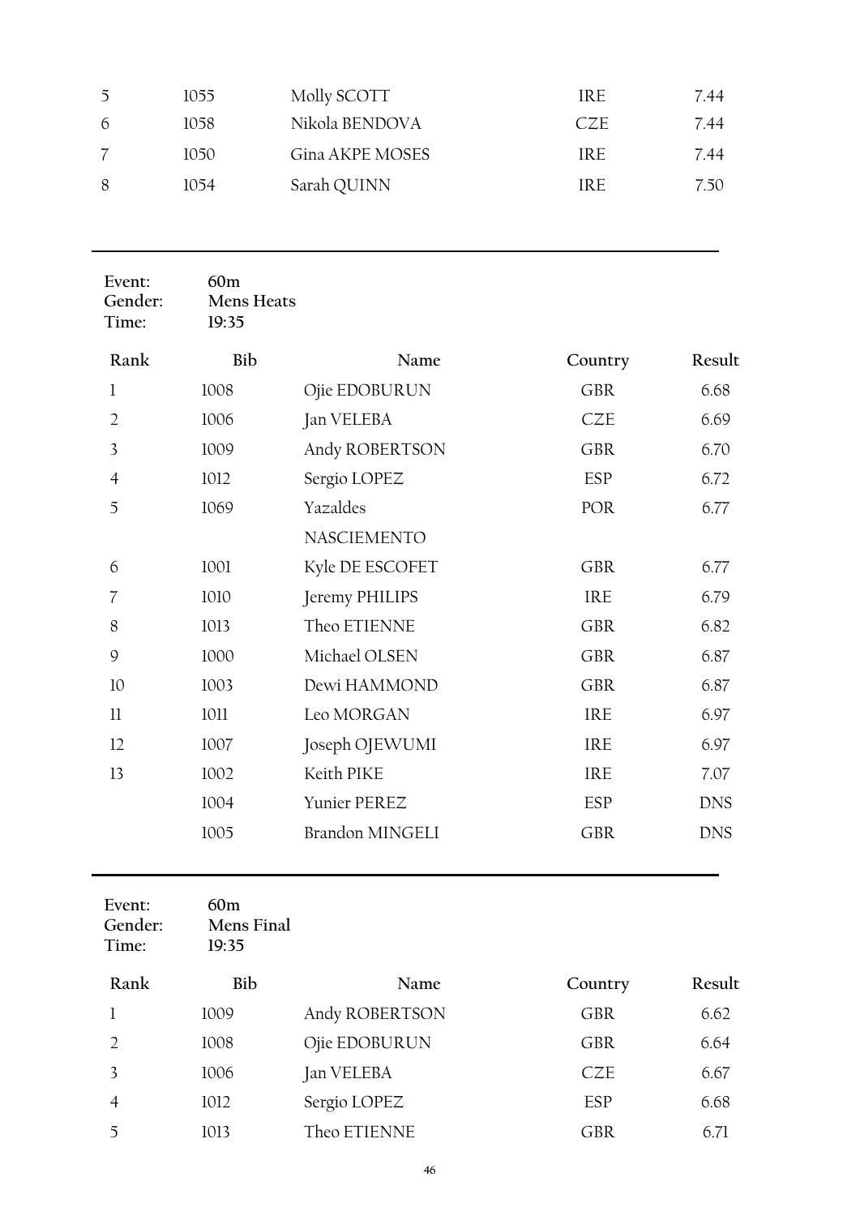| | | | | |
|---|---|---|---|---|
| 5 | 1055 | Molly SCOTT | IRE | 7.44 |
| 6 | 1058 | Nikola BENDOVA | CZE | 7.44 |
| 7 | 1050 | Gina AKPE MOSES | IRE | 7.44 |
| 8 | 1054 | Sarah QUINN | IRE | 7.50 |

---

**Event:** 60m
**Gender:** Mens Heats
**Time:** 19:35

| Rank | Bib | Name | Country | Result |
|---|---|---|---|---|
| 1 | 1008 | Ojie EDOBURUN | GBR | 6.68 |
| 2 | 1006 | Jan VELEBA | CZE | 6.69 |
| 3 | 1009 | Andy ROBERTSON | GBR | 6.70 |
| 4 | 1012 | Sergio LOPEZ | ESP | 6.72 |
| 5 | 1069 | Yazaldes NASCIEMENTO | POR | 6.77 |
| 6 | 1001 | Kyle DE ESCOFET | GBR | 6.77 |
| 7 | 1010 | Jeremy PHILIPS | IRE | 6.79 |
| 8 | 1013 | Theo ETIENNE | GBR | 6.82 |
| 9 | 1000 | Michael OLSEN | GBR | 6.87 |
| 10 | 1003 | Dewi HAMMOND | GBR | 6.87 |
| 11 | 1011 | Leo MORGAN | IRE | 6.97 |
| 12 | 1007 | Joseph OJEWUMI | IRE | 6.97 |
| 13 | 1002 | Keith PIKE | IRE | 7.07 |
| | 1004 | Yunier PEREZ | ESP | DNS |
| | 1005 | Brandon MINGELI | GBR | DNS |

---

**Event:** 60m
**Gender:** Mens Final
**Time:** 19:35

| Rank | Bib | Name | Country | Result |
|---|---|---|---|---|
| 1 | 1009 | Andy ROBERTSON | GBR | 6.62 |
| 2 | 1008 | Ojie EDOBURUN | GBR | 6.64 |
| 3 | 1006 | Jan VELEBA | CZE | 6.67 |
| 4 | 1012 | Sergio LOPEZ | ESP | 6.68 |
| 5 | 1013 | Theo ETIENNE | GBR | 6.71 |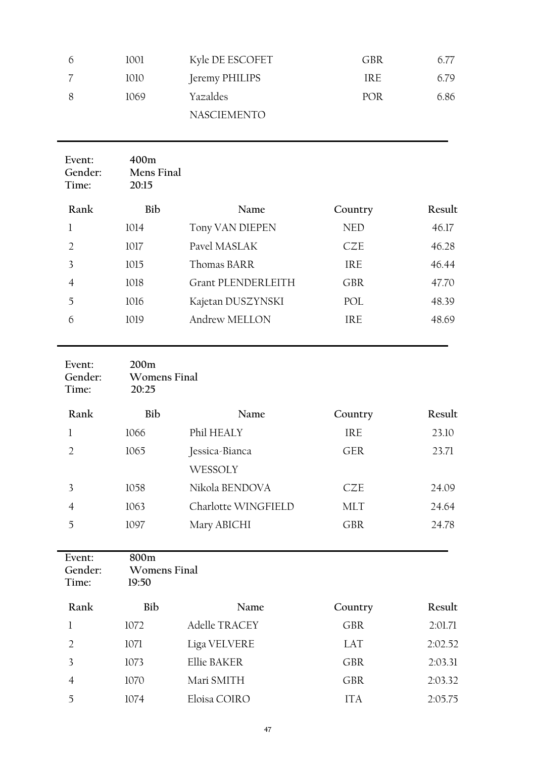| Rank | Bib | Name | Country | Result |
|---|---|---|---|---|
| 6 | 1001 | Kyle DE ESCOFET | GBR | 6.77 |
| 7 | 1010 | Jeremy PHILIPS | IRE | 6.79 |
| 8 | 1069 | Yazaldes NASCIEMENTO | POR | 6.86 |

---

**Event:** **400m**
**Gender:** **Mens Final**
**Time:** **20:15**

| Rank | Bib | Name | Country | Result |
|---|---|---|---|---|
| 1 | 1014 | Tony VAN DIEPEN | NED | 46.17 |
| 2 | 1017 | Pavel MASLAK | CZE | 46.28 |
| 3 | 1015 | Thomas BARR | IRE | 46.44 |
| 4 | 1018 | Grant PLENDERLEITH | GBR | 47.70 |
| 5 | 1016 | Kajetan DUSZYNSKI | POL | 48.39 |
| 6 | 1019 | Andrew MELLON | IRE | 48.69 |

---

**Event:** **200m**
**Gender:** **Womens Final**
**Time:** **20:25**

| Rank | Bib | Name | Country | Result |
|---|---|---|---|---|
| 1 | 1066 | Phil HEALY | IRE | 23.10 |
| 2 | 1065 | Jessica-Bianca WESSOLY | GER | 23.71 |
| 3 | 1058 | Nikola BENDOVA | CZE | 24.09 |
| 4 | 1063 | Charlotte WINGFIELD | MLT | 24.64 |
| 5 | 1097 | Mary ABICHI | GBR | 24.78 |

---

**Event:** **800m**
**Gender:** **Womens Final**
**Time:** **19:50**

| Rank | Bib | Name | Country | Result |
|---|---|---|---|---|
| 1 | 1072 | Adelle TRACEY | GBR | 2:01.71 |
| 2 | 1071 | Liga VELVERE | LAT | 2:02.52 |
| 3 | 1073 | Ellie BAKER | GBR | 2:03.31 |
| 4 | 1070 | Mari SMITH | GBR | 2:03.32 |
| 5 | 1074 | Eloisa COIRO | ITA | 2:05.75 |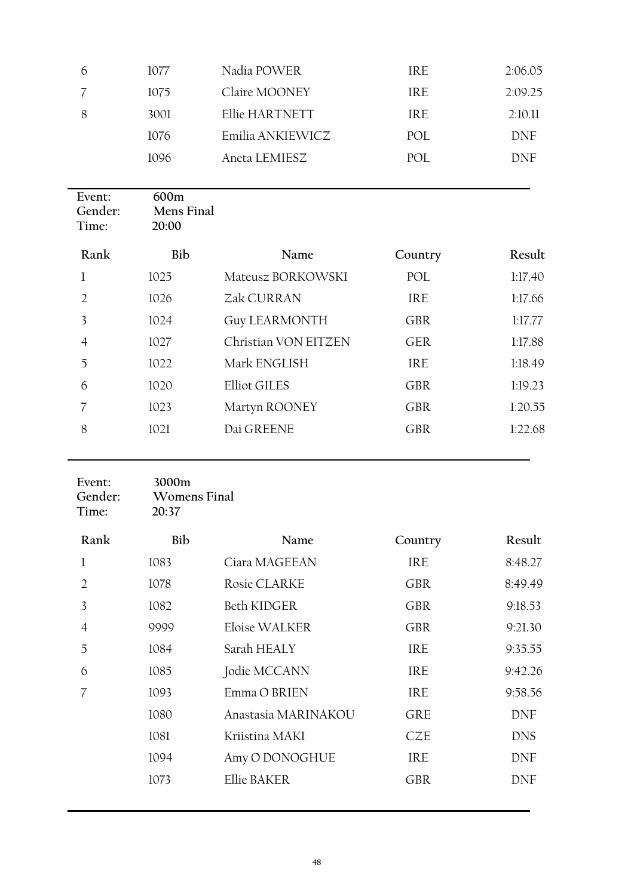| Rank | Bib | Name | Country | Result |
|---|---|---|---|---|
| 6 | 1077 | Nadia POWER | IRE | 2:06.05 |
| 7 | 1075 | Claire MOONEY | IRE | 2:09.25 |
| 8 | 3001 | Ellie HARTNETT | IRE | 2:10.11 |
| | 1076 | Emilia ANKIEWICZ | POL | DNF |
| | 1096 | Aneta LEMIESZ | POL | DNF |

**Event:** 600m
**Gender:** Mens Final
**Time:** 20:00

| Rank | Bib | Name | Country | Result |
|---|---|---|---|---|
| 1 | 1025 | Mateusz BORKOWSKI | POL | 1:17.40 |
| 2 | 1026 | Zak CURRAN | IRE | 1:17.66 |
| 3 | 1024 | Guy LEARMONTH | GBR | 1:17.77 |
| 4 | 1027 | Christian VON EITZEN | GER | 1:17.88 |
| 5 | 1022 | Mark ENGLISH | IRE | 1:18.49 |
| 6 | 1020 | Elliot GILES | GBR | 1:19.23 |
| 7 | 1023 | Martyn ROONEY | GBR | 1:20.55 |
| 8 | 1021 | Dai GREENE | GBR | 1:22.68 |

**Event:** 3000m
**Gender:** Womens Final
**Time:** 20:37

| Rank | Bib | Name | Country | Result |
|---|---|---|---|---|
| 1 | 1083 | Ciara MAGEEAN | IRE | 8:48.27 |
| 2 | 1078 | Rosie CLARKE | GBR | 8:49.49 |
| 3 | 1082 | Beth KIDGER | GBR | 9:18.53 |
| 4 | 9999 | Eloise WALKER | GBR | 9:21.30 |
| 5 | 1084 | Sarah HEALY | IRE | 9:35.55 |
| 6 | 1085 | Jodie MCCANN | IRE | 9:42.26 |
| 7 | 1093 | Emma O BRIEN | IRE | 9:58.56 |
| | 1080 | Anastasia MARINAKOU | GRE | DNF |
| | 1081 | Kriistina MAKI | CZE | DNS |
| | 1094 | Amy O DONOGHUE | IRE | DNF |
| | 1073 | Ellie BAKER | GBR | DNF |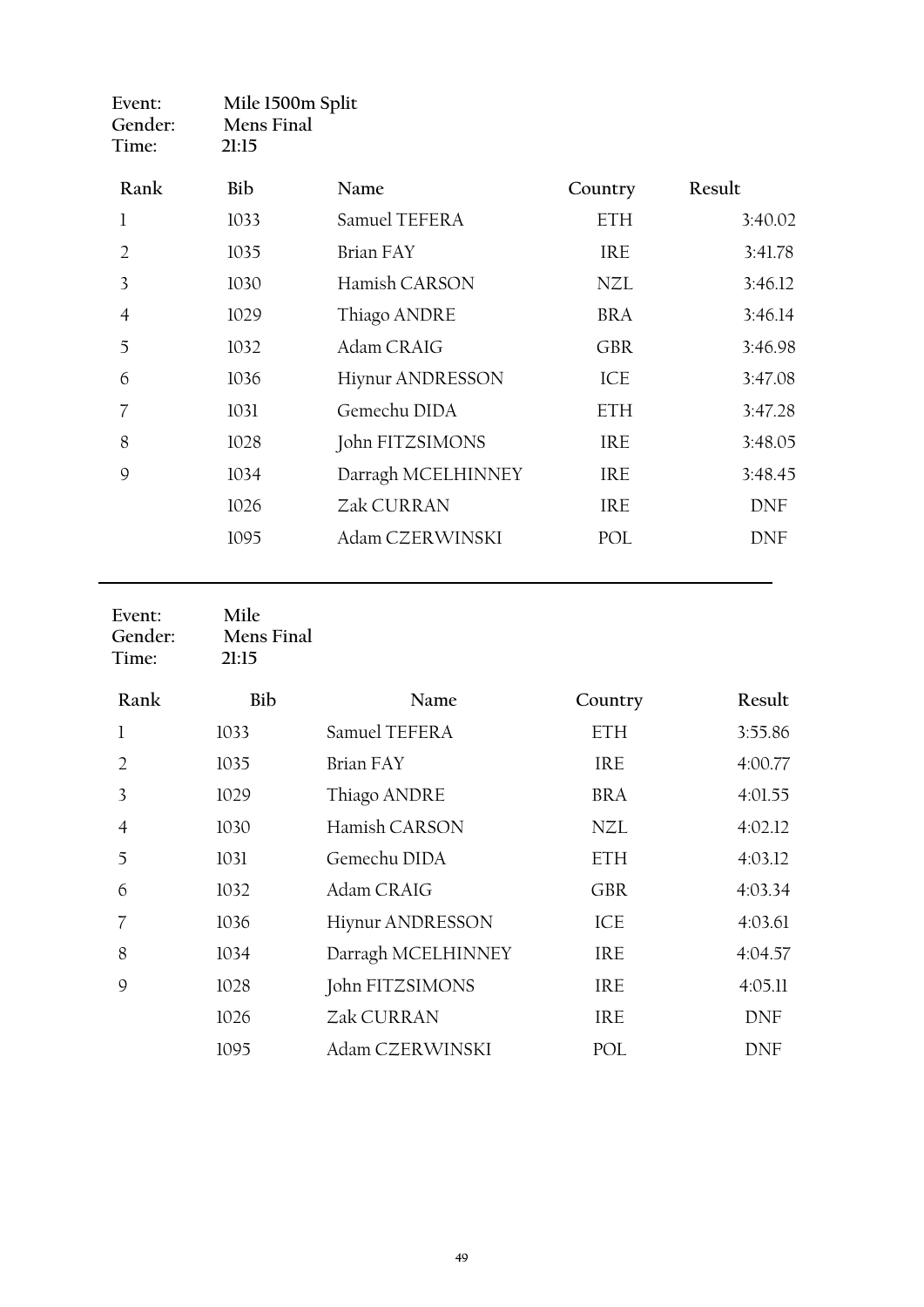Event: **Mile 1500m Split**
Gender: **Mens Final**
Time: **21:15**

| Rank | Bib | Name | Country | Result |
|---|---|---|---|---|
| 1 | 1033 | Samuel TEFERA | ETH | 3:40.02 |
| 2 | 1035 | Brian FAY | IRE | 3:41.78 |
| 3 | 1030 | Hamish CARSON | NZL | 3:46.12 |
| 4 | 1029 | Thiago ANDRE | BRA | 3:46.14 |
| 5 | 1032 | Adam CRAIG | GBR | 3:46.98 |
| 6 | 1036 | Hiynur ANDRESSON | ICE | 3:47.08 |
| 7 | 1031 | Gemechu DIDA | ETH | 3:47.28 |
| 8 | 1028 | John FITZSIMONS | IRE | 3:48.05 |
| 9 | 1034 | Darragh MCELHINNEY | IRE | 3:48.45 |
| | 1026 | Zak CURRAN | IRE | DNF |
| | 1095 | Adam CZERWINSKI | POL | DNF |

---

Event: **Mile**
Gender: **Mens Final**
Time: **21:15**

| Rank | Bib | Name | Country | Result |
|---|---|---|---|---|
| 1 | 1033 | Samuel TEFERA | ETH | 3:55.86 |
| 2 | 1035 | Brian FAY | IRE | 4:00.77 |
| 3 | 1029 | Thiago ANDRE | BRA | 4:01.55 |
| 4 | 1030 | Hamish CARSON | NZL | 4:02.12 |
| 5 | 1031 | Gemechu DIDA | ETH | 4:03.12 |
| 6 | 1032 | Adam CRAIG | GBR | 4:03.34 |
| 7 | 1036 | Hiynur ANDRESSON | ICE | 4:03.61 |
| 8 | 1034 | Darragh MCELHINNEY | IRE | 4:04.57 |
| 9 | 1028 | John FITZSIMONS | IRE | 4:05.11 |
| | 1026 | Zak CURRAN | IRE | DNF |
| | 1095 | Adam CZERWINSKI | POL | DNF |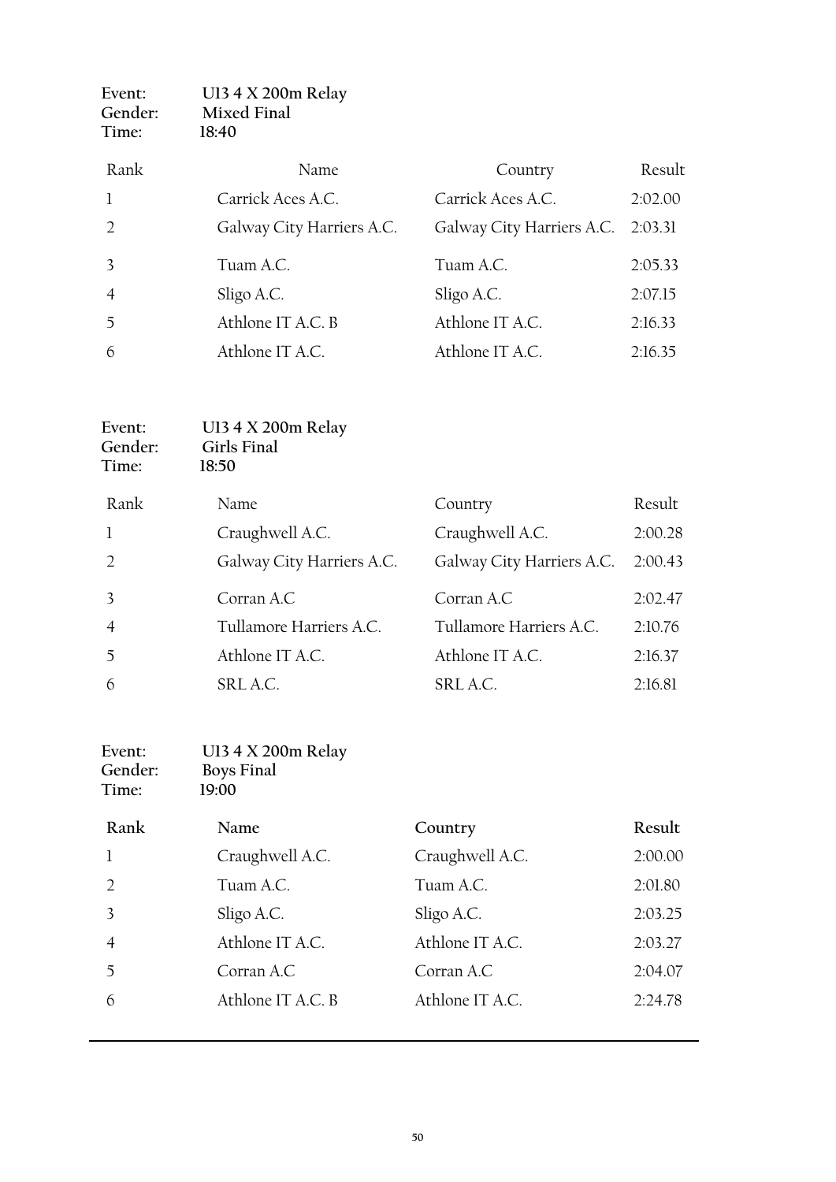Event: **U13 4 X 200m Relay**
Gender: **Mixed Final**
Time: **18:40**

| Rank | Name | Country | Result |
|---|---|---|---|
| 1 | Carrick Aces A.C. | Carrick Aces A.C. | 2:02.00 |
| 2 | Galway City Harriers A.C. | Galway City Harriers A.C. | 2:03.31 |
| 3 | Tuam A.C. | Tuam A.C. | 2:05.33 |
| 4 | Sligo A.C. | Sligo A.C. | 2:07.15 |
| 5 | Athlone IT A.C. B | Athlone IT A.C. | 2:16.33 |
| 6 | Athlone IT A.C. | Athlone IT A.C. | 2:16.35 |

Event: **U13 4 X 200m Relay**
Gender: **Girls Final**
Time: **18:50**

| Rank | Name | Country | Result |
|---|---|---|---|
| 1 | Craughwell A.C. | Craughwell A.C. | 2:00.28 |
| 2 | Galway City Harriers A.C. | Galway City Harriers A.C. | 2:00.43 |
| 3 | Corran A.C | Corran A.C | 2:02.47 |
| 4 | Tullamore Harriers A.C. | Tullamore Harriers A.C. | 2:10.76 |
| 5 | Athlone IT A.C. | Athlone IT A.C. | 2:16.37 |
| 6 | SRL A.C. | SRL A.C. | 2:16.81 |

Event: **U13 4 X 200m Relay**
Gender: **Boys Final**
Time: **19:00**

| **Rank** | **Name** | **Country** | **Result** |
|---|---|---|---|
| 1 | Craughwell A.C. | Craughwell A.C. | 2:00.00 |
| 2 | Tuam A.C. | Tuam A.C. | 2:01.80 |
| 3 | Sligo A.C. | Sligo A.C. | 2:03.25 |
| 4 | Athlone IT A.C. | Athlone IT A.C. | 2:03.27 |
| 5 | Corran A.C | Corran A.C | 2:04.07 |
| 6 | Athlone IT A.C. B | Athlone IT A.C. | 2:24.78 |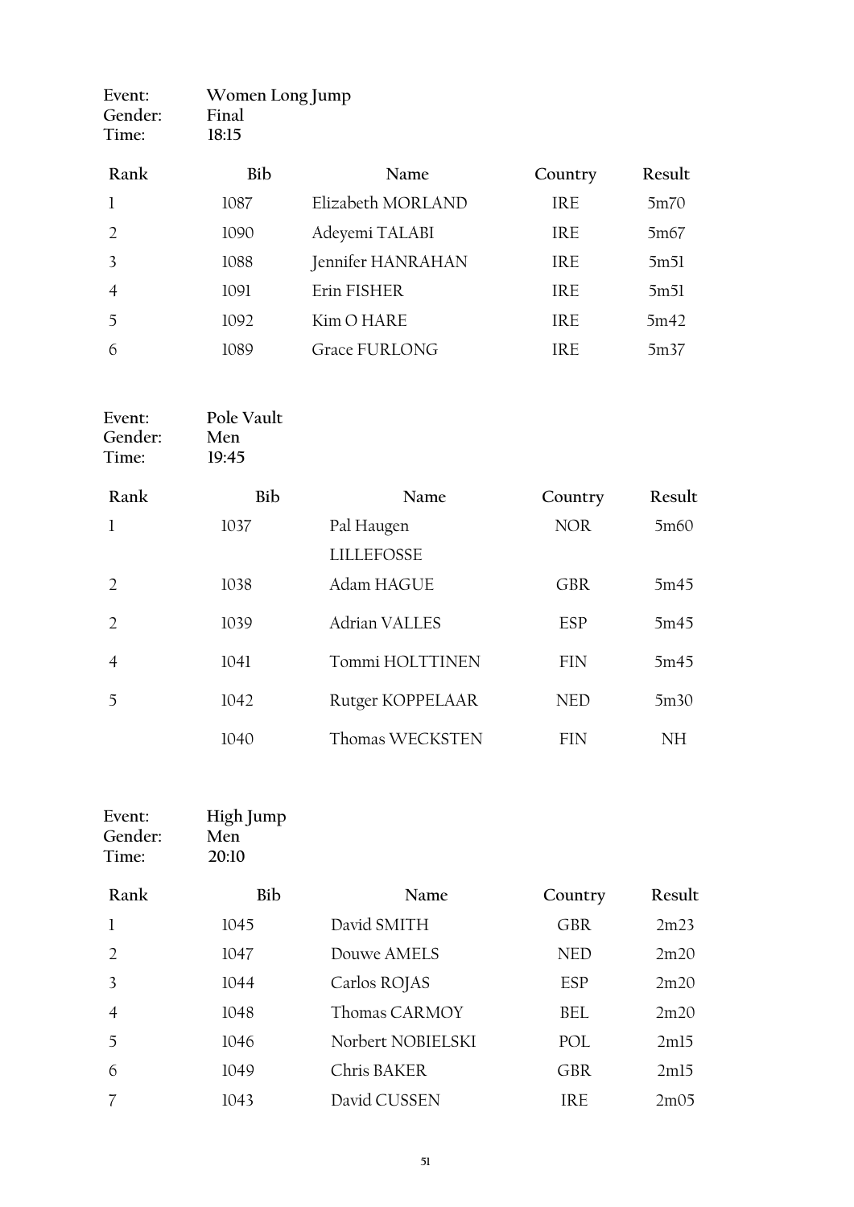Event: **Women Long Jump**
Gender: **Final**
Time: **18:15**

| Rank | Bib | Name | Country | Result |
|---|---|---|---|---|
| 1 | 1087 | Elizabeth MORLAND | IRE | 5m70 |
| 2 | 1090 | Adeyemi TALABI | IRE | 5m67 |
| 3 | 1088 | Jennifer HANRAHAN | IRE | 5m51 |
| 4 | 1091 | Erin FISHER | IRE | 5m51 |
| 5 | 1092 | Kim O HARE | IRE | 5m42 |
| 6 | 1089 | Grace FURLONG | IRE | 5m37 |

Event: **Pole Vault**
Gender: **Men**
Time: **19:45**

| Rank | Bib | Name | Country | Result |
|---|---|---|---|---|
| 1 | 1037 | Pal Haugen LILLEFOSSE | NOR | 5m60 |
| 2 | 1038 | Adam HAGUE | GBR | 5m45 |
| 2 | 1039 | Adrian VALLES | ESP | 5m45 |
| 4 | 1041 | Tommi HOLTTINEN | FIN | 5m45 |
| 5 | 1042 | Rutger KOPPELAAR | NED | 5m30 |
| | 1040 | Thomas WECKSTEN | FIN | NH |

Event: **High Jump**
Gender: **Men**
Time: **20:10**

| Rank | Bib | Name | Country | Result |
|---|---|---|---|---|
| 1 | 1045 | David SMITH | GBR | 2m23 |
| 2 | 1047 | Douwe AMELS | NED | 2m20 |
| 3 | 1044 | Carlos ROJAS | ESP | 2m20 |
| 4 | 1048 | Thomas CARMOY | BEL | 2m20 |
| 5 | 1046 | Norbert NOBIELSKI | POL | 2m15 |
| 6 | 1049 | Chris BAKER | GBR | 2m15 |
| 7 | 1043 | David CUSSEN | IRE | 2m05 |